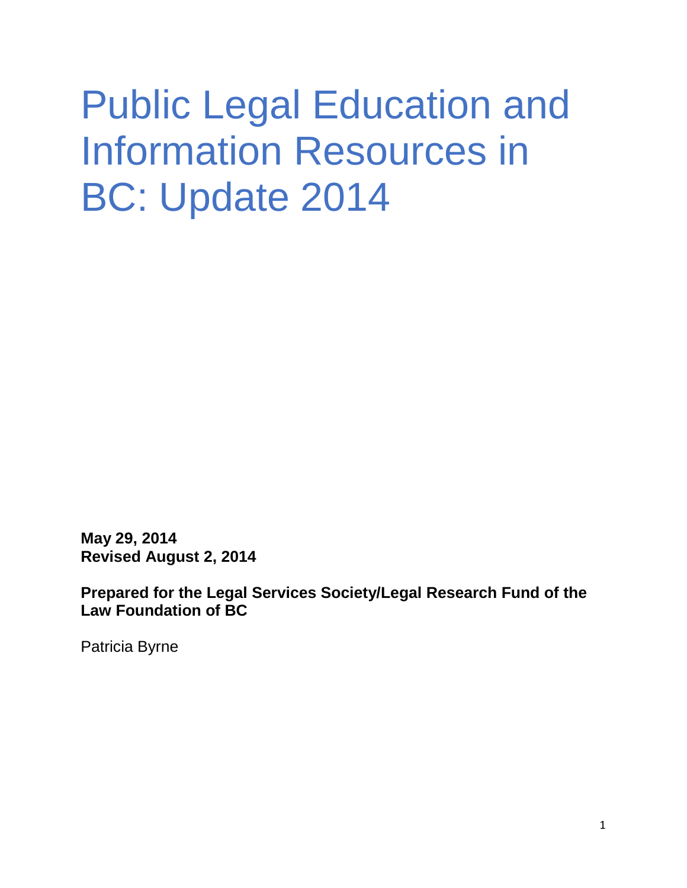# Public Legal Education and Information Resources in BC: Update 2014

**May 29, 2014**
**Revised August 2, 2014**

**Prepared for the Legal Services Society/Legal Research Fund of the Law Foundation of BC**

Patricia Byrne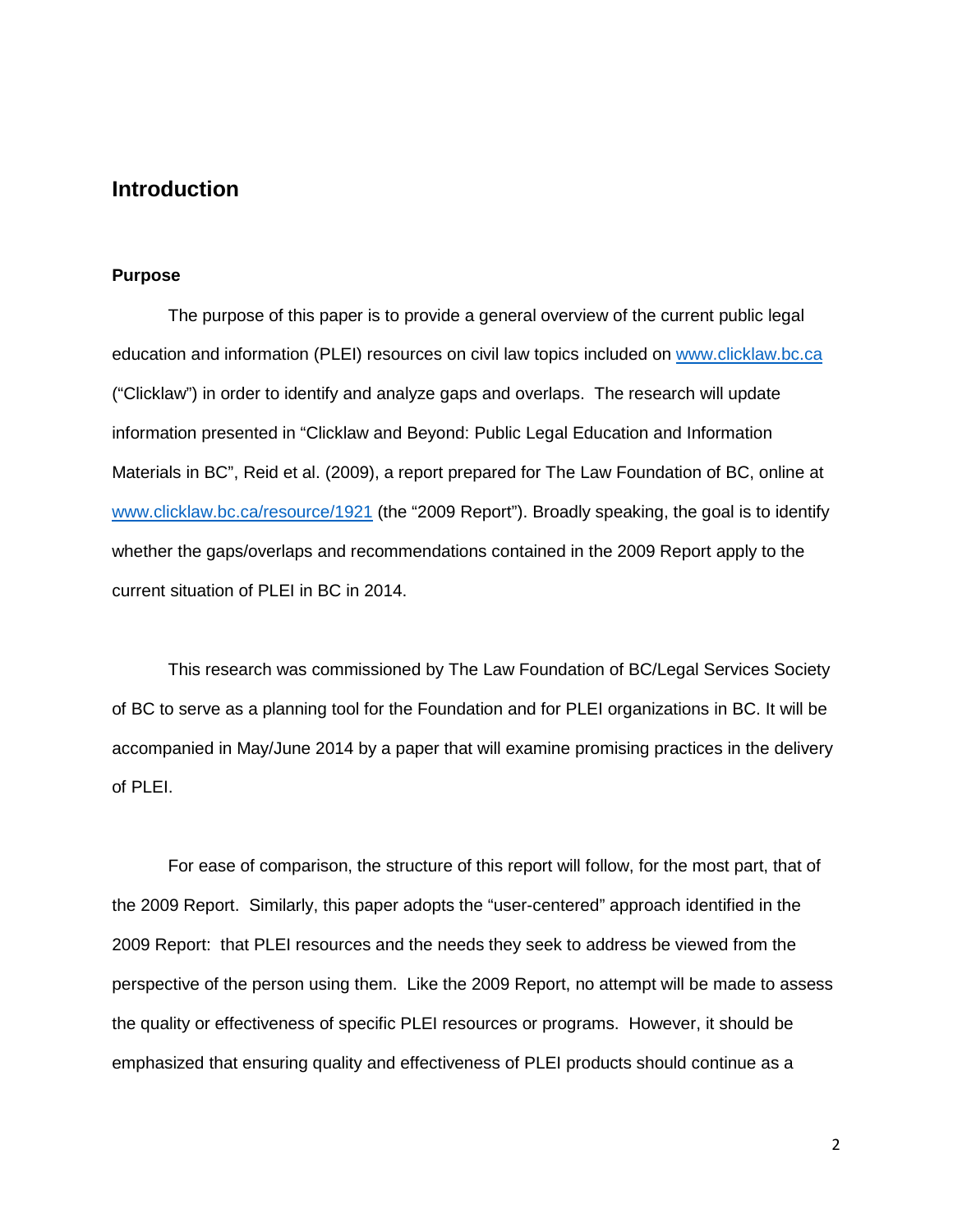## Introduction

### Purpose

The purpose of this paper is to provide a general overview of the current public legal education and information (PLEI) resources on civil law topics included on [www.clicklaw.bc.ca](http://www.clicklaw.bc.ca) ("Clicklaw") in order to identify and analyze gaps and overlaps. The research will update information presented in "Clicklaw and Beyond: Public Legal Education and Information Materials in BC", Reid et al. (2009), a report prepared for The Law Foundation of BC, online at [www.clicklaw.bc.ca/resource/1921](http://www.clicklaw.bc.ca/resource/1921) (the "2009 Report"). Broadly speaking, the goal is to identify whether the gaps/overlaps and recommendations contained in the 2009 Report apply to the current situation of PLEI in BC in 2014.

This research was commissioned by The Law Foundation of BC/Legal Services Society of BC to serve as a planning tool for the Foundation and for PLEI organizations in BC. It will be accompanied in May/June 2014 by a paper that will examine promising practices in the delivery of PLEI.

For ease of comparison, the structure of this report will follow, for the most part, that of the 2009 Report. Similarly, this paper adopts the "user-centered" approach identified in the 2009 Report: that PLEI resources and the needs they seek to address be viewed from the perspective of the person using them. Like the 2009 Report, no attempt will be made to assess the quality or effectiveness of specific PLEI resources or programs. However, it should be emphasized that ensuring quality and effectiveness of PLEI products should continue as a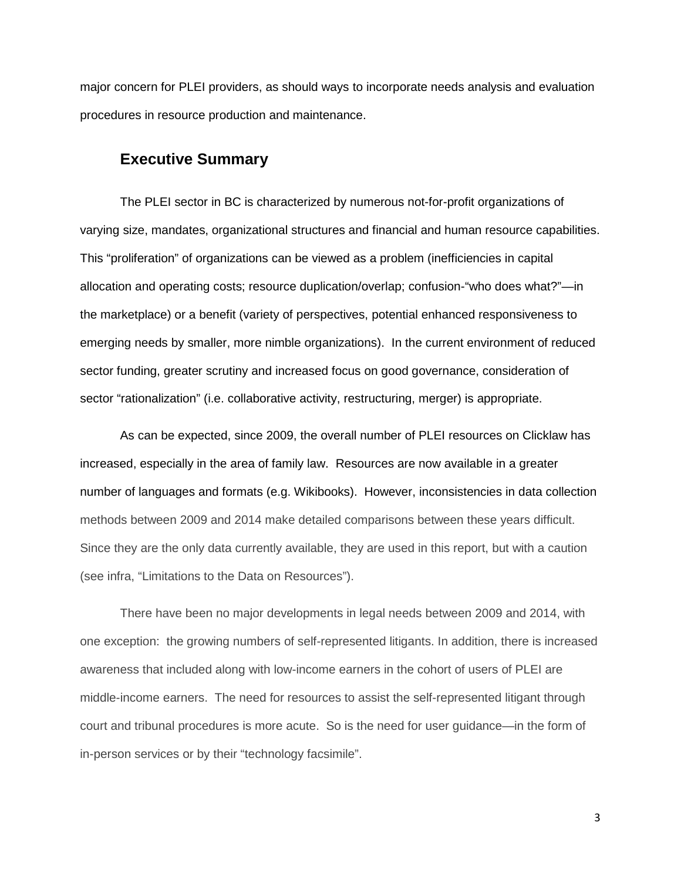major concern for PLEI providers, as should ways to incorporate needs analysis and evaluation procedures in resource production and maintenance.

## Executive Summary

The PLEI sector in BC is characterized by numerous not-for-profit organizations of varying size, mandates, organizational structures and financial and human resource capabilities. This “proliferation” of organizations can be viewed as a problem (inefficiencies in capital allocation and operating costs; resource duplication/overlap; confusion-“who does what?”—in the marketplace) or a benefit (variety of perspectives, potential enhanced responsiveness to emerging needs by smaller, more nimble organizations). In the current environment of reduced sector funding, greater scrutiny and increased focus on good governance, consideration of sector “rationalization” (i.e. collaborative activity, restructuring, merger) is appropriate.

As can be expected, since 2009, the overall number of PLEI resources on Clicklaw has increased, especially in the area of family law. Resources are now available in a greater number of languages and formats (e.g. Wikibooks). However, inconsistencies in data collection methods between 2009 and 2014 make detailed comparisons between these years difficult. Since they are the only data currently available, they are used in this report, but with a caution (see infra, “Limitations to the Data on Resources”).

There have been no major developments in legal needs between 2009 and 2014, with one exception: the growing numbers of self-represented litigants. In addition, there is increased awareness that included along with low-income earners in the cohort of users of PLEI are middle-income earners. The need for resources to assist the self-represented litigant through court and tribunal procedures is more acute. So is the need for user guidance—in the form of in-person services or by their “technology facsimile”.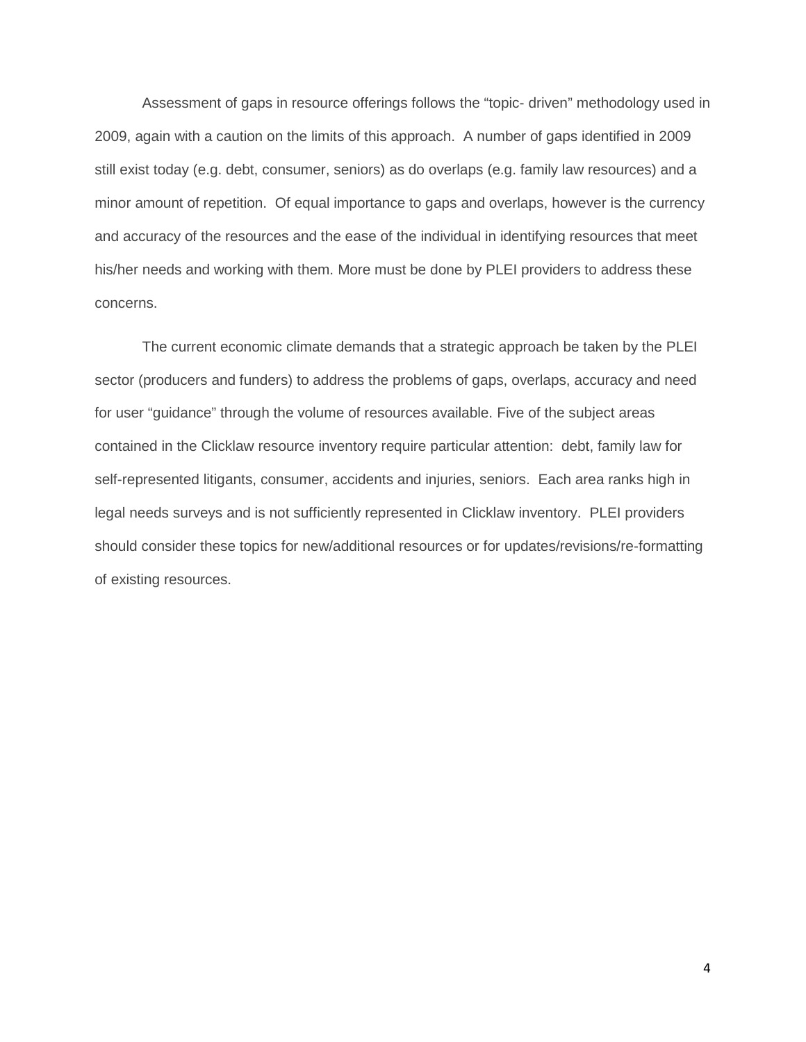Assessment of gaps in resource offerings follows the “topic- driven” methodology used in 2009, again with a caution on the limits of this approach. A number of gaps identified in 2009 still exist today (e.g. debt, consumer, seniors) as do overlaps (e.g. family law resources) and a minor amount of repetition. Of equal importance to gaps and overlaps, however is the currency and accuracy of the resources and the ease of the individual in identifying resources that meet his/her needs and working with them. More must be done by PLEI providers to address these concerns.

The current economic climate demands that a strategic approach be taken by the PLEI sector (producers and funders) to address the problems of gaps, overlaps, accuracy and need for user “guidance” through the volume of resources available. Five of the subject areas contained in the Clicklaw resource inventory require particular attention: debt, family law for self-represented litigants, consumer, accidents and injuries, seniors. Each area ranks high in legal needs surveys and is not sufficiently represented in Clicklaw inventory. PLEI providers should consider these topics for new/additional resources or for updates/revisions/re-formatting of existing resources.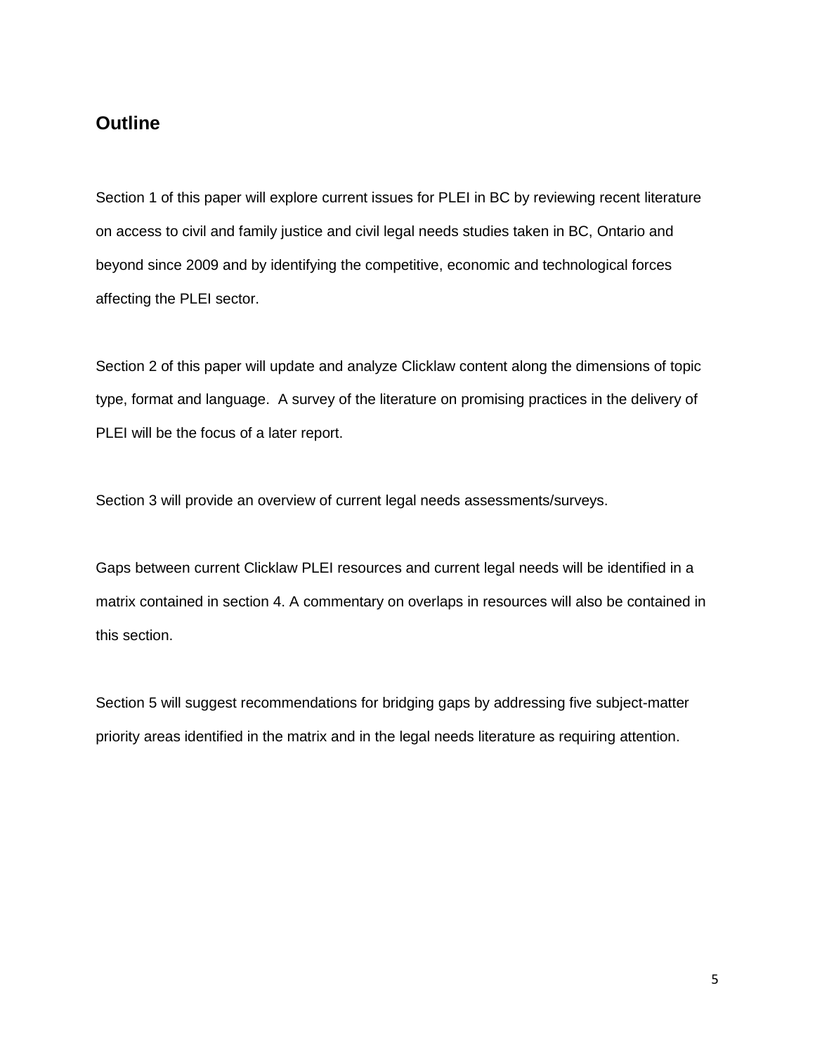## Outline

Section 1 of this paper will explore current issues for PLEI in BC by reviewing recent literature on access to civil and family justice and civil legal needs studies taken in BC, Ontario and beyond since 2009 and by identifying the competitive, economic and technological forces affecting the PLEI sector.

Section 2 of this paper will update and analyze Clicklaw content along the dimensions of topic type, format and language. A survey of the literature on promising practices in the delivery of PLEI will be the focus of a later report.

Section 3 will provide an overview of current legal needs assessments/surveys.

Gaps between current Clicklaw PLEI resources and current legal needs will be identified in a matrix contained in section 4. A commentary on overlaps in resources will also be contained in this section.

Section 5 will suggest recommendations for bridging gaps by addressing five subject-matter priority areas identified in the matrix and in the legal needs literature as requiring attention.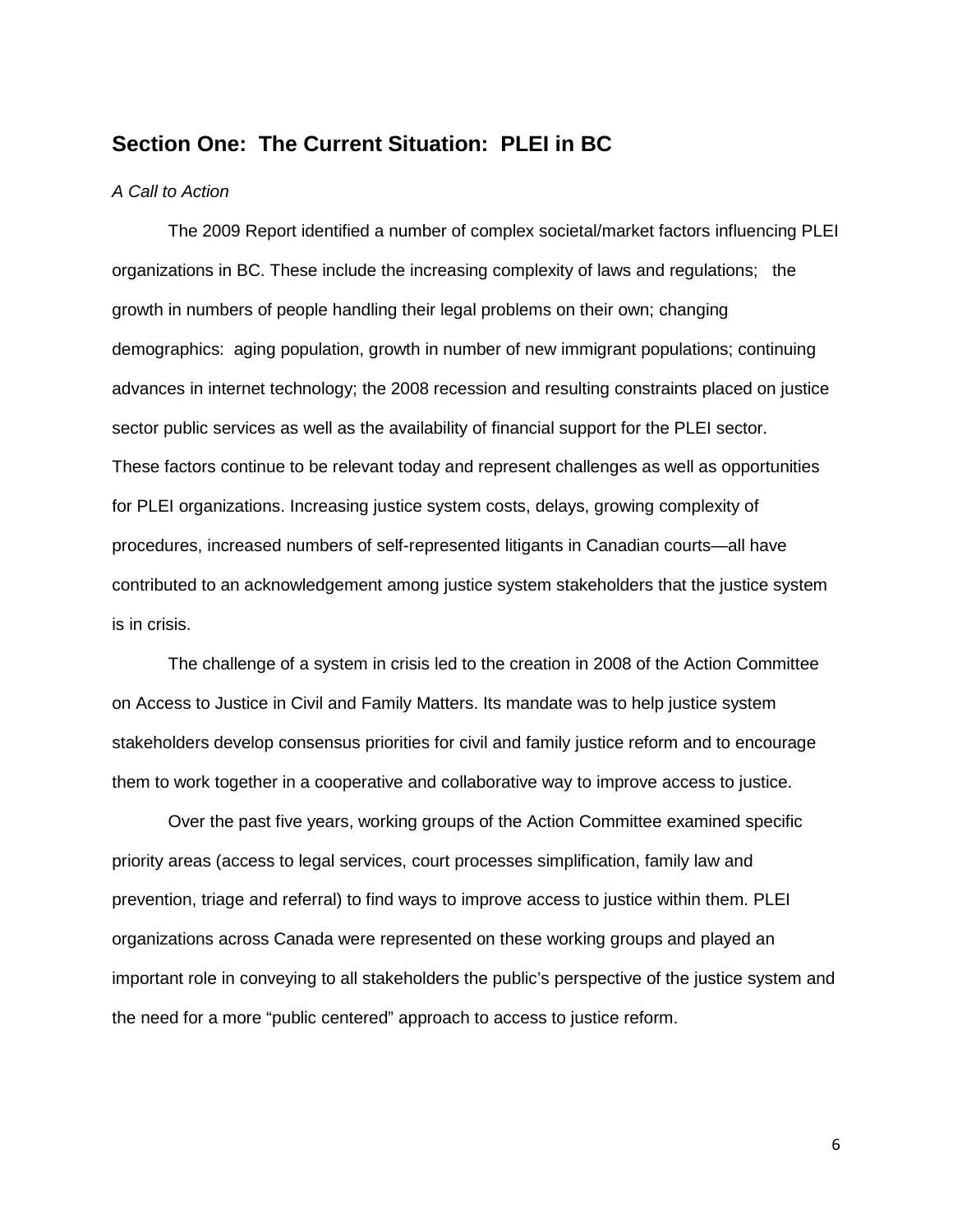## Section One: The Current Situation: PLEI in BC

*A Call to Action*

The 2009 Report identified a number of complex societal/market factors influencing PLEI organizations in BC. These include the increasing complexity of laws and regulations; the growth in numbers of people handling their legal problems on their own; changing demographics: aging population, growth in number of new immigrant populations; continuing advances in internet technology; the 2008 recession and resulting constraints placed on justice sector public services as well as the availability of financial support for the PLEI sector. These factors continue to be relevant today and represent challenges as well as opportunities for PLEI organizations. Increasing justice system costs, delays, growing complexity of procedures, increased numbers of self-represented litigants in Canadian courts—all have contributed to an acknowledgement among justice system stakeholders that the justice system is in crisis.

The challenge of a system in crisis led to the creation in 2008 of the Action Committee on Access to Justice in Civil and Family Matters. Its mandate was to help justice system stakeholders develop consensus priorities for civil and family justice reform and to encourage them to work together in a cooperative and collaborative way to improve access to justice.

Over the past five years, working groups of the Action Committee examined specific priority areas (access to legal services, court processes simplification, family law and prevention, triage and referral) to find ways to improve access to justice within them. PLEI organizations across Canada were represented on these working groups and played an important role in conveying to all stakeholders the public's perspective of the justice system and the need for a more "public centered" approach to access to justice reform.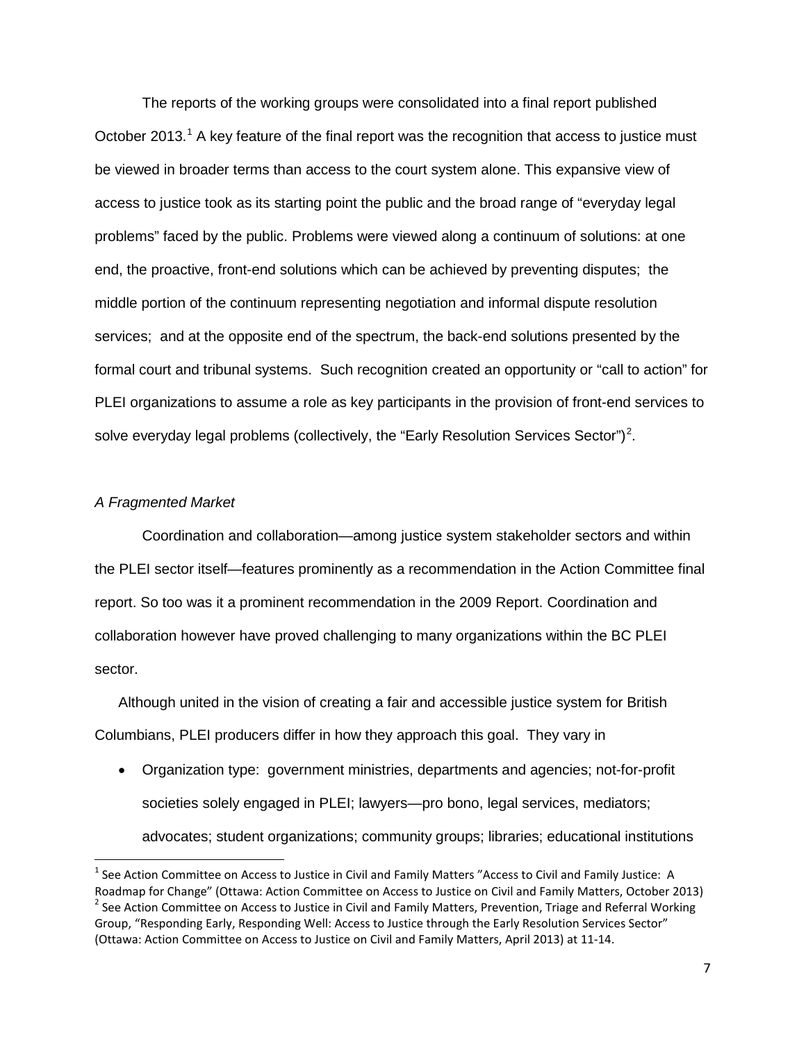The reports of the working groups were consolidated into a final report published October 2013.[1] A key feature of the final report was the recognition that access to justice must be viewed in broader terms than access to the court system alone. This expansive view of access to justice took as its starting point the public and the broad range of "everyday legal problems" faced by the public. Problems were viewed along a continuum of solutions: at one end, the proactive, front-end solutions which can be achieved by preventing disputes; the middle portion of the continuum representing negotiation and informal dispute resolution services; and at the opposite end of the spectrum, the back-end solutions presented by the formal court and tribunal systems. Such recognition created an opportunity or "call to action" for PLEI organizations to assume a role as key participants in the provision of front-end services to solve everyday legal problems (collectively, the "Early Resolution Services Sector")[2].

*A Fragmented Market*

Coordination and collaboration—among justice system stakeholder sectors and within the PLEI sector itself—features prominently as a recommendation in the Action Committee final report. So too was it a prominent recommendation in the 2009 Report. Coordination and collaboration however have proved challenging to many organizations within the BC PLEI sector.

Although united in the vision of creating a fair and accessible justice system for British Columbians, PLEI producers differ in how they approach this goal. They vary in

- Organization type: government ministries, departments and agencies; not-for-profit societies solely engaged in PLEI; lawyers—pro bono, legal services, mediators; advocates; student organizations; community groups; libraries; educational institutions

[1] See Action Committee on Access to Justice in Civil and Family Matters "Access to Civil and Family Justice: A Roadmap for Change" (Ottawa: Action Committee on Access to Justice on Civil and Family Matters, October 2013)

[2] See Action Committee on Access to Justice in Civil and Family Matters, Prevention, Triage and Referral Working Group, "Responding Early, Responding Well: Access to Justice through the Early Resolution Services Sector" (Ottawa: Action Committee on Access to Justice on Civil and Family Matters, April 2013) at 11-14.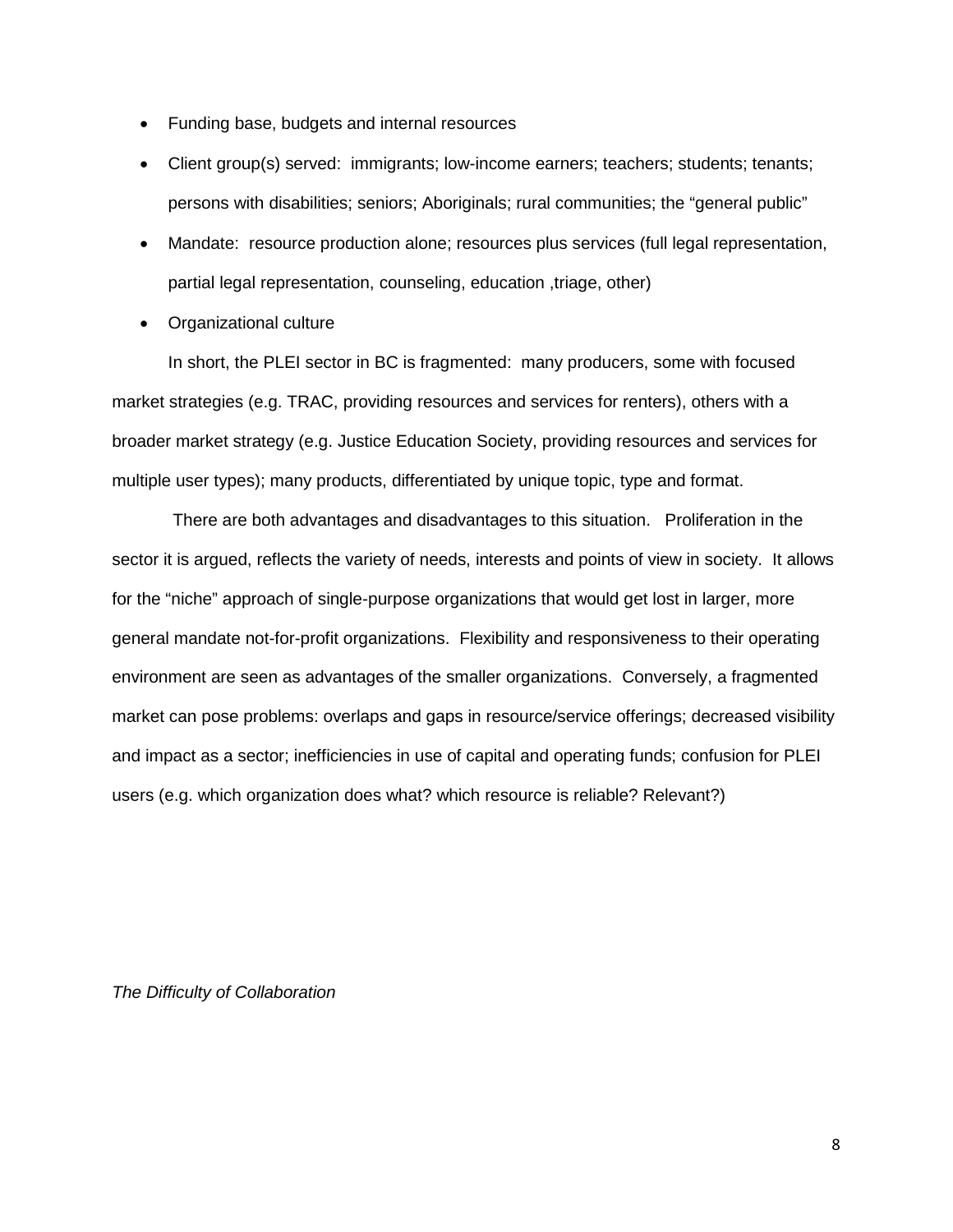- Funding base, budgets and internal resources
- Client group(s) served: immigrants; low-income earners; teachers; students; tenants; persons with disabilities; seniors; Aboriginals; rural communities; the "general public"
- Mandate: resource production alone; resources plus services (full legal representation, partial legal representation, counseling, education ,triage, other)
- Organizational culture

In short, the PLEI sector in BC is fragmented: many producers, some with focused market strategies (e.g. TRAC, providing resources and services for renters), others with a broader market strategy (e.g. Justice Education Society, providing resources and services for multiple user types); many products, differentiated by unique topic, type and format.

There are both advantages and disadvantages to this situation. Proliferation in the sector it is argued, reflects the variety of needs, interests and points of view in society. It allows for the "niche" approach of single-purpose organizations that would get lost in larger, more general mandate not-for-profit organizations. Flexibility and responsiveness to their operating environment are seen as advantages of the smaller organizations. Conversely, a fragmented market can pose problems: overlaps and gaps in resource/service offerings; decreased visibility and impact as a sector; inefficiencies in use of capital and operating funds; confusion for PLEI users (e.g. which organization does what? which resource is reliable? Relevant?)

*The Difficulty of Collaboration*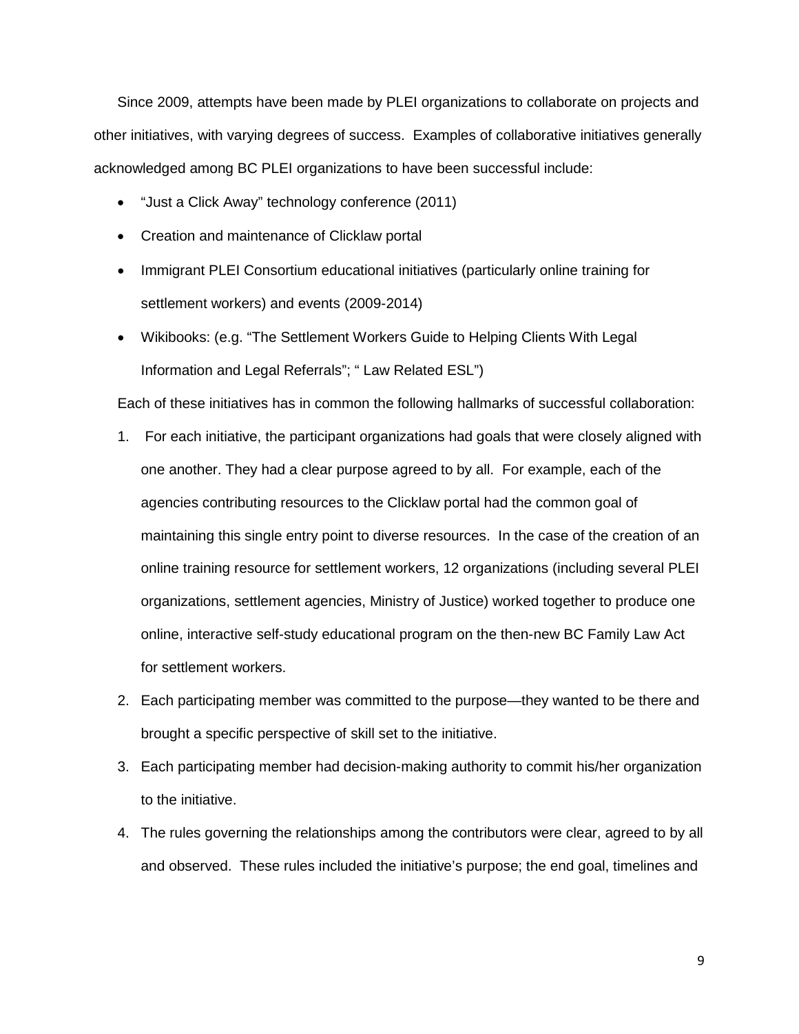Since 2009, attempts have been made by PLEI organizations to collaborate on projects and other initiatives, with varying degrees of success. Examples of collaborative initiatives generally acknowledged among BC PLEI organizations to have been successful include:

- "Just a Click Away" technology conference (2011)
- Creation and maintenance of Clicklaw portal
- Immigrant PLEI Consortium educational initiatives (particularly online training for settlement workers) and events (2009-2014)
- Wikibooks: (e.g. "The Settlement Workers Guide to Helping Clients With Legal Information and Legal Referrals"; " Law Related ESL")

Each of these initiatives has in common the following hallmarks of successful collaboration:

1. For each initiative, the participant organizations had goals that were closely aligned with one another. They had a clear purpose agreed to by all. For example, each of the agencies contributing resources to the Clicklaw portal had the common goal of maintaining this single entry point to diverse resources. In the case of the creation of an online training resource for settlement workers, 12 organizations (including several PLEI organizations, settlement agencies, Ministry of Justice) worked together to produce one online, interactive self-study educational program on the then-new BC Family Law Act for settlement workers.
2. Each participating member was committed to the purpose—they wanted to be there and brought a specific perspective of skill set to the initiative.
3. Each participating member had decision-making authority to commit his/her organization to the initiative.
4. The rules governing the relationships among the contributors were clear, agreed to by all and observed. These rules included the initiative's purpose; the end goal, timelines and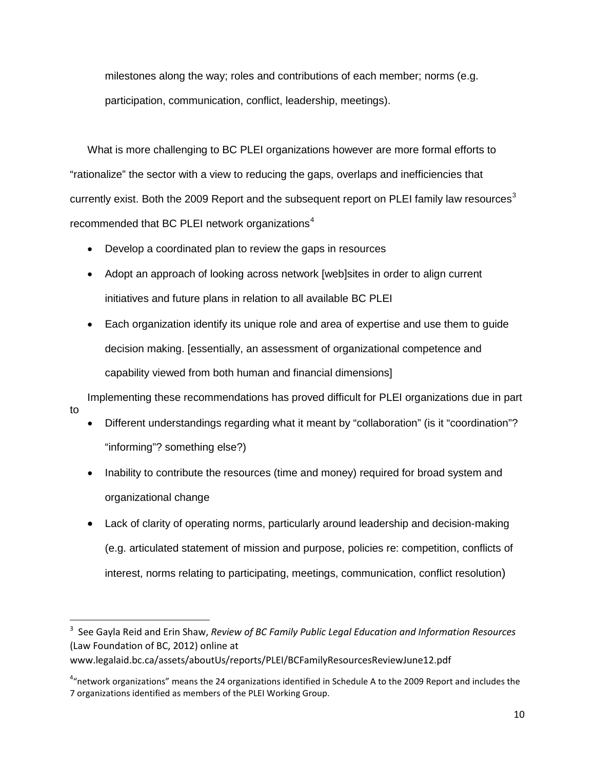milestones along the way; roles and contributions of each member; norms (e.g. participation, communication, conflict, leadership, meetings).

What is more challenging to BC PLEI organizations however are more formal efforts to "rationalize" the sector with a view to reducing the gaps, overlaps and inefficiencies that currently exist. Both the 2009 Report and the subsequent report on PLEI family law resources[3] recommended that BC PLEI network organizations[4]

- Develop a coordinated plan to review the gaps in resources
- Adopt an approach of looking across network [web]sites in order to align current initiatives and future plans in relation to all available BC PLEI
- Each organization identify its unique role and area of expertise and use them to guide decision making. [essentially, an assessment of organizational competence and capability viewed from both human and financial dimensions]

Implementing these recommendations has proved difficult for PLEI organizations due in part to

- Different understandings regarding what it meant by "collaboration" (is it "coordination"? "informing"? something else?)
- Inability to contribute the resources (time and money) required for broad system and organizational change
- Lack of clarity of operating norms, particularly around leadership and decision-making (e.g. articulated statement of mission and purpose, policies re: competition, conflicts of interest, norms relating to participating, meetings, communication, conflict resolution)

---

[3] See Gayla Reid and Erin Shaw, *Review of BC Family Public Legal Education and Information Resources* (Law Foundation of BC, 2012) online at www.legalaid.bc.ca/assets/aboutUs/reports/PLEI/BCFamilyResourcesReviewJune12.pdf

[4] "network organizations" means the 24 organizations identified in Schedule A to the 2009 Report and includes the 7 organizations identified as members of the PLEI Working Group.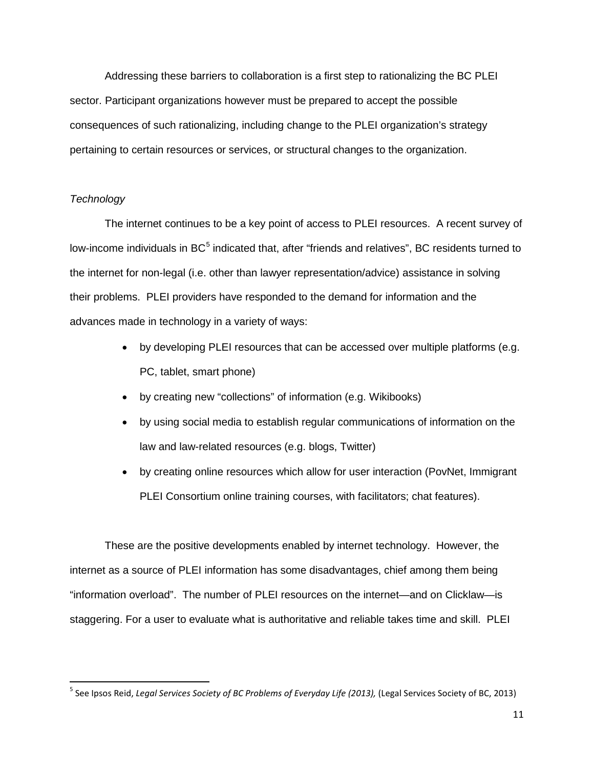Addressing these barriers to collaboration is a first step to rationalizing the BC PLEI sector. Participant organizations however must be prepared to accept the possible consequences of such rationalizing, including change to the PLEI organization's strategy pertaining to certain resources or services, or structural changes to the organization.

*Technology*

The internet continues to be a key point of access to PLEI resources. A recent survey of low-income individuals in BC[5] indicated that, after "friends and relatives", BC residents turned to the internet for non-legal (i.e. other than lawyer representation/advice) assistance in solving their problems. PLEI providers have responded to the demand for information and the advances made in technology in a variety of ways:

- by developing PLEI resources that can be accessed over multiple platforms (e.g. PC, tablet, smart phone)
- by creating new "collections" of information (e.g. Wikibooks)
- by using social media to establish regular communications of information on the law and law-related resources (e.g. blogs, Twitter)
- by creating online resources which allow for user interaction (PovNet, Immigrant PLEI Consortium online training courses, with facilitators; chat features).

These are the positive developments enabled by internet technology. However, the internet as a source of PLEI information has some disadvantages, chief among them being "information overload". The number of PLEI resources on the internet—and on Clicklaw—is staggering. For a user to evaluate what is authoritative and reliable takes time and skill. PLEI

[5] See Ipsos Reid, *Legal Services Society of BC Problems of Everyday Life (2013),* (Legal Services Society of BC, 2013)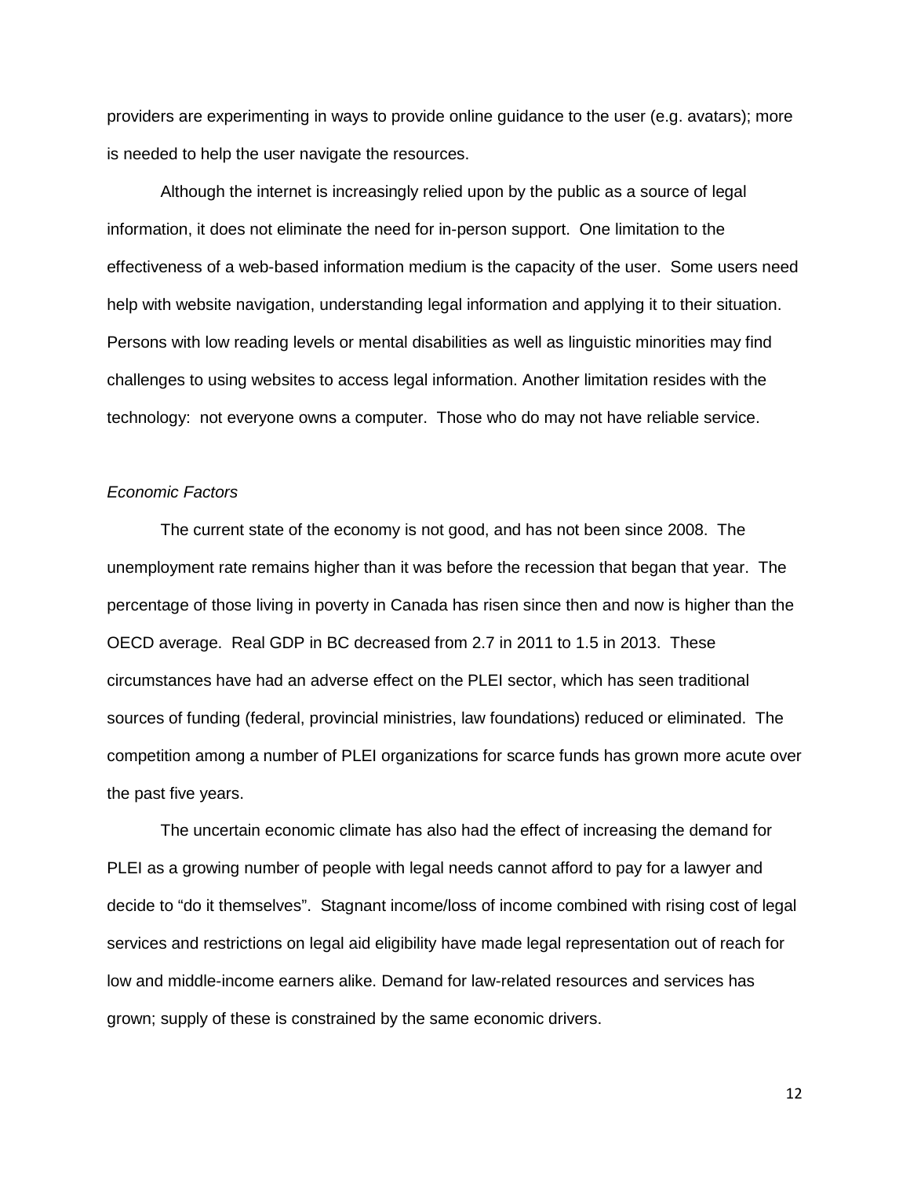providers are experimenting in ways to provide online guidance to the user (e.g. avatars); more is needed to help the user navigate the resources.

Although the internet is increasingly relied upon by the public as a source of legal information, it does not eliminate the need for in-person support. One limitation to the effectiveness of a web-based information medium is the capacity of the user. Some users need help with website navigation, understanding legal information and applying it to their situation. Persons with low reading levels or mental disabilities as well as linguistic minorities may find challenges to using websites to access legal information. Another limitation resides with the technology: not everyone owns a computer. Those who do may not have reliable service.

*Economic Factors*

The current state of the economy is not good, and has not been since 2008. The unemployment rate remains higher than it was before the recession that began that year. The percentage of those living in poverty in Canada has risen since then and now is higher than the OECD average. Real GDP in BC decreased from 2.7 in 2011 to 1.5 in 2013. These circumstances have had an adverse effect on the PLEI sector, which has seen traditional sources of funding (federal, provincial ministries, law foundations) reduced or eliminated. The competition among a number of PLEI organizations for scarce funds has grown more acute over the past five years.

The uncertain economic climate has also had the effect of increasing the demand for PLEI as a growing number of people with legal needs cannot afford to pay for a lawyer and decide to "do it themselves". Stagnant income/loss of income combined with rising cost of legal services and restrictions on legal aid eligibility have made legal representation out of reach for low and middle-income earners alike. Demand for law-related resources and services has grown; supply of these is constrained by the same economic drivers.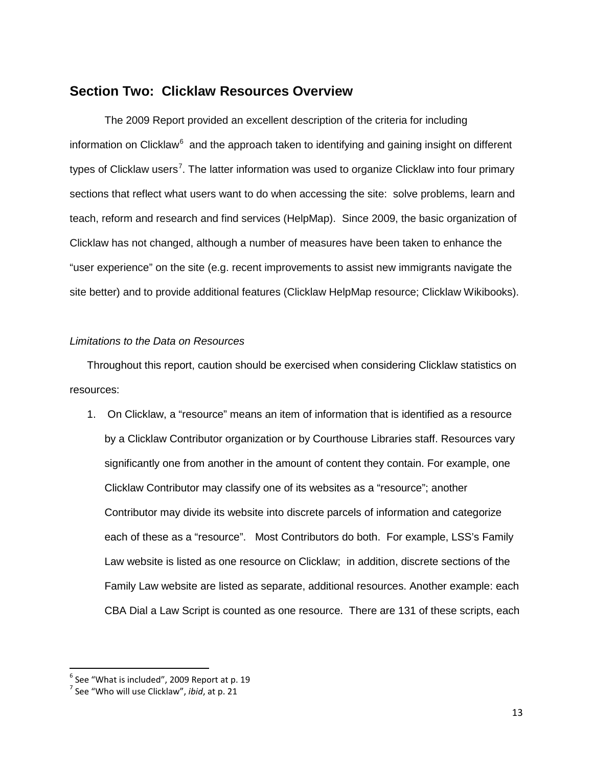## Section Two: Clicklaw Resources Overview

The 2009 Report provided an excellent description of the criteria for including information on Clicklaw[6] and the approach taken to identifying and gaining insight on different types of Clicklaw users[7]. The latter information was used to organize Clicklaw into four primary sections that reflect what users want to do when accessing the site: solve problems, learn and teach, reform and research and find services (HelpMap). Since 2009, the basic organization of Clicklaw has not changed, although a number of measures have been taken to enhance the "user experience" on the site (e.g. recent improvements to assist new immigrants navigate the site better) and to provide additional features (Clicklaw HelpMap resource; Clicklaw Wikibooks).

*Limitations to the Data on Resources*

Throughout this report, caution should be exercised when considering Clicklaw statistics on resources:

1. On Clicklaw, a "resource" means an item of information that is identified as a resource by a Clicklaw Contributor organization or by Courthouse Libraries staff. Resources vary significantly one from another in the amount of content they contain. For example, one Clicklaw Contributor may classify one of its websites as a "resource"; another Contributor may divide its website into discrete parcels of information and categorize each of these as a "resource". Most Contributors do both. For example, LSS's Family Law website is listed as one resource on Clicklaw; in addition, discrete sections of the Family Law website are listed as separate, additional resources. Another example: each CBA Dial a Law Script is counted as one resource. There are 131 of these scripts, each

---

[6] See "What is included", 2009 Report at p. 19

[7] See "Who will use Clicklaw", *ibid*, at p. 21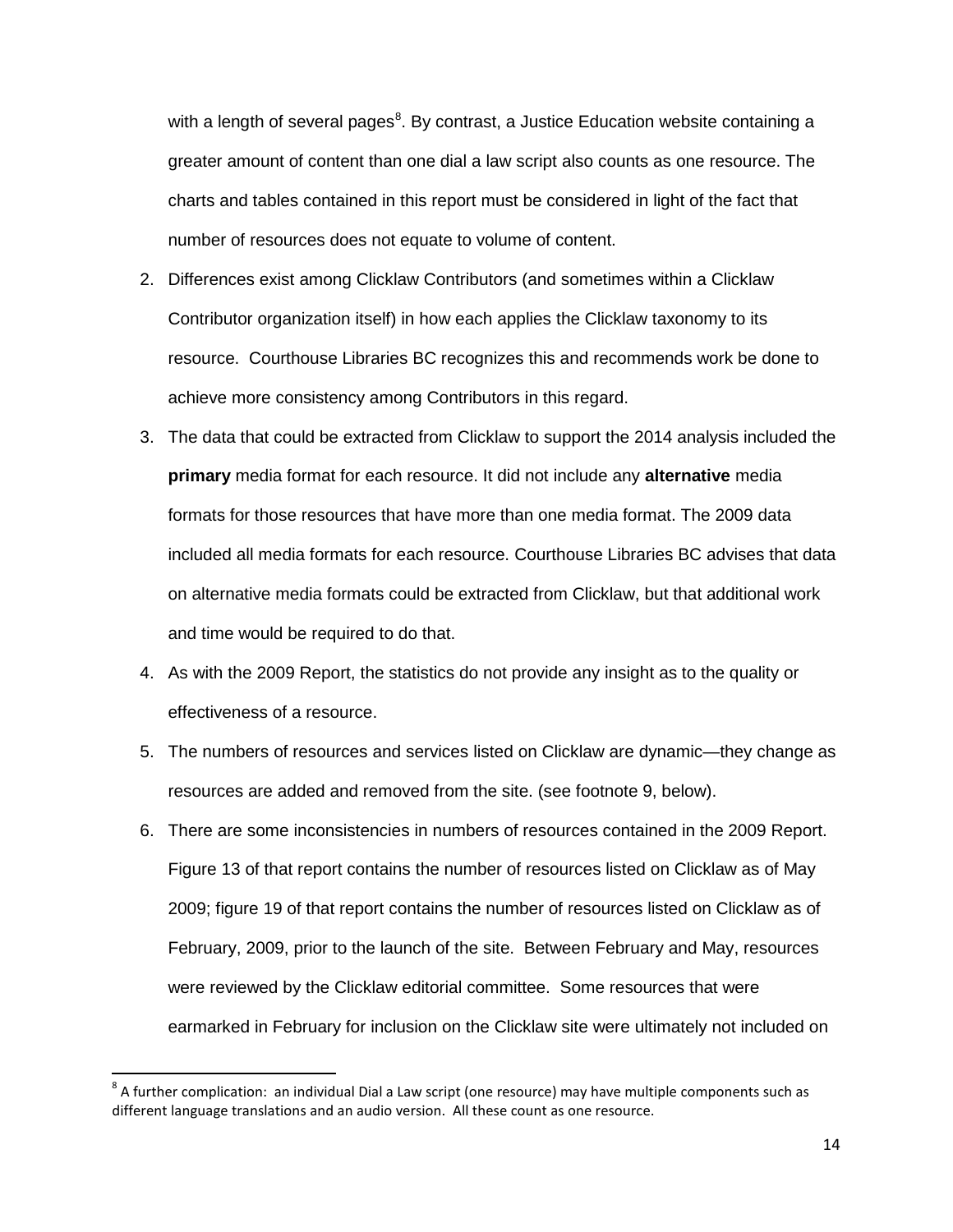with a length of several pages[8]. By contrast, a Justice Education website containing a greater amount of content than one dial a law script also counts as one resource. The charts and tables contained in this report must be considered in light of the fact that number of resources does not equate to volume of content.

2. Differences exist among Clicklaw Contributors (and sometimes within a Clicklaw Contributor organization itself) in how each applies the Clicklaw taxonomy to its resource. Courthouse Libraries BC recognizes this and recommends work be done to achieve more consistency among Contributors in this regard.
3. The data that could be extracted from Clicklaw to support the 2014 analysis included the **primary** media format for each resource. It did not include any **alternative** media formats for those resources that have more than one media format. The 2009 data included all media formats for each resource. Courthouse Libraries BC advises that data on alternative media formats could be extracted from Clicklaw, but that additional work and time would be required to do that.
4. As with the 2009 Report, the statistics do not provide any insight as to the quality or effectiveness of a resource.
5. The numbers of resources and services listed on Clicklaw are dynamic—they change as resources are added and removed from the site. (see footnote 9, below).
6. There are some inconsistencies in numbers of resources contained in the 2009 Report. Figure 13 of that report contains the number of resources listed on Clicklaw as of May 2009; figure 19 of that report contains the number of resources listed on Clicklaw as of February, 2009, prior to the launch of the site. Between February and May, resources were reviewed by the Clicklaw editorial committee. Some resources that were earmarked in February for inclusion on the Clicklaw site were ultimately not included on

[8] A further complication: an individual Dial a Law script (one resource) may have multiple components such as different language translations and an audio version. All these count as one resource.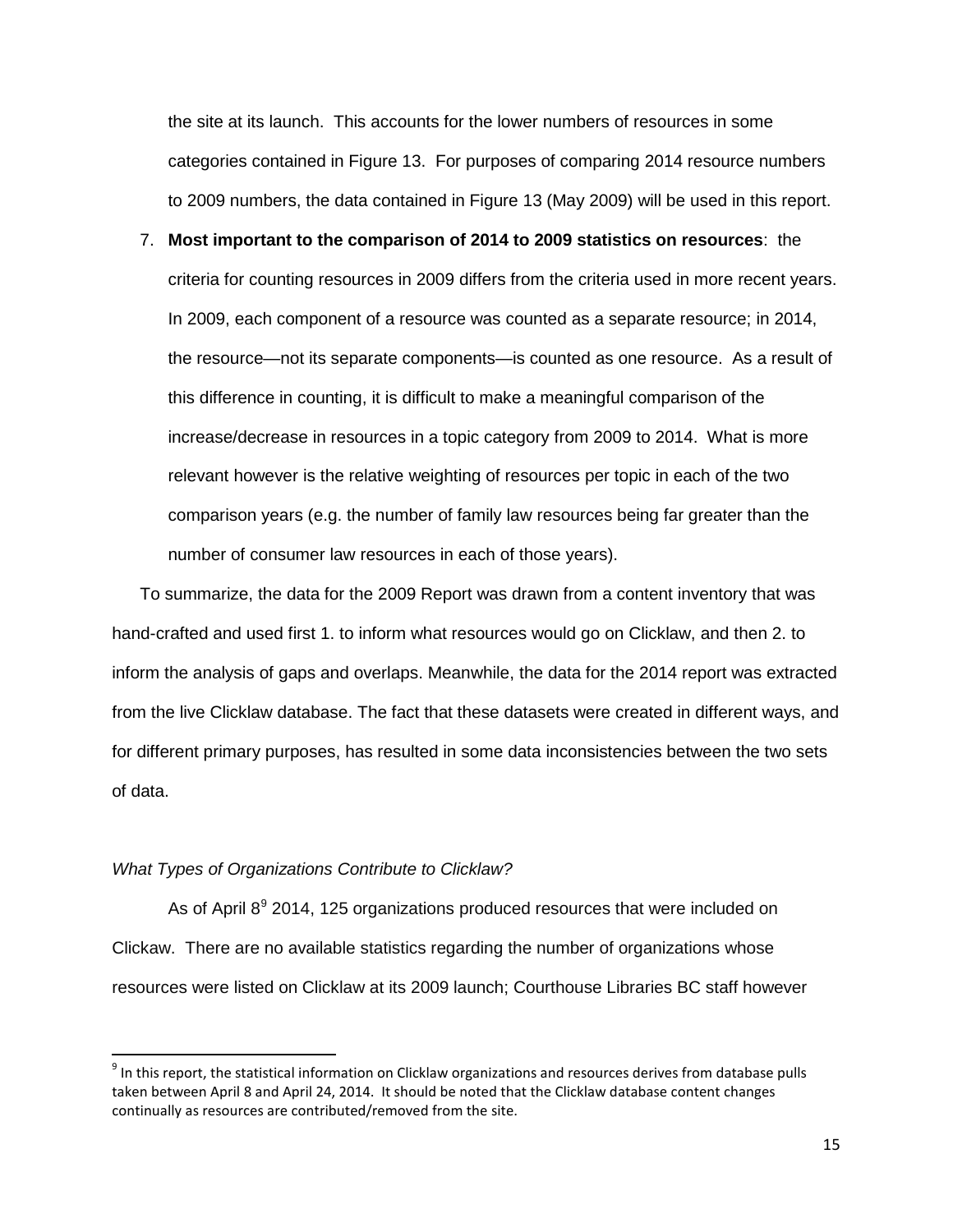the site at its launch. This accounts for the lower numbers of resources in some categories contained in Figure 13. For purposes of comparing 2014 resource numbers to 2009 numbers, the data contained in Figure 13 (May 2009) will be used in this report.

7. **Most important to the comparison of 2014 to 2009 statistics on resources**: the criteria for counting resources in 2009 differs from the criteria used in more recent years. In 2009, each component of a resource was counted as a separate resource; in 2014, the resource—not its separate components—is counted as one resource. As a result of this difference in counting, it is difficult to make a meaningful comparison of the increase/decrease in resources in a topic category from 2009 to 2014. What is more relevant however is the relative weighting of resources per topic in each of the two comparison years (e.g. the number of family law resources being far greater than the number of consumer law resources in each of those years).

To summarize, the data for the 2009 Report was drawn from a content inventory that was hand-crafted and used first 1. to inform what resources would go on Clicklaw, and then 2. to inform the analysis of gaps and overlaps. Meanwhile, the data for the 2014 report was extracted from the live Clicklaw database. The fact that these datasets were created in different ways, and for different primary purposes, has resulted in some data inconsistencies between the two sets of data.

*What Types of Organizations Contribute to Clicklaw?*

As of April 8[9] 2014, 125 organizations produced resources that were included on Clickaw. There are no available statistics regarding the number of organizations whose resources were listed on Clicklaw at its 2009 launch; Courthouse Libraries BC staff however

---

[9] In this report, the statistical information on Clicklaw organizations and resources derives from database pulls taken between April 8 and April 24, 2014. It should be noted that the Clicklaw database content changes continually as resources are contributed/removed from the site.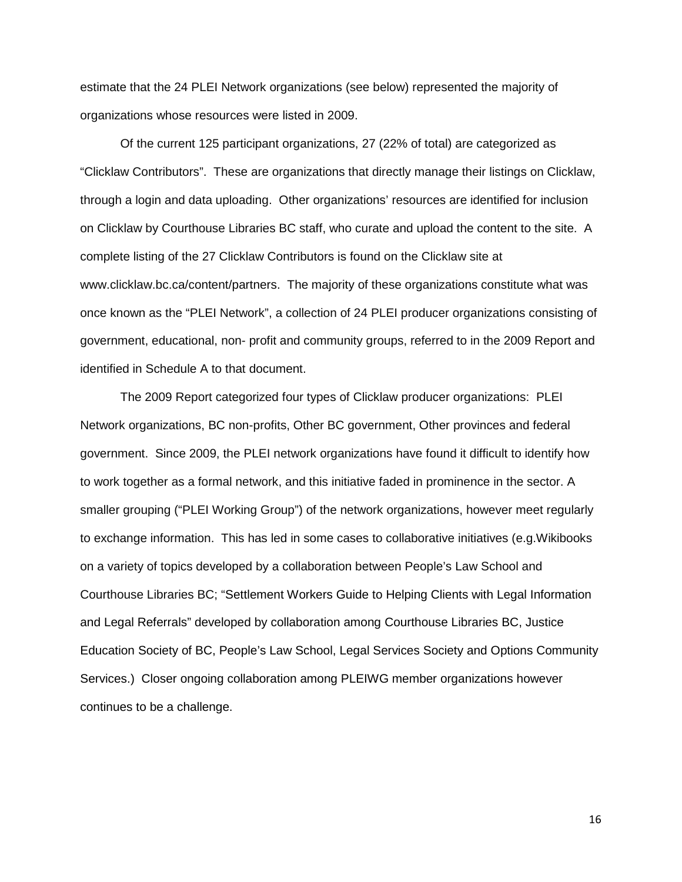estimate that the 24 PLEI Network organizations (see below) represented the majority of organizations whose resources were listed in 2009.

Of the current 125 participant organizations, 27 (22% of total) are categorized as "Clicklaw Contributors". These are organizations that directly manage their listings on Clicklaw, through a login and data uploading. Other organizations' resources are identified for inclusion on Clicklaw by Courthouse Libraries BC staff, who curate and upload the content to the site. A complete listing of the 27 Clicklaw Contributors is found on the Clicklaw site at www.clicklaw.bc.ca/content/partners. The majority of these organizations constitute what was once known as the "PLEI Network", a collection of 24 PLEI producer organizations consisting of government, educational, non- profit and community groups, referred to in the 2009 Report and identified in Schedule A to that document.

The 2009 Report categorized four types of Clicklaw producer organizations: PLEI Network organizations, BC non-profits, Other BC government, Other provinces and federal government. Since 2009, the PLEI network organizations have found it difficult to identify how to work together as a formal network, and this initiative faded in prominence in the sector. A smaller grouping ("PLEI Working Group") of the network organizations, however meet regularly to exchange information. This has led in some cases to collaborative initiatives (e.g.Wikibooks on a variety of topics developed by a collaboration between People's Law School and Courthouse Libraries BC; "Settlement Workers Guide to Helping Clients with Legal Information and Legal Referrals" developed by collaboration among Courthouse Libraries BC, Justice Education Society of BC, People's Law School, Legal Services Society and Options Community Services.) Closer ongoing collaboration among PLEIWG member organizations however continues to be a challenge.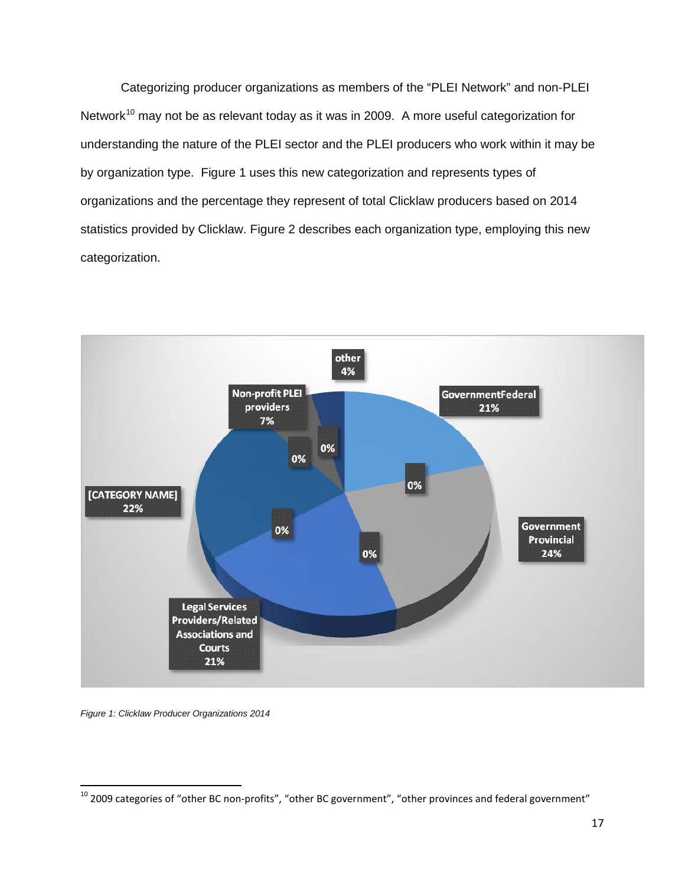Categorizing producer organizations as members of the "PLEI Network" and non-PLEI Network[10] may not be as relevant today as it was in 2009. A more useful categorization for understanding the nature of the PLEI sector and the PLEI producers who work within it may be by organization type. Figure 1 uses this new categorization and represents types of organizations and the percentage they represent of total Clicklaw producers based on 2014 statistics provided by Clicklaw. Figure 2 describes each organization type, employing this new categorization.

other 4%

GovernmentFederal 21%

Government Provincial 24%

Legal Services Providers/Related Associations and Courts 21%

[CATEGORY NAME] 22%

Non-profit PLEI providers 7%

0% 0% 0% 0% 0% 0%

*Figure 1: Clicklaw Producer Organizations 2014*

[10] 2009 categories of "other BC non-profits", "other BC government", "other provinces and federal government"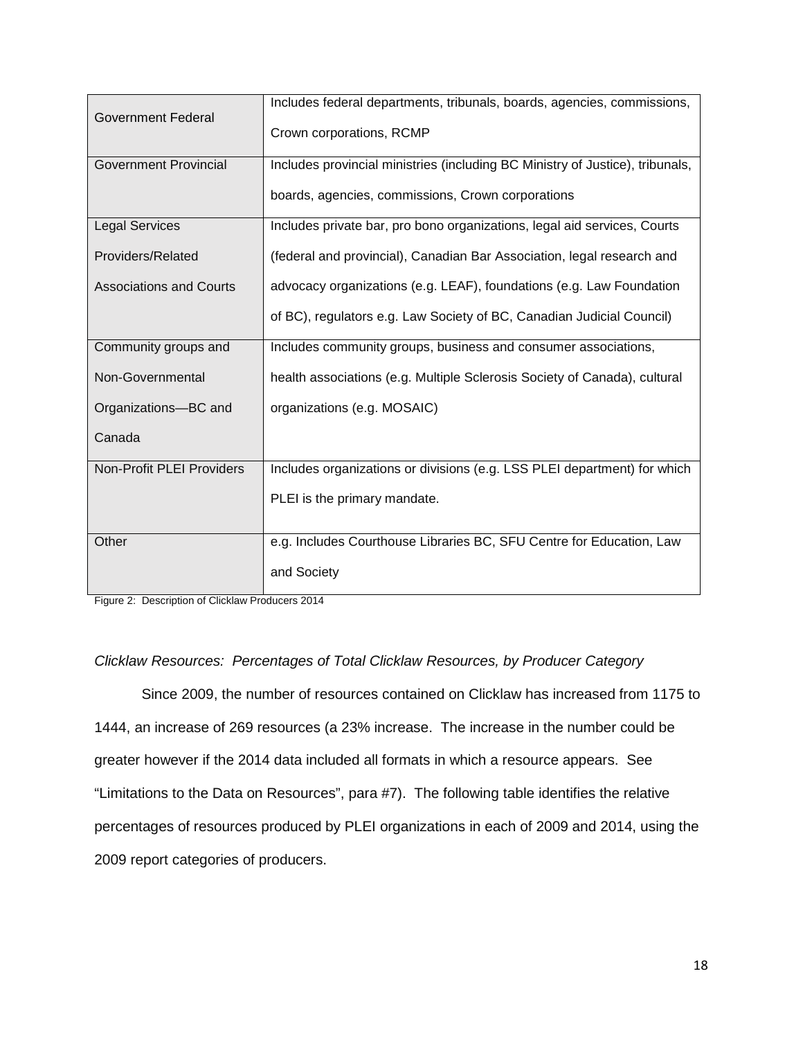| | |
|---|---|
| Government Federal | Includes federal departments, tribunals, boards, agencies, commissions, Crown corporations, RCMP |
| Government Provincial | Includes provincial ministries (including BC Ministry of Justice), tribunals, boards, agencies, commissions, Crown corporations |
| Legal Services Providers/Related Associations and Courts | Includes private bar, pro bono organizations, legal aid services, Courts (federal and provincial), Canadian Bar Association, legal research and advocacy organizations (e.g. LEAF), foundations (e.g. Law Foundation of BC), regulators e.g. Law Society of BC, Canadian Judicial Council) |
| Community groups and Non-Governmental Organizations—BC and Canada | Includes community groups, business and consumer associations, health associations (e.g. Multiple Sclerosis Society of Canada), cultural organizations (e.g. MOSAIC) |
| Non-Profit PLEI Providers | Includes organizations or divisions (e.g. LSS PLEI department) for which PLEI is the primary mandate. |
| Other | e.g. Includes Courthouse Libraries BC, SFU Centre for Education, Law and Society |

Figure 2: Description of Clicklaw Producers 2014

*Clicklaw Resources: Percentages of Total Clicklaw Resources, by Producer Category*

Since 2009, the number of resources contained on Clicklaw has increased from 1175 to 1444, an increase of 269 resources (a 23% increase. The increase in the number could be greater however if the 2014 data included all formats in which a resource appears. See "Limitations to the Data on Resources", para #7). The following table identifies the relative percentages of resources produced by PLEI organizations in each of 2009 and 2014, using the 2009 report categories of producers.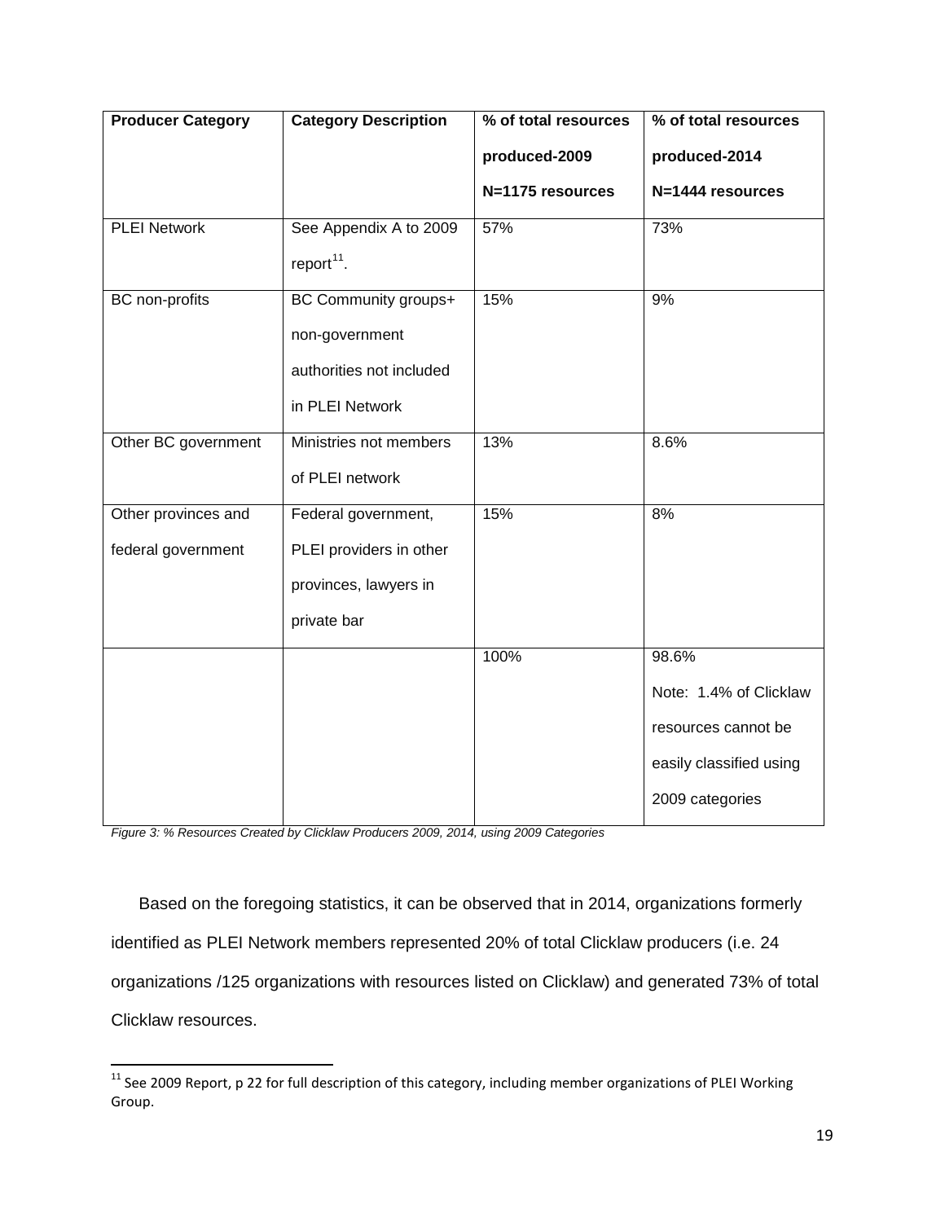| Producer Category | Category Description | % of total resources produced-2009 N=1175 resources | % of total resources produced-2014 N=1444 resources |
|---|---|---|---|
| PLEI Network | See Appendix A to 2009 report[11]. | 57% | 73% |
| BC non-profits | BC Community groups+ non-government authorities not included in PLEI Network | 15% | 9% |
| Other BC government | Ministries not members of PLEI network | 13% | 8.6% |
| Other provinces and federal government | Federal government, PLEI providers in other provinces, lawyers in private bar | 15% | 8% |
| | | 100% | 98.6% Note: 1.4% of Clicklaw resources cannot be easily classified using 2009 categories |

*Figure 3: % Resources Created by Clicklaw Producers 2009, 2014, using 2009 Categories*

Based on the foregoing statistics, it can be observed that in 2014, organizations formerly identified as PLEI Network members represented 20% of total Clicklaw producers (i.e. 24 organizations /125 organizations with resources listed on Clicklaw) and generated 73% of total Clicklaw resources.

[11] See 2009 Report, p 22 for full description of this category, including member organizations of PLEI Working Group.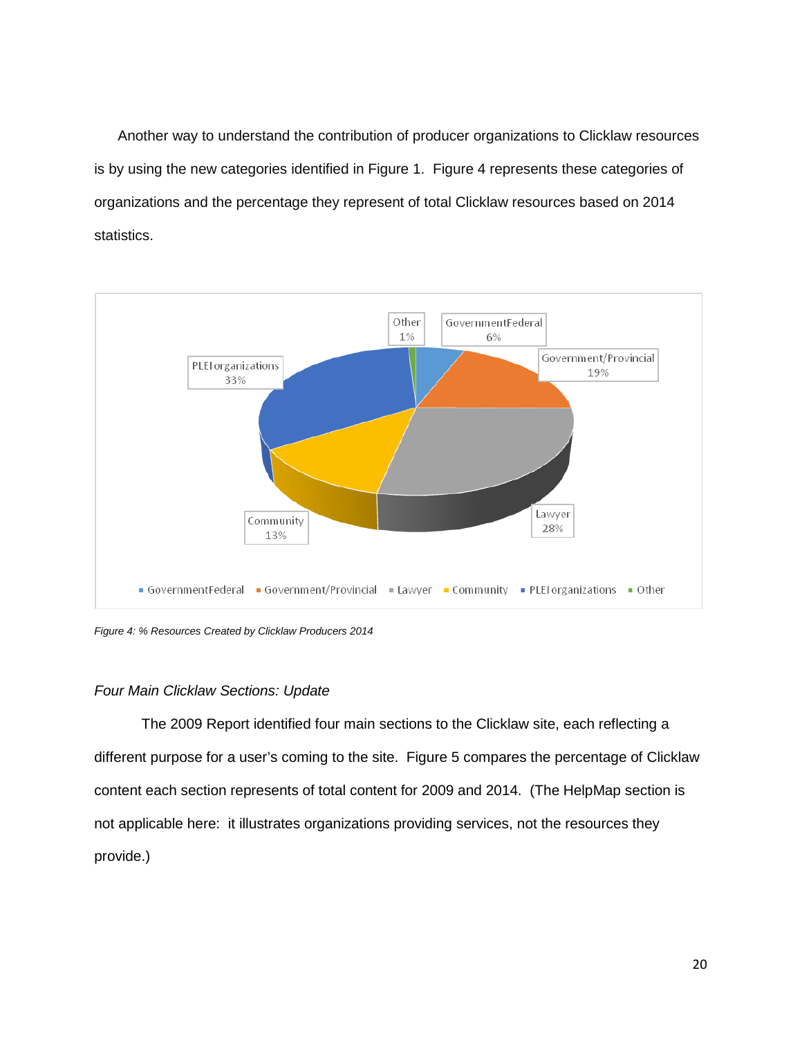Another way to understand the contribution of producer organizations to Clicklaw resources is by using the new categories identified in Figure 1. Figure 4 represents these categories of organizations and the percentage they represent of total Clicklaw resources based on 2014 statistics.

| Category | Percentage |
|---|---|
| GovernmentFederal | 6% |
| Government/Provincial | 19% |
| Lawyer | 28% |
| Community | 13% |
| PLEI organizations | 33% |
| Other | 1% |

*Figure 4: % Resources Created by Clicklaw Producers 2014*

### *Four Main Clicklaw Sections: Update*

The 2009 Report identified four main sections to the Clicklaw site, each reflecting a different purpose for a user's coming to the site. Figure 5 compares the percentage of Clicklaw content each section represents of total content for 2009 and 2014. (The HelpMap section is not applicable here: it illustrates organizations providing services, not the resources they provide.)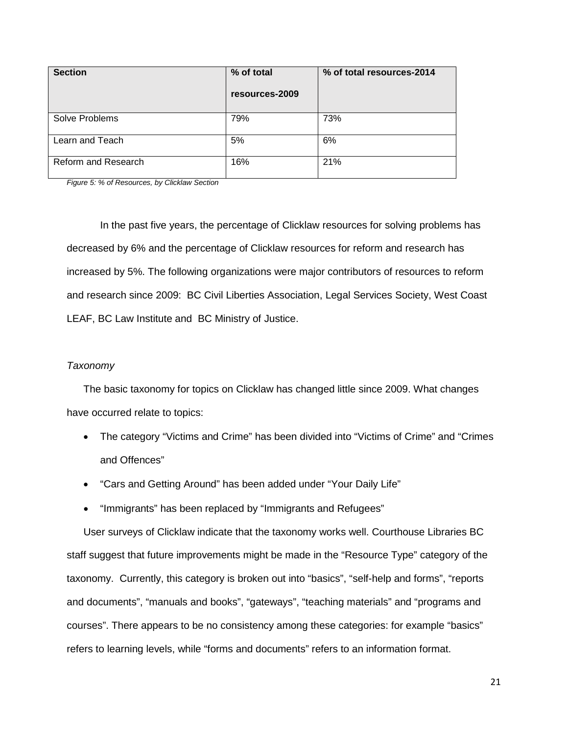| Section | % of total resources-2009 | % of total resources-2014 |
| --- | --- | --- |
| Solve Problems | 79% | 73% |
| Learn and Teach | 5% | 6% |
| Reform and Research | 16% | 21% |

*Figure 5: % of Resources, by Clicklaw Section*

In the past five years, the percentage of Clicklaw resources for solving problems has decreased by 6% and the percentage of Clicklaw resources for reform and research has increased by 5%. The following organizations were major contributors of resources to reform and research since 2009: BC Civil Liberties Association, Legal Services Society, West Coast LEAF, BC Law Institute and BC Ministry of Justice.

*Taxonomy*

The basic taxonomy for topics on Clicklaw has changed little since 2009. What changes have occurred relate to topics:

- The category "Victims and Crime" has been divided into "Victims of Crime" and "Crimes and Offences"
- "Cars and Getting Around" has been added under "Your Daily Life"
- "Immigrants" has been replaced by "Immigrants and Refugees"

User surveys of Clicklaw indicate that the taxonomy works well. Courthouse Libraries BC staff suggest that future improvements might be made in the "Resource Type" category of the taxonomy. Currently, this category is broken out into "basics", "self-help and forms", "reports and documents", "manuals and books", "gateways", "teaching materials" and "programs and courses". There appears to be no consistency among these categories: for example "basics" refers to learning levels, while "forms and documents" refers to an information format.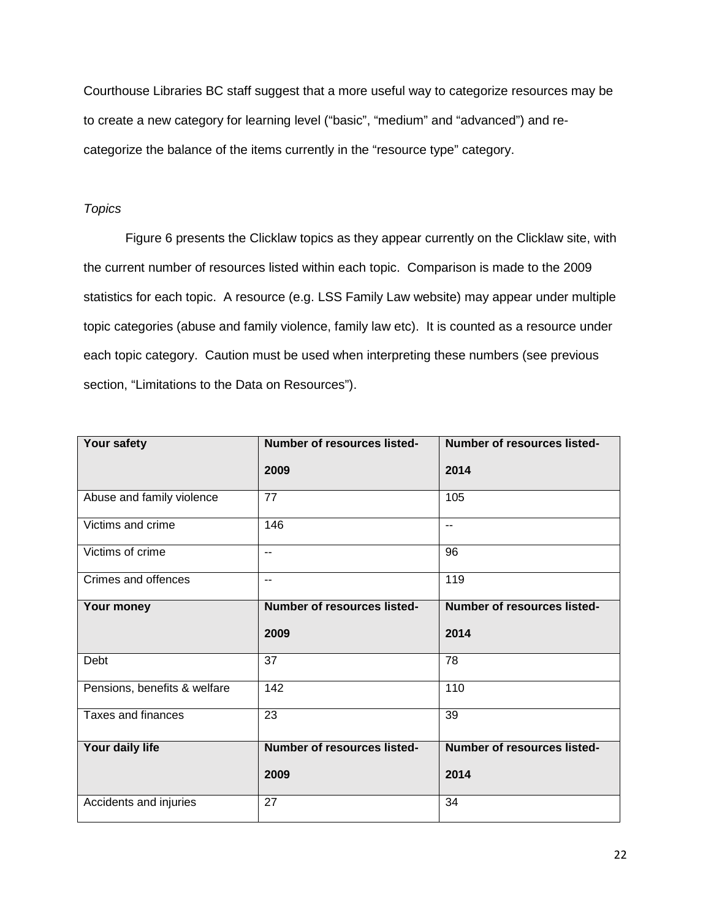Courthouse Libraries BC staff suggest that a more useful way to categorize resources may be to create a new category for learning level ("basic", "medium" and "advanced") and re-categorize the balance of the items currently in the "resource type" category.

*Topics*

Figure 6 presents the Clicklaw topics as they appear currently on the Clicklaw site, with the current number of resources listed within each topic. Comparison is made to the 2009 statistics for each topic. A resource (e.g. LSS Family Law website) may appear under multiple topic categories (abuse and family violence, family law etc). It is counted as a resource under each topic category. Caution must be used when interpreting these numbers (see previous section, "Limitations to the Data on Resources").

| **Your safety** | **Number of resources listed-2009** | **Number of resources listed-2014** |
|---|---|---|
| Abuse and family violence | 77 | 105 |
| Victims and crime | 146 | -- |
| Victims of crime | -- | 96 |
| Crimes and offences | -- | 119 |
| **Your money** | **Number of resources listed-2009** | **Number of resources listed-2014** |
| Debt | 37 | 78 |
| Pensions, benefits & welfare | 142 | 110 |
| Taxes and finances | 23 | 39 |
| **Your daily life** | **Number of resources listed-2009** | **Number of resources listed-2014** |
| Accidents and injuries | 27 | 34 |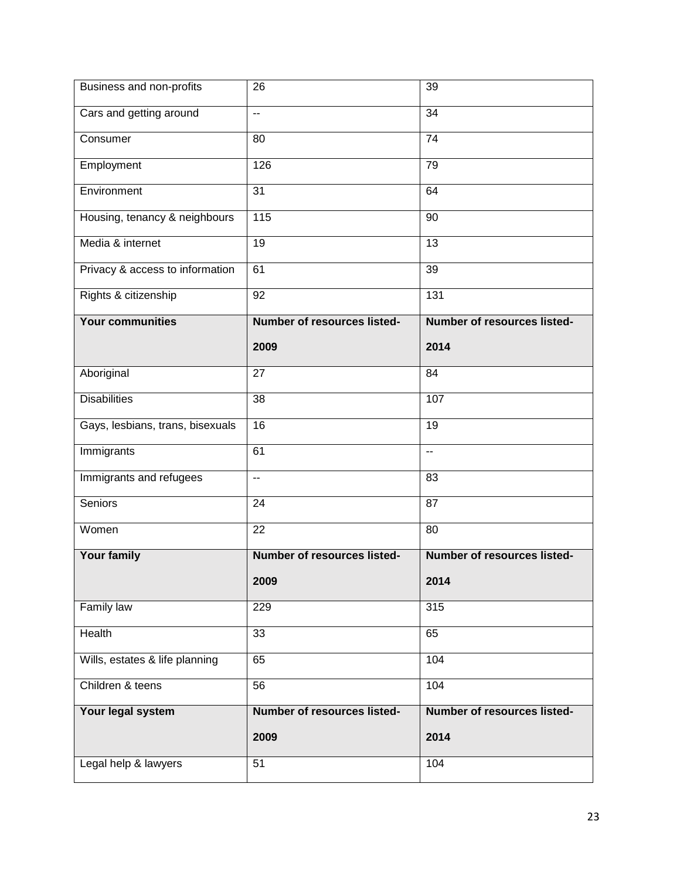| Business and non-profits | 26 | 39 |
|---|---|---|
| Cars and getting around | -- | 34 |
| Consumer | 80 | 74 |
| Employment | 126 | 79 |
| Environment | 31 | 64 |
| Housing, tenancy & neighbours | 115 | 90 |
| Media & internet | 19 | 13 |
| Privacy & access to information | 61 | 39 |
| Rights & citizenship | 92 | 131 |
| **Your communities** | **Number of resources listed- 2009** | **Number of resources listed- 2014** |
| Aboriginal | 27 | 84 |
| Disabilities | 38 | 107 |
| Gays, lesbians, trans, bisexuals | 16 | 19 |
| Immigrants | 61 | -- |
| Immigrants and refugees | -- | 83 |
| Seniors | 24 | 87 |
| Women | 22 | 80 |
| **Your family** | **Number of resources listed- 2009** | **Number of resources listed- 2014** |
| Family law | 229 | 315 |
| Health | 33 | 65 |
| Wills, estates & life planning | 65 | 104 |
| Children & teens | 56 | 104 |
| **Your legal system** | **Number of resources listed- 2009** | **Number of resources listed- 2014** |
| Legal help & lawyers | 51 | 104 |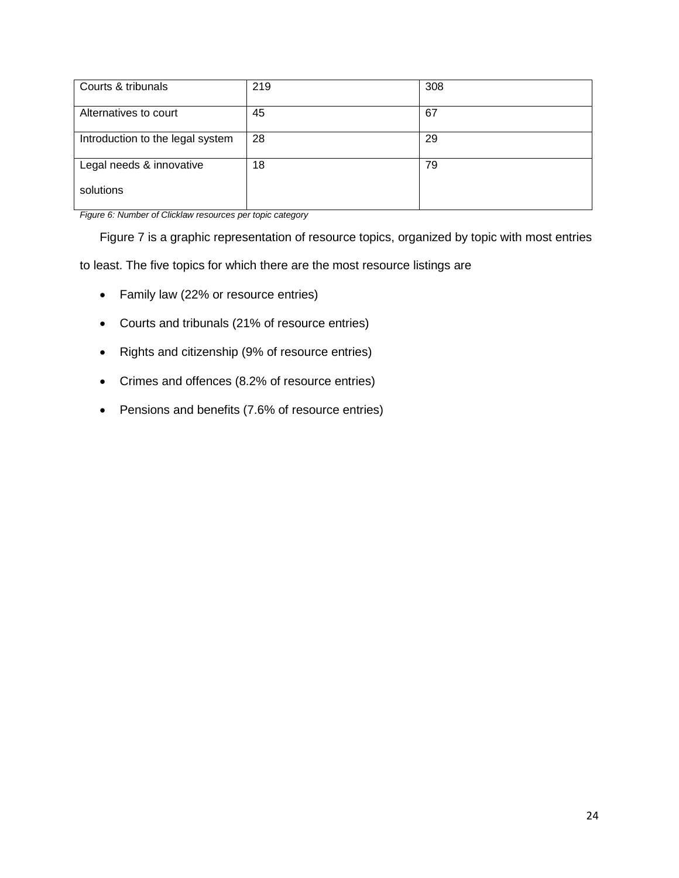| | | |
|---|---|---|
| Courts & tribunals | 219 | 308 |
| Alternatives to court | 45 | 67 |
| Introduction to the legal system | 28 | 29 |
| Legal needs & innovative solutions | 18 | 79 |

*Figure 6: Number of Clicklaw resources per topic category*

Figure 7 is a graphic representation of resource topics, organized by topic with most entries to least. The five topics for which there are the most resource listings are

- Family law (22% or resource entries)
- Courts and tribunals (21% of resource entries)
- Rights and citizenship (9% of resource entries)
- Crimes and offences (8.2% of resource entries)
- Pensions and benefits (7.6% of resource entries)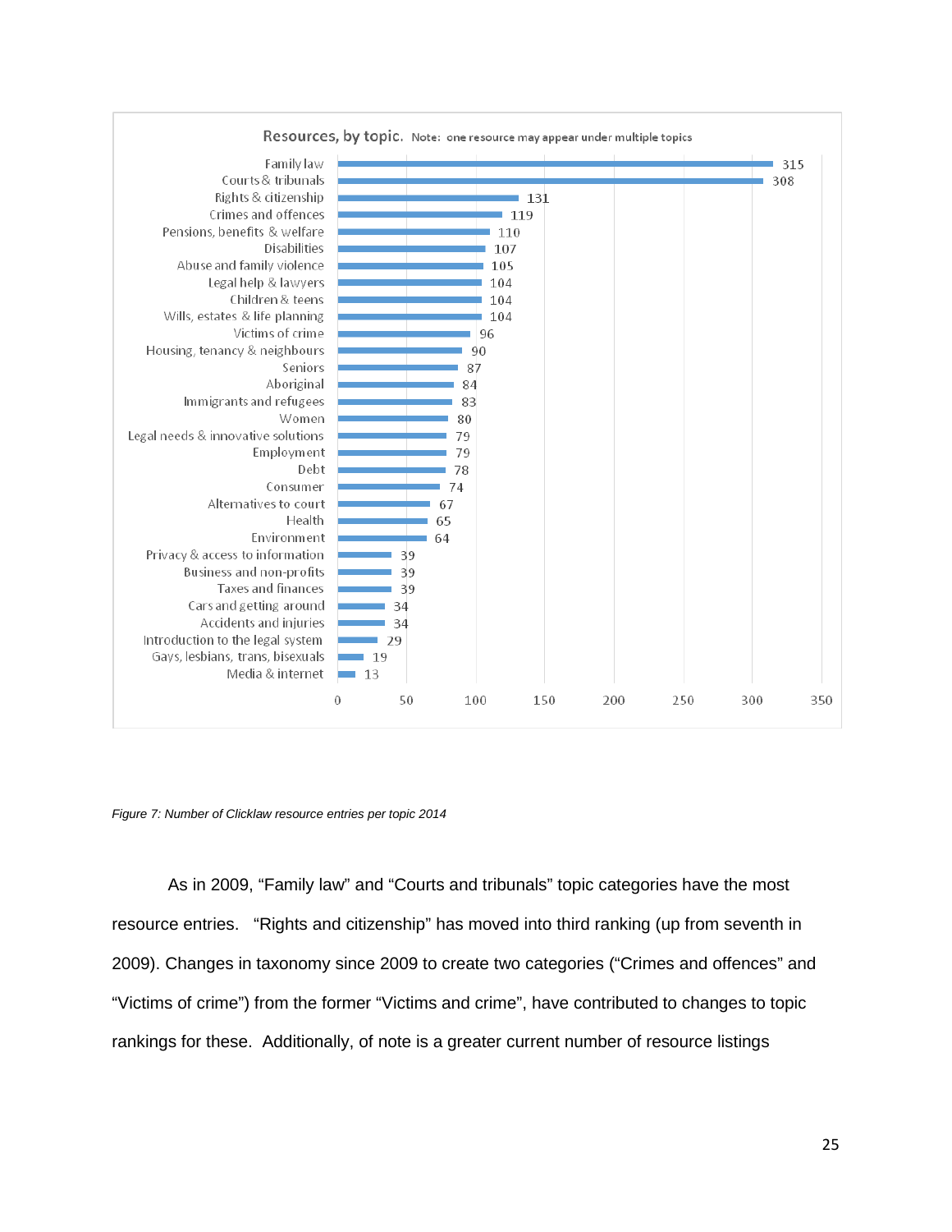Resources, by topic. Note: one resource may appear under multiple topics

| Topic | Number of resources |
| --- | --- |
| Family law | 315 |
| Courts & tribunals | 308 |
| Rights & citizenship | 131 |
| Crimes and offences | 119 |
| Pensions, benefits & welfare | 110 |
| Disabilities | 107 |
| Abuse and family violence | 105 |
| Legal help & lawyers | 104 |
| Children & teens | 104 |
| Wills, estates & life planning | 104 |
| Victims of crime | 96 |
| Housing, tenancy & neighbours | 90 |
| Seniors | 87 |
| Aboriginal | 84 |
| Immigrants and refugees | 83 |
| Women | 80 |
| Legal needs & innovative solutions | 79 |
| Employment | 79 |
| Debt | 78 |
| Consumer | 74 |
| Alternatives to court | 67 |
| Health | 65 |
| Environment | 64 |
| Privacy & access to information | 39 |
| Business and non-profits | 39 |
| Taxes and finances | 39 |
| Cars and getting around | 34 |
| Accidents and injuries | 34 |
| Introduction to the legal system | 29 |
| Gays, lesbians, trans, bisexuals | 19 |
| Media & internet | 13 |

*Figure 7: Number of Clicklaw resource entries per topic 2014*

As in 2009, "Family law" and "Courts and tribunals" topic categories have the most resource entries. "Rights and citizenship" has moved into third ranking (up from seventh in 2009). Changes in taxonomy since 2009 to create two categories ("Crimes and offences" and "Victims of crime") from the former "Victims and crime", have contributed to changes to topic rankings for these. Additionally, of note is a greater current number of resource listings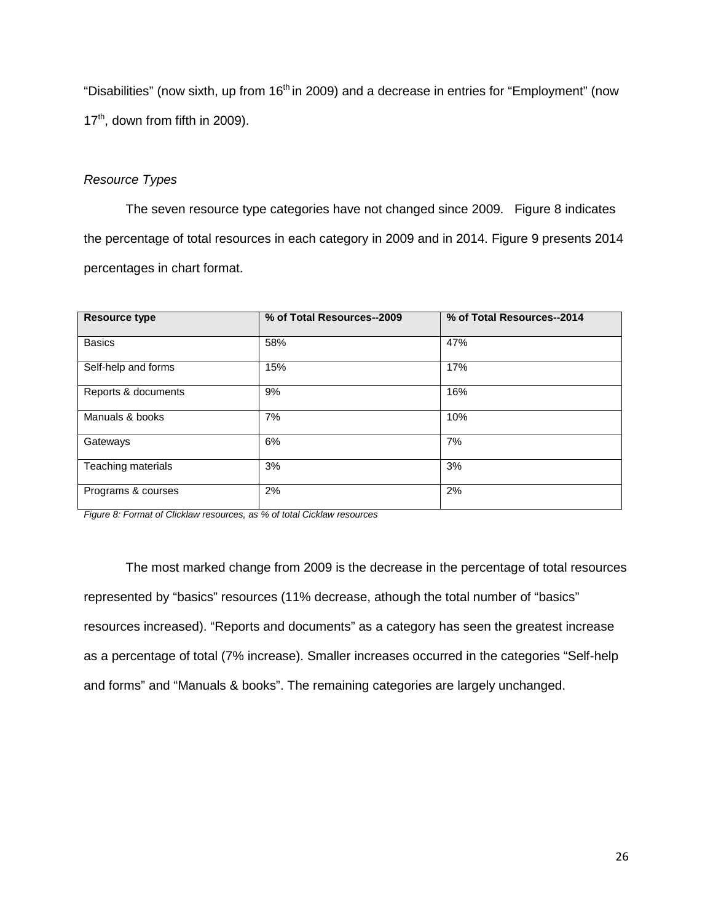"Disabilities" (now sixth, up from 16th in 2009) and a decrease in entries for "Employment" (now 17th, down from fifth in 2009).

### *Resource Types*

The seven resource type categories have not changed since 2009. Figure 8 indicates the percentage of total resources in each category in 2009 and in 2014. Figure 9 presents 2014 percentages in chart format.

| Resource type | % of Total Resources--2009 | % of Total Resources--2014 |
|---|---|---|
| Basics | 58% | 47% |
| Self-help and forms | 15% | 17% |
| Reports & documents | 9% | 16% |
| Manuals & books | 7% | 10% |
| Gateways | 6% | 7% |
| Teaching materials | 3% | 3% |
| Programs & courses | 2% | 2% |

*Figure 8: Format of Clicklaw resources, as % of total Cicklaw resources*

The most marked change from 2009 is the decrease in the percentage of total resources represented by "basics" resources (11% decrease, athough the total number of "basics" resources increased). "Reports and documents" as a category has seen the greatest increase as a percentage of total (7% increase). Smaller increases occurred in the categories "Self-help and forms" and "Manuals & books". The remaining categories are largely unchanged.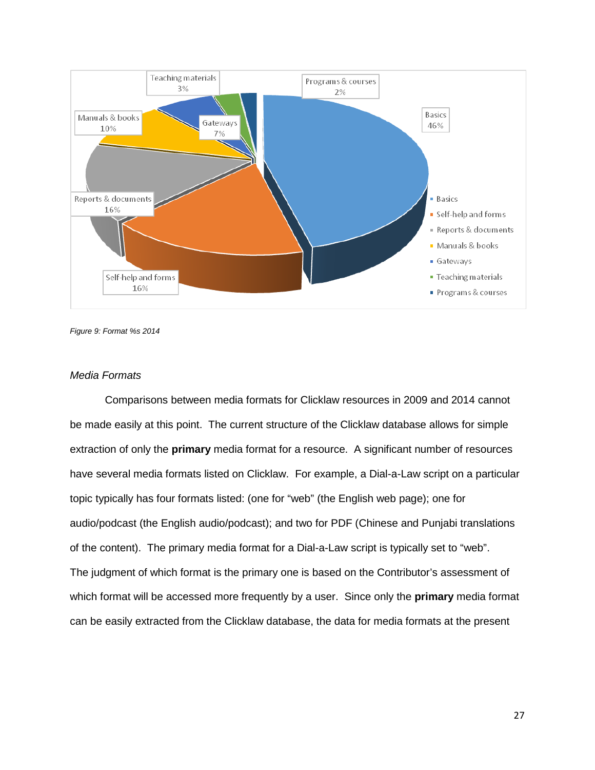Figure 9: Format %s 2014

*Media Formats*

Comparisons between media formats for Clicklaw resources in 2009 and 2014 cannot be made easily at this point. The current structure of the Clicklaw database allows for simple extraction of only the **primary** media format for a resource. A significant number of resources have several media formats listed on Clicklaw. For example, a Dial-a-Law script on a particular topic typically has four formats listed: (one for "web" (the English web page); one for audio/podcast (the English audio/podcast); and two for PDF (Chinese and Punjabi translations of the content). The primary media format for a Dial-a-Law script is typically set to "web". The judgment of which format is the primary one is based on the Contributor's assessment of which format will be accessed more frequently by a user. Since only the **primary** media format can be easily extracted from the Clicklaw database, the data for media formats at the present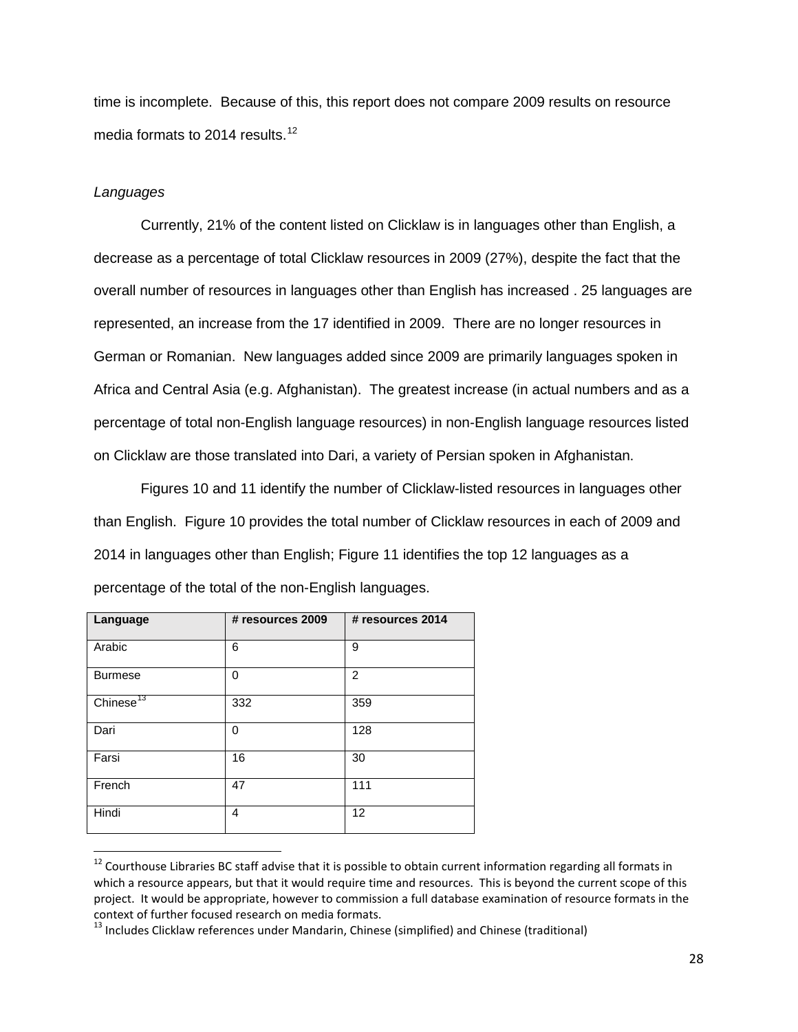time is incomplete. Because of this, this report does not compare 2009 results on resource media formats to 2014 results.[12]

*Languages*

Currently, 21% of the content listed on Clicklaw is in languages other than English, a decrease as a percentage of total Clicklaw resources in 2009 (27%), despite the fact that the overall number of resources in languages other than English has increased . 25 languages are represented, an increase from the 17 identified in 2009. There are no longer resources in German or Romanian. New languages added since 2009 are primarily languages spoken in Africa and Central Asia (e.g. Afghanistan). The greatest increase (in actual numbers and as a percentage of total non-English language resources) in non-English language resources listed on Clicklaw are those translated into Dari, a variety of Persian spoken in Afghanistan.

Figures 10 and 11 identify the number of Clicklaw-listed resources in languages other than English. Figure 10 provides the total number of Clicklaw resources in each of 2009 and 2014 in languages other than English; Figure 11 identifies the top 12 languages as a percentage of the total of the non-English languages.

| Language | # resources 2009 | # resources 2014 |
|---|---|---|
| Arabic | 6 | 9 |
| Burmese | 0 | 2 |
| Chinese[13] | 332 | 359 |
| Dari | 0 | 128 |
| Farsi | 16 | 30 |
| French | 47 | 111 |
| Hindi | 4 | 12 |

[12] Courthouse Libraries BC staff advise that it is possible to obtain current information regarding all formats in which a resource appears, but that it would require time and resources. This is beyond the current scope of this project. It would be appropriate, however to commission a full database examination of resource formats in the context of further focused research on media formats.

[13] Includes Clicklaw references under Mandarin, Chinese (simplified) and Chinese (traditional)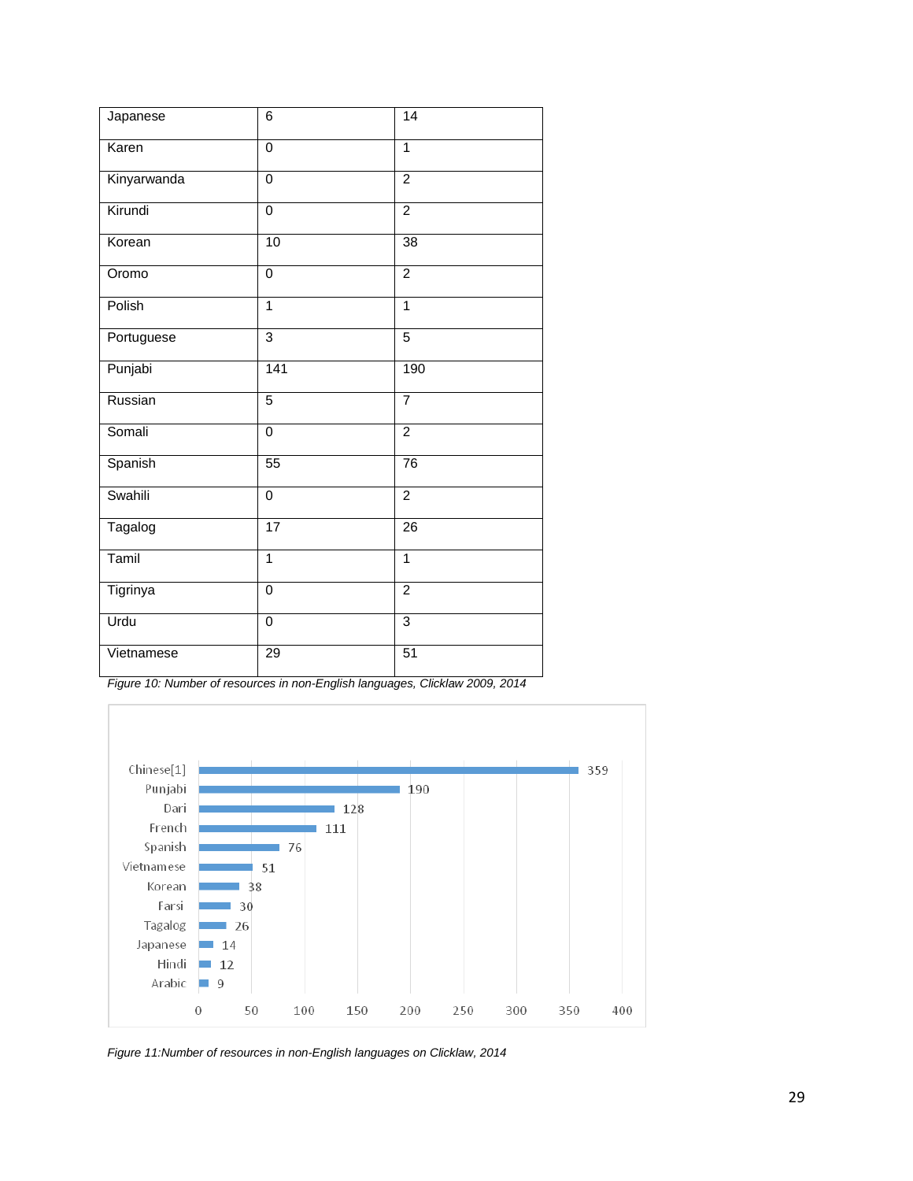| Japanese | 6 | 14 |
|---|---|---|
| Karen | 0 | 1 |
| Kinyarwanda | 0 | 2 |
| Kirundi | 0 | 2 |
| Korean | 10 | 38 |
| Oromo | 0 | 2 |
| Polish | 1 | 1 |
| Portuguese | 3 | 5 |
| Punjabi | 141 | 190 |
| Russian | 5 | 7 |
| Somali | 0 | 2 |
| Spanish | 55 | 76 |
| Swahili | 0 | 2 |
| Tagalog | 17 | 26 |
| Tamil | 1 | 1 |
| Tigrinya | 0 | 2 |
| Urdu | 0 | 3 |
| Vietnamese | 29 | 51 |

*Figure 10: Number of resources in non-English languages, Clicklaw 2009, 2014*

| Language | Resources |
|---|---|
| Chinese[1] | 359 |
| Punjabi | 190 |
| Dari | 128 |
| French | 111 |
| Spanish | 76 |
| Vietnamese | 51 |
| Korean | 38 |
| Farsi | 30 |
| Tagalog | 26 |
| Japanese | 14 |
| Hindi | 12 |
| Arabic | 9 |

*Figure 11:Number of resources in non-English languages on Clicklaw, 2014*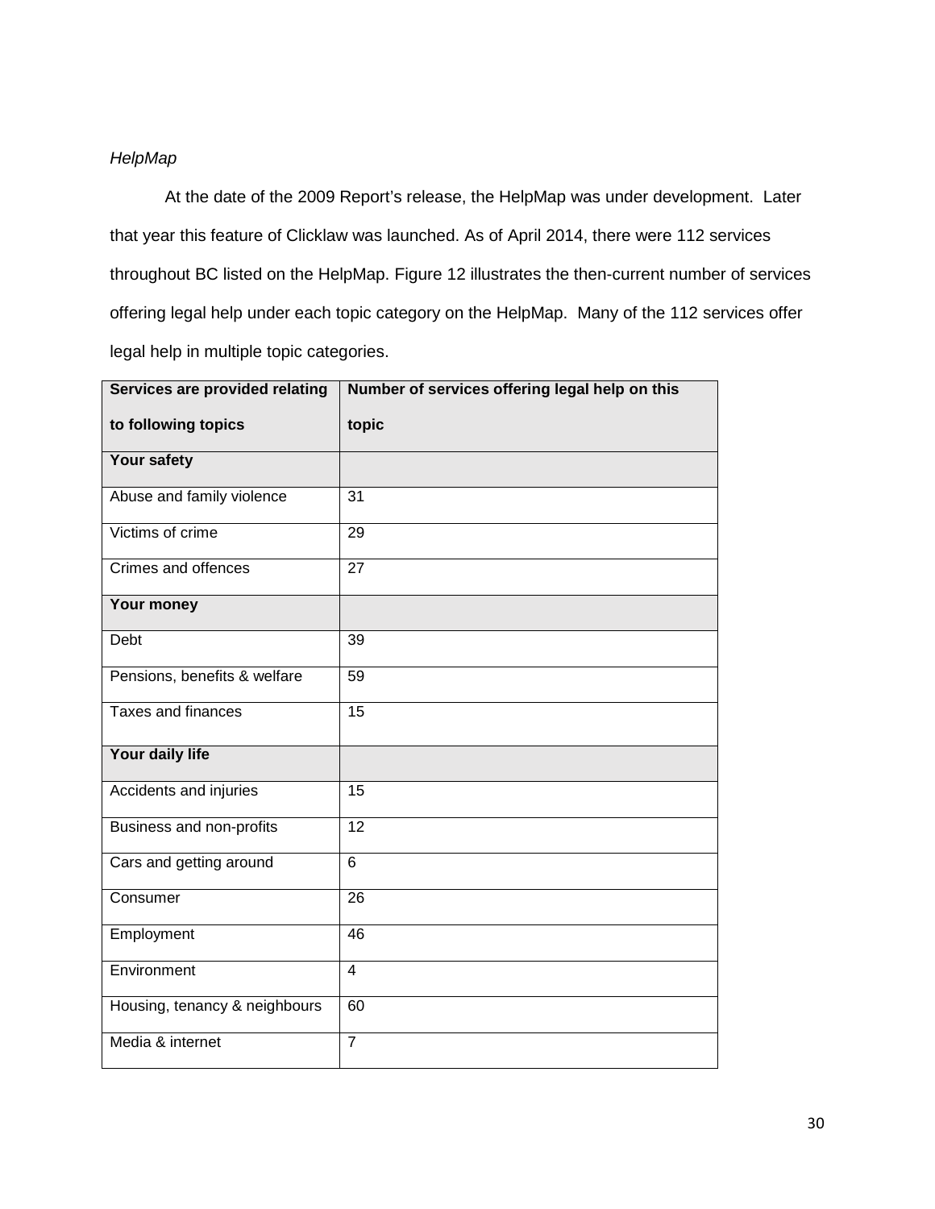*HelpMap*

At the date of the 2009 Report's release, the HelpMap was under development. Later that year this feature of Clicklaw was launched. As of April 2014, there were 112 services throughout BC listed on the HelpMap. Figure 12 illustrates the then-current number of services offering legal help under each topic category on the HelpMap. Many of the 112 services offer legal help in multiple topic categories.

| **Services are provided relating to following topics** | **Number of services offering legal help on this topic** |
|---|---|
| **Your safety** | |
| Abuse and family violence | 31 |
| Victims of crime | 29 |
| Crimes and offences | 27 |
| **Your money** | |
| Debt | 39 |
| Pensions, benefits & welfare | 59 |
| Taxes and finances | 15 |
| **Your daily life** | |
| Accidents and injuries | 15 |
| Business and non-profits | 12 |
| Cars and getting around | 6 |
| Consumer | 26 |
| Employment | 46 |
| Environment | 4 |
| Housing, tenancy & neighbours | 60 |
| Media & internet | 7 |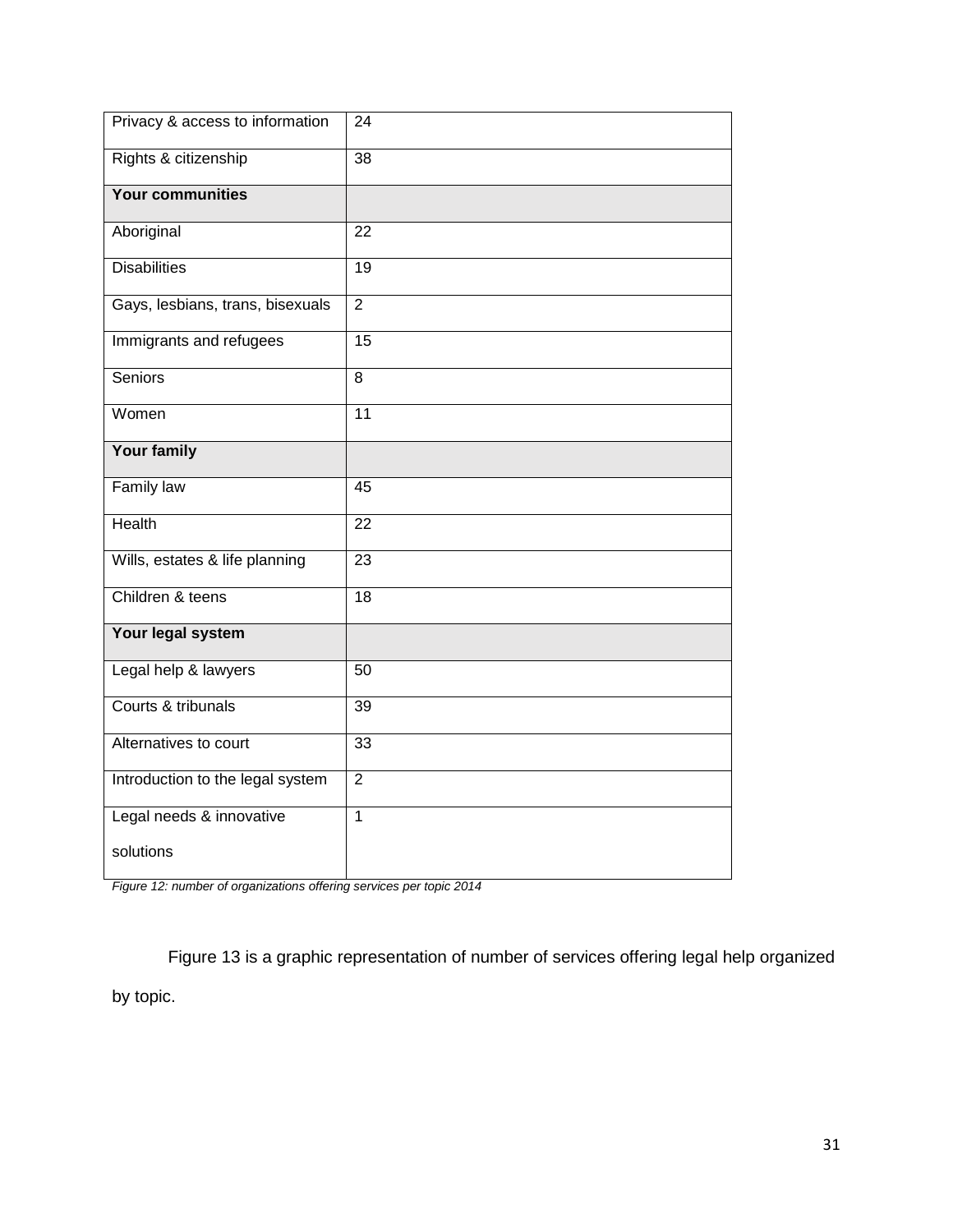| Privacy & access to information | 24 |
| --- | --- |
| Rights & citizenship | 38 |
| **Your communities** | |
| Aboriginal | 22 |
| Disabilities | 19 |
| Gays, lesbians, trans, bisexuals | 2 |
| Immigrants and refugees | 15 |
| Seniors | 8 |
| Women | 11 |
| **Your family** | |
| Family law | 45 |
| Health | 22 |
| Wills, estates & life planning | 23 |
| Children & teens | 18 |
| **Your legal system** | |
| Legal help & lawyers | 50 |
| Courts & tribunals | 39 |
| Alternatives to court | 33 |
| Introduction to the legal system | 2 |
| Legal needs & innovative solutions | 1 |

*Figure 12: number of organizations offering services per topic 2014*

Figure 13 is a graphic representation of number of services offering legal help organized by topic.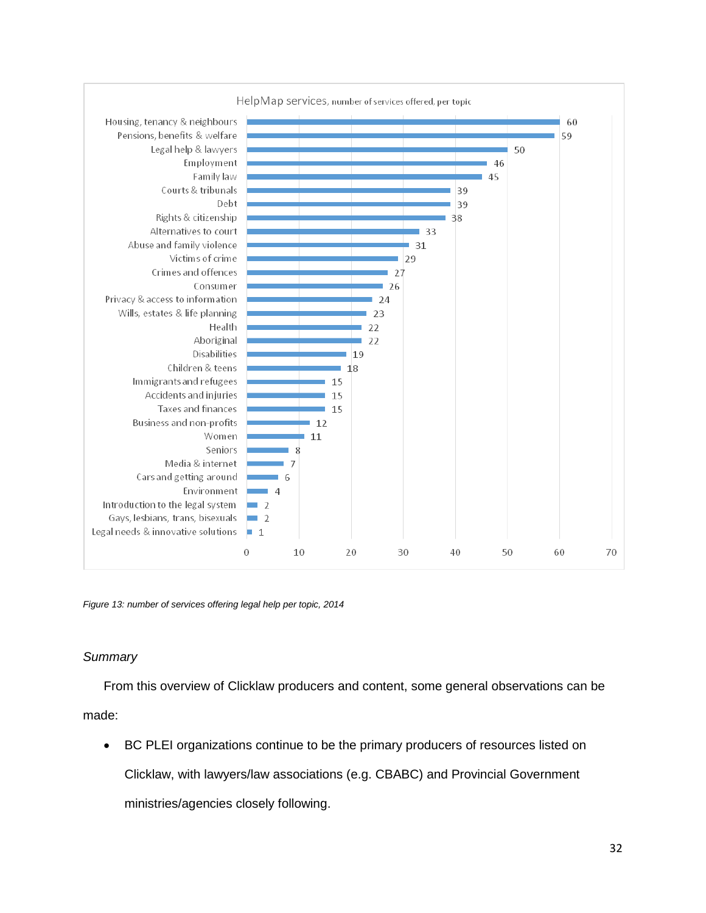HelpMap services, number of services offered, per topic

| Topic | Number of services |
| --- | --- |
| Housing, tenancy & neighbours | 60 |
| Pensions, benefits & welfare | 59 |
| Legal help & lawyers | 50 |
| Employment | 46 |
| Family law | 45 |
| Courts & tribunals | 39 |
| Debt | 39 |
| Rights & citizenship | 38 |
| Alternatives to court | 33 |
| Abuse and family violence | 31 |
| Victims of crime | 29 |
| Crimes and offences | 27 |
| Consumer | 26 |
| Privacy & access to information | 24 |
| Wills, estates & life planning | 23 |
| Health | 22 |
| Aboriginal | 22 |
| Disabilities | 19 |
| Children & teens | 18 |
| Immigrants and refugees | 15 |
| Accidents and injuries | 15 |
| Taxes and finances | 15 |
| Business and non-profits | 12 |
| Women | 11 |
| Seniors | 8 |
| Media & internet | 7 |
| Cars and getting around | 6 |
| Environment | 4 |
| Introduction to the legal system | 2 |
| Gays, lesbians, trans, bisexuals | 2 |
| Legal needs & innovative solutions | 1 |

*Figure 13: number of services offering legal help per topic, 2014*

### *Summary*

From this overview of Clicklaw producers and content, some general observations can be made:

- BC PLEI organizations continue to be the primary producers of resources listed on Clicklaw, with lawyers/law associations (e.g. CBABC) and Provincial Government ministries/agencies closely following.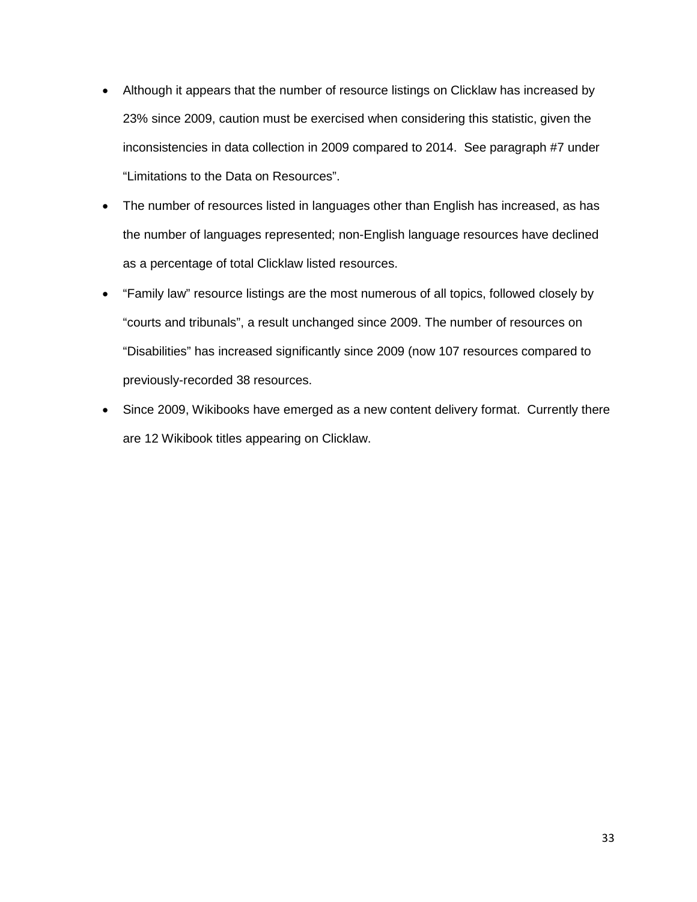- Although it appears that the number of resource listings on Clicklaw has increased by 23% since 2009, caution must be exercised when considering this statistic, given the inconsistencies in data collection in 2009 compared to 2014. See paragraph #7 under "Limitations to the Data on Resources".
- The number of resources listed in languages other than English has increased, as has the number of languages represented; non-English language resources have declined as a percentage of total Clicklaw listed resources.
- "Family law" resource listings are the most numerous of all topics, followed closely by "courts and tribunals", a result unchanged since 2009. The number of resources on "Disabilities" has increased significantly since 2009 (now 107 resources compared to previously-recorded 38 resources.
- Since 2009, Wikibooks have emerged as a new content delivery format. Currently there are 12 Wikibook titles appearing on Clicklaw.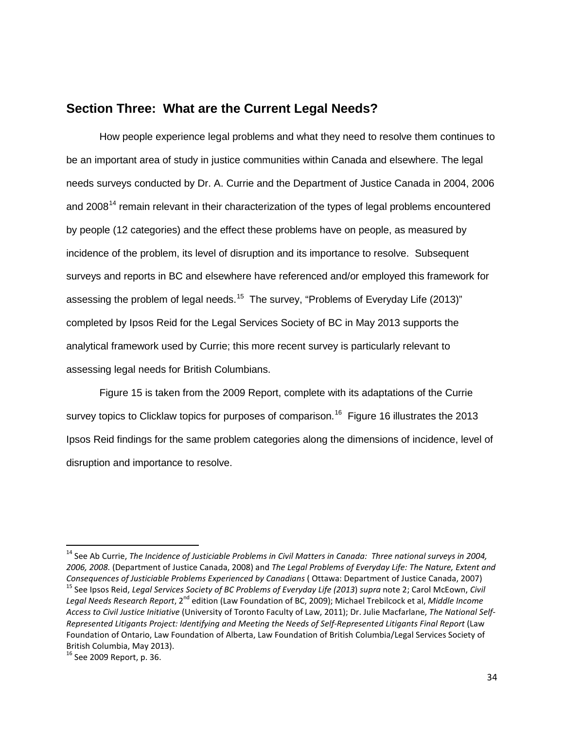## Section Three: What are the Current Legal Needs?

How people experience legal problems and what they need to resolve them continues to be an important area of study in justice communities within Canada and elsewhere. The legal needs surveys conducted by Dr. A. Currie and the Department of Justice Canada in 2004, 2006 and 2008[14] remain relevant in their characterization of the types of legal problems encountered by people (12 categories) and the effect these problems have on people, as measured by incidence of the problem, its level of disruption and its importance to resolve. Subsequent surveys and reports in BC and elsewhere have referenced and/or employed this framework for assessing the problem of legal needs.[15] The survey, "Problems of Everyday Life (2013)" completed by Ipsos Reid for the Legal Services Society of BC in May 2013 supports the analytical framework used by Currie; this more recent survey is particularly relevant to assessing legal needs for British Columbians.

Figure 15 is taken from the 2009 Report, complete with its adaptations of the Currie survey topics to Clicklaw topics for purposes of comparison.[16] Figure 16 illustrates the 2013 Ipsos Reid findings for the same problem categories along the dimensions of incidence, level of disruption and importance to resolve.

---

[14] See Ab Currie, *The Incidence of Justiciable Problems in Civil Matters in Canada: Three national surveys in 2004, 2006, 2008*. (Department of Justice Canada, 2008) and *The Legal Problems of Everyday Life: The Nature, Extent and Consequences of Justiciable Problems Experienced by Canadians* ( Ottawa: Department of Justice Canada, 2007)

[15] See Ipsos Reid, *Legal Services Society of BC Problems of Everyday Life (2013) supra* note 2; Carol McEown, *Civil Legal Needs Research Report*, 2nd edition (Law Foundation of BC, 2009); Michael Trebilcock et al, *Middle Income Access to Civil Justice Initiative* (University of Toronto Faculty of Law, 2011); Dr. Julie Macfarlane, *The National Self-Represented Litigants Project: Identifying and Meeting the Needs of Self-Represented Litigants Final Report* (Law Foundation of Ontario, Law Foundation of Alberta, Law Foundation of British Columbia/Legal Services Society of British Columbia, May 2013).

[16] See 2009 Report, p. 36.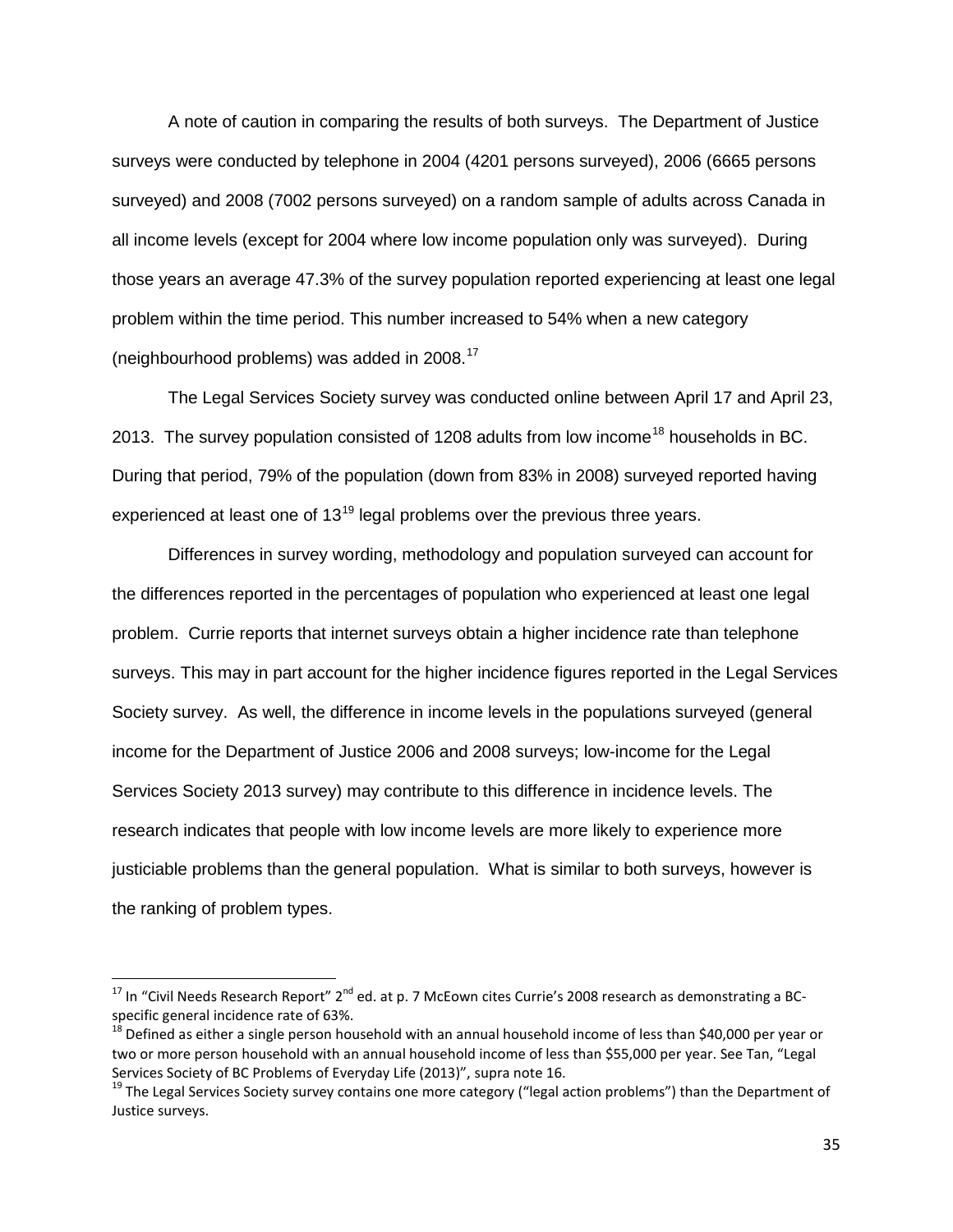A note of caution in comparing the results of both surveys. The Department of Justice surveys were conducted by telephone in 2004 (4201 persons surveyed), 2006 (6665 persons surveyed) and 2008 (7002 persons surveyed) on a random sample of adults across Canada in all income levels (except for 2004 where low income population only was surveyed). During those years an average 47.3% of the survey population reported experiencing at least one legal problem within the time period. This number increased to 54% when a new category (neighbourhood problems) was added in 2008.[17]

The Legal Services Society survey was conducted online between April 17 and April 23, 2013. The survey population consisted of 1208 adults from low income[18] households in BC. During that period, 79% of the population (down from 83% in 2008) surveyed reported having experienced at least one of 13[19] legal problems over the previous three years.

Differences in survey wording, methodology and population surveyed can account for the differences reported in the percentages of population who experienced at least one legal problem. Currie reports that internet surveys obtain a higher incidence rate than telephone surveys. This may in part account for the higher incidence figures reported in the Legal Services Society survey. As well, the difference in income levels in the populations surveyed (general income for the Department of Justice 2006 and 2008 surveys; low-income for the Legal Services Society 2013 survey) may contribute to this difference in incidence levels. The research indicates that people with low income levels are more likely to experience more justiciable problems than the general population. What is similar to both surveys, however is the ranking of problem types.

---

[17] In "Civil Needs Research Report" 2nd ed. at p. 7 McEown cites Currie's 2008 research as demonstrating a BC-specific general incidence rate of 63%.

[18] Defined as either a single person household with an annual household income of less than $40,000 per year or two or more person household with an annual household income of less than $55,000 per year. See Tan, "Legal Services Society of BC Problems of Everyday Life (2013)", supra note 16.

[19] The Legal Services Society survey contains one more category ("legal action problems") than the Department of Justice surveys.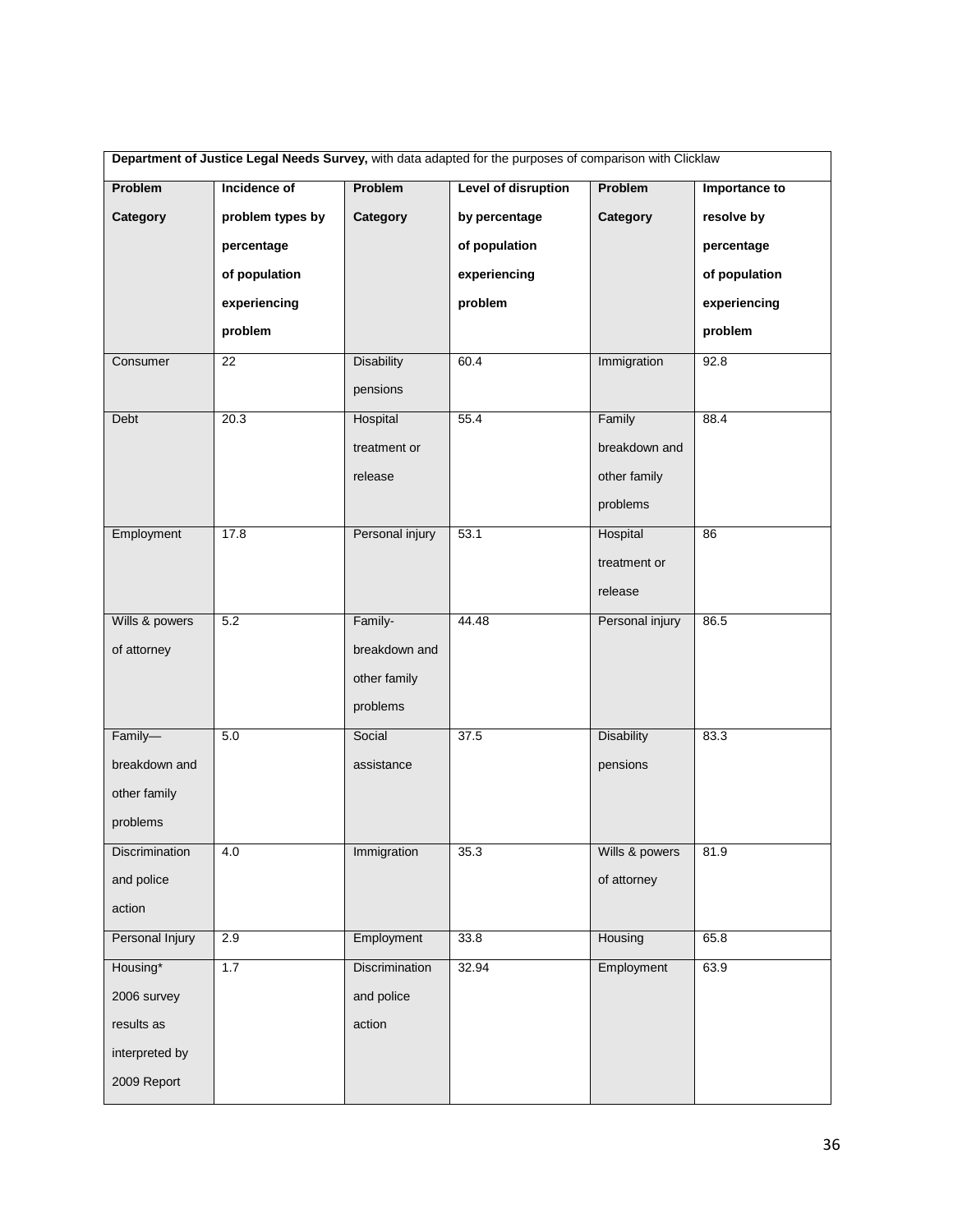**Department of Justice Legal Needs Survey,** with data adapted for the purposes of comparison with Clicklaw

| Problem Category | Incidence of problem types by percentage of population experiencing problem | Problem Category | Level of disruption by percentage of population experiencing problem | Problem Category | Importance to resolve by percentage of population experiencing problem |
|---|---|---|---|---|---|
| Consumer | 22 | Disability pensions | 60.4 | Immigration | 92.8 |
| Debt | 20.3 | Hospital treatment or release | 55.4 | Family breakdown and other family problems | 88.4 |
| Employment | 17.8 | Personal injury | 53.1 | Hospital treatment or release | 86 |
| Wills & powers of attorney | 5.2 | Family- breakdown and other family problems | 44.48 | Personal injury | 86.5 |
| Family— breakdown and other family problems | 5.0 | Social assistance | 37.5 | Disability pensions | 83.3 |
| Discrimination and police action | 4.0 | Immigration | 35.3 | Wills & powers of attorney | 81.9 |
| Personal Injury | 2.9 | Employment | 33.8 | Housing | 65.8 |
| Housing* 2006 survey results as interpreted by 2009 Report | 1.7 | Discrimination and police action | 32.94 | Employment | 63.9 |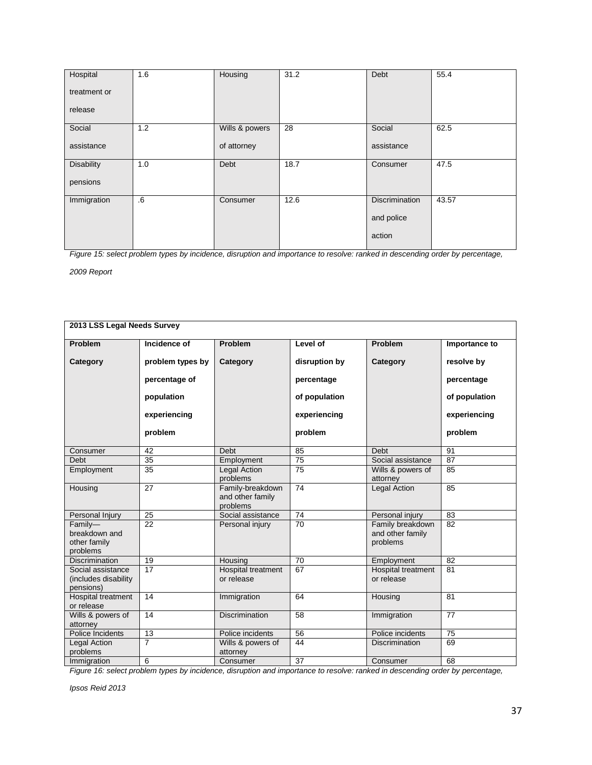| | | | | | |
|---|---|---|---|---|---|
| Hospital treatment or release | 1.6 | Housing | 31.2 | Debt | 55.4 |
| Social assistance | 1.2 | Wills & powers of attorney | 28 | Social assistance | 62.5 |
| Disability pensions | 1.0 | Debt | 18.7 | Consumer | 47.5 |
| Immigration | .6 | Consumer | 12.6 | Discrimination and police action | 43.57 |

*Figure 15: select problem types by incidence, disruption and importance to resolve: ranked in descending order by percentage, 2009 Report*

| **2013 LSS Legal Needs Survey** | | | | | |
|---|---|---|---|---|---|
| **Problem Category** | **Incidence of problem types by percentage of population experiencing problem** | **Problem Category** | **Level of disruption by percentage of population experiencing problem** | **Problem Category** | **Importance to resolve by percentage of population experiencing problem** |
| Consumer | 42 | Debt | 85 | Debt | 91 |
| Debt | 35 | Employment | 75 | Social assistance | 87 |
| Employment | 35 | Legal Action problems | 75 | Wills & powers of attorney | 85 |
| Housing | 27 | Family-breakdown and other family problems | 74 | Legal Action | 85 |
| Personal Injury | 25 | Social assistance | 74 | Personal injury | 83 |
| Family—breakdown and other family problems | 22 | Personal injury | 70 | Family breakdown and other family problems | 82 |
| Discrimination | 19 | Housing | 70 | Employment | 82 |
| Social assistance (includes disability pensions) | 17 | Hospital treatment or release | 67 | Hospital treatment or release | 81 |
| Hospital treatment or release | 14 | Immigration | 64 | Housing | 81 |
| Wills & powers of attorney | 14 | Discrimination | 58 | Immigration | 77 |
| Police Incidents | 13 | Police incidents | 56 | Police incidents | 75 |
| Legal Action problems | 7 | Wills & powers of attorney | 44 | Discrimination | 69 |
| Immigration | 6 | Consumer | 37 | Consumer | 68 |

*Figure 16: select problem types by incidence, disruption and importance to resolve: ranked in descending order by percentage, Ipsos Reid 2013*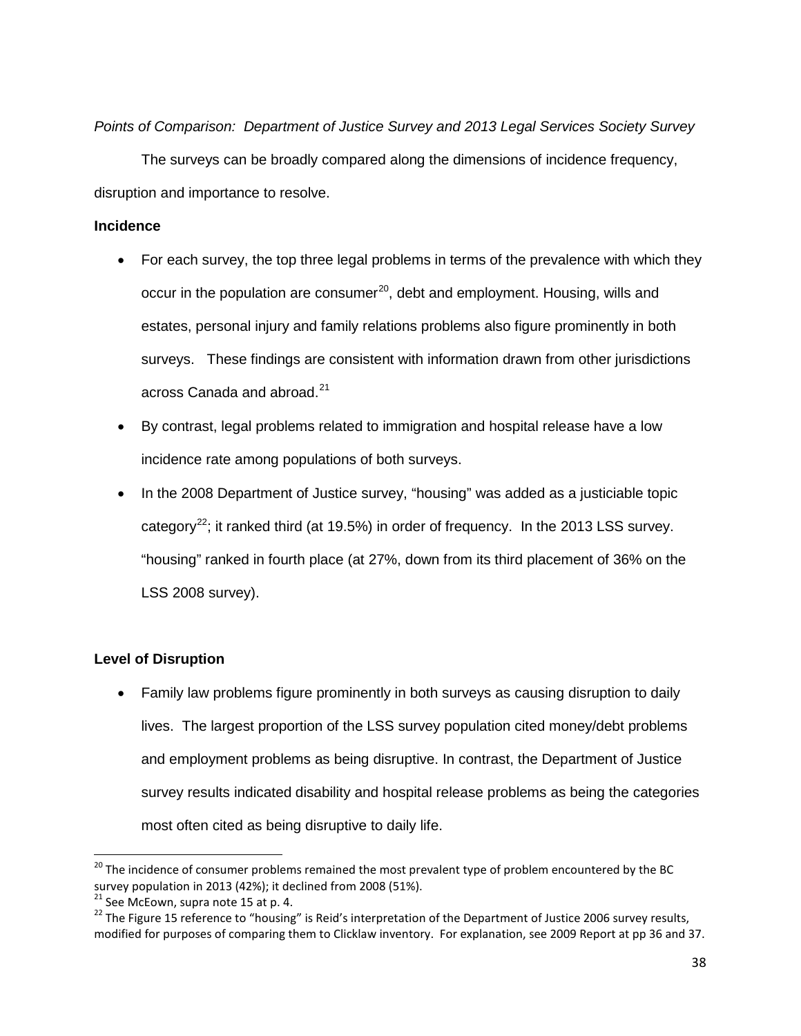*Points of Comparison: Department of Justice Survey and 2013 Legal Services Society Survey*

The surveys can be broadly compared along the dimensions of incidence frequency, disruption and importance to resolve.

**Incidence**

- For each survey, the top three legal problems in terms of the prevalence with which they occur in the population are consumer[20], debt and employment. Housing, wills and estates, personal injury and family relations problems also figure prominently in both surveys. These findings are consistent with information drawn from other jurisdictions across Canada and abroad.[21]
- By contrast, legal problems related to immigration and hospital release have a low incidence rate among populations of both surveys.
- In the 2008 Department of Justice survey, "housing" was added as a justiciable topic category[22]; it ranked third (at 19.5%) in order of frequency. In the 2013 LSS survey. "housing" ranked in fourth place (at 27%, down from its third placement of 36% on the LSS 2008 survey).

**Level of Disruption**

- Family law problems figure prominently in both surveys as causing disruption to daily lives. The largest proportion of the LSS survey population cited money/debt problems and employment problems as being disruptive. In contrast, the Department of Justice survey results indicated disability and hospital release problems as being the categories most often cited as being disruptive to daily life.

---

[20] The incidence of consumer problems remained the most prevalent type of problem encountered by the BC survey population in 2013 (42%); it declined from 2008 (51%).

[21] See McEown, supra note 15 at p. 4.

[22] The Figure 15 reference to "housing" is Reid's interpretation of the Department of Justice 2006 survey results, modified for purposes of comparing them to Clicklaw inventory. For explanation, see 2009 Report at pp 36 and 37.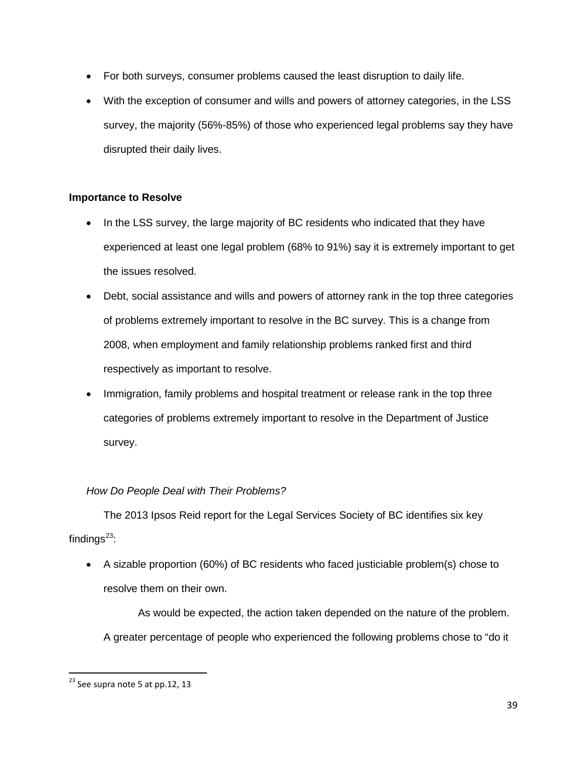- For both surveys, consumer problems caused the least disruption to daily life.
- With the exception of consumer and wills and powers of attorney categories, in the LSS survey, the majority (56%-85%) of those who experienced legal problems say they have disrupted their daily lives.

**Importance to Resolve**

- In the LSS survey, the large majority of BC residents who indicated that they have experienced at least one legal problem (68% to 91%) say it is extremely important to get the issues resolved.
- Debt, social assistance and wills and powers of attorney rank in the top three categories of problems extremely important to resolve in the BC survey. This is a change from 2008, when employment and family relationship problems ranked first and third respectively as important to resolve.
- Immigration, family problems and hospital treatment or release rank in the top three categories of problems extremely important to resolve in the Department of Justice survey.

*How Do People Deal with Their Problems?*

The 2013 Ipsos Reid report for the Legal Services Society of BC identifies six key findings[23]:

- A sizable proportion (60%) of BC residents who faced justiciable problem(s) chose to resolve them on their own.

  As would be expected, the action taken depended on the nature of the problem. A greater percentage of people who experienced the following problems chose to "do it

[23] See supra note 5 at pp.12, 13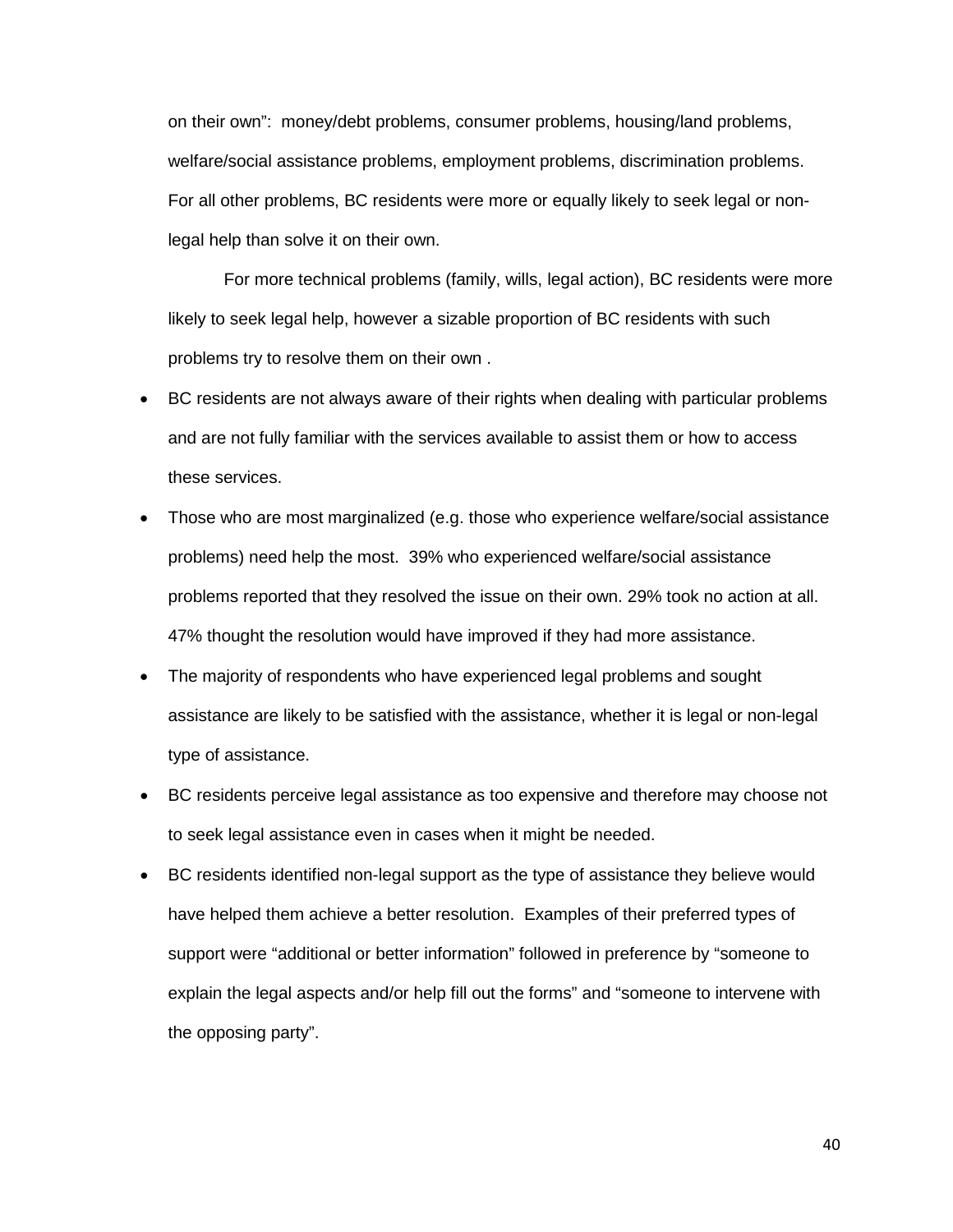on their own": money/debt problems, consumer problems, housing/land problems, welfare/social assistance problems, employment problems, discrimination problems. For all other problems, BC residents were more or equally likely to seek legal or non-legal help than solve it on their own.

For more technical problems (family, wills, legal action), BC residents were more likely to seek legal help, however a sizable proportion of BC residents with such problems try to resolve them on their own .

- BC residents are not always aware of their rights when dealing with particular problems and are not fully familiar with the services available to assist them or how to access these services.
- Those who are most marginalized (e.g. those who experience welfare/social assistance problems) need help the most. 39% who experienced welfare/social assistance problems reported that they resolved the issue on their own. 29% took no action at all. 47% thought the resolution would have improved if they had more assistance.
- The majority of respondents who have experienced legal problems and sought assistance are likely to be satisfied with the assistance, whether it is legal or non-legal type of assistance.
- BC residents perceive legal assistance as too expensive and therefore may choose not to seek legal assistance even in cases when it might be needed.
- BC residents identified non-legal support as the type of assistance they believe would have helped them achieve a better resolution. Examples of their preferred types of support were "additional or better information" followed in preference by "someone to explain the legal aspects and/or help fill out the forms" and "someone to intervene with the opposing party".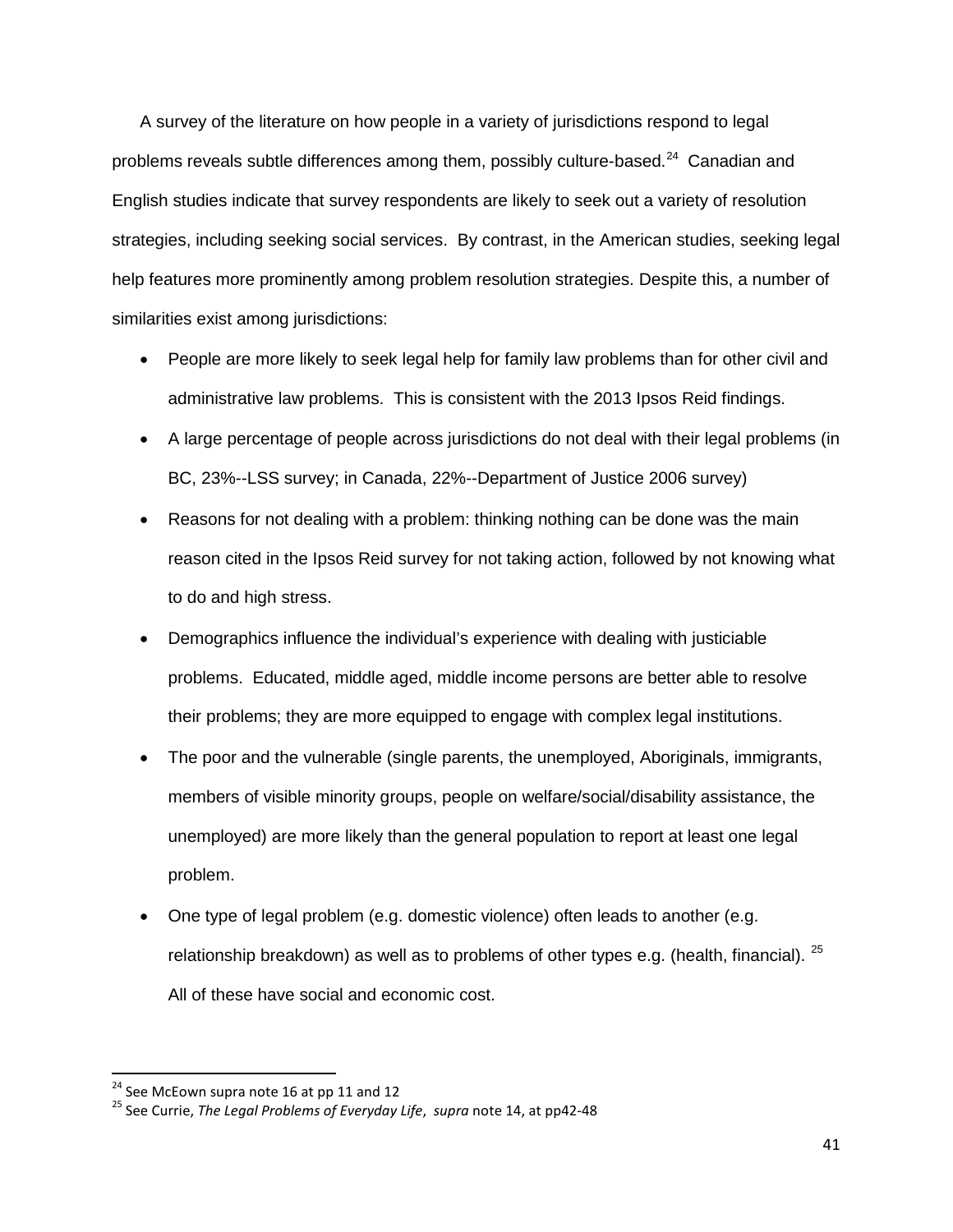A survey of the literature on how people in a variety of jurisdictions respond to legal problems reveals subtle differences among them, possibly culture-based.[24] Canadian and English studies indicate that survey respondents are likely to seek out a variety of resolution strategies, including seeking social services. By contrast, in the American studies, seeking legal help features more prominently among problem resolution strategies. Despite this, a number of similarities exist among jurisdictions:

- People are more likely to seek legal help for family law problems than for other civil and administrative law problems. This is consistent with the 2013 Ipsos Reid findings.
- A large percentage of people across jurisdictions do not deal with their legal problems (in BC, 23%--LSS survey; in Canada, 22%--Department of Justice 2006 survey)
- Reasons for not dealing with a problem: thinking nothing can be done was the main reason cited in the Ipsos Reid survey for not taking action, followed by not knowing what to do and high stress.
- Demographics influence the individual's experience with dealing with justiciable problems. Educated, middle aged, middle income persons are better able to resolve their problems; they are more equipped to engage with complex legal institutions.
- The poor and the vulnerable (single parents, the unemployed, Aboriginals, immigrants, members of visible minority groups, people on welfare/social/disability assistance, the unemployed) are more likely than the general population to report at least one legal problem.
- One type of legal problem (e.g. domestic violence) often leads to another (e.g. relationship breakdown) as well as to problems of other types e.g. (health, financial). [25] All of these have social and economic cost.

---

[24] See McEown supra note 16 at pp 11 and 12

[25] See Currie, *The Legal Problems of Everyday Life*, *supra* note 14, at pp42-48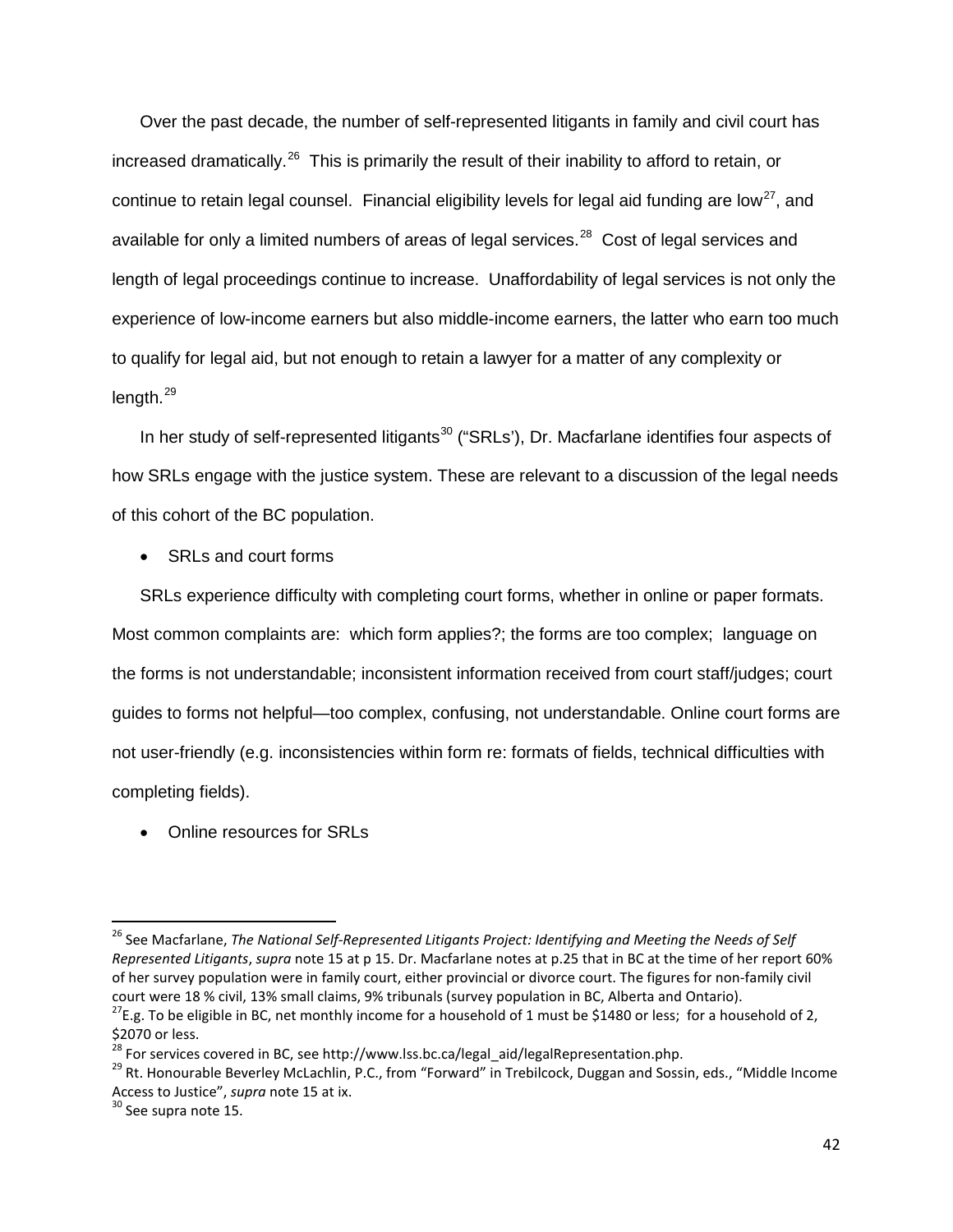Over the past decade, the number of self-represented litigants in family and civil court has increased dramatically.[26] This is primarily the result of their inability to afford to retain, or continue to retain legal counsel. Financial eligibility levels for legal aid funding are low[27], and available for only a limited numbers of areas of legal services.[28] Cost of legal services and length of legal proceedings continue to increase. Unaffordability of legal services is not only the experience of low-income earners but also middle-income earners, the latter who earn too much to qualify for legal aid, but not enough to retain a lawyer for a matter of any complexity or length.[29]

In her study of self-represented litigants[30] ("SRLs'), Dr. Macfarlane identifies four aspects of how SRLs engage with the justice system. These are relevant to a discussion of the legal needs of this cohort of the BC population.

- SRLs and court forms

SRLs experience difficulty with completing court forms, whether in online or paper formats. Most common complaints are: which form applies?; the forms are too complex; language on the forms is not understandable; inconsistent information received from court staff/judges; court guides to forms not helpful—too complex, confusing, not understandable. Online court forms are not user-friendly (e.g. inconsistencies within form re: formats of fields, technical difficulties with completing fields).

- Online resources for SRLs

---

[26] See Macfarlane, *The National Self-Represented Litigants Project: Identifying and Meeting the Needs of Self Represented Litigants*, *supra* note 15 at p 15. Dr. Macfarlane notes at p.25 that in BC at the time of her report 60% of her survey population were in family court, either provincial or divorce court. The figures for non-family civil court were 18 % civil, 13% small claims, 9% tribunals (survey population in BC, Alberta and Ontario).

[27] E.g. To be eligible in BC, net monthly income for a household of 1 must be $1480 or less; for a household of 2, $2070 or less.

[28] For services covered in BC, see http://www.lss.bc.ca/legal_aid/legalRepresentation.php.

[29] Rt. Honourable Beverley McLachlin, P.C., from "Forward" in Trebilcock, Duggan and Sossin, eds., "Middle Income Access to Justice", *supra* note 15 at ix.

[30] See supra note 15.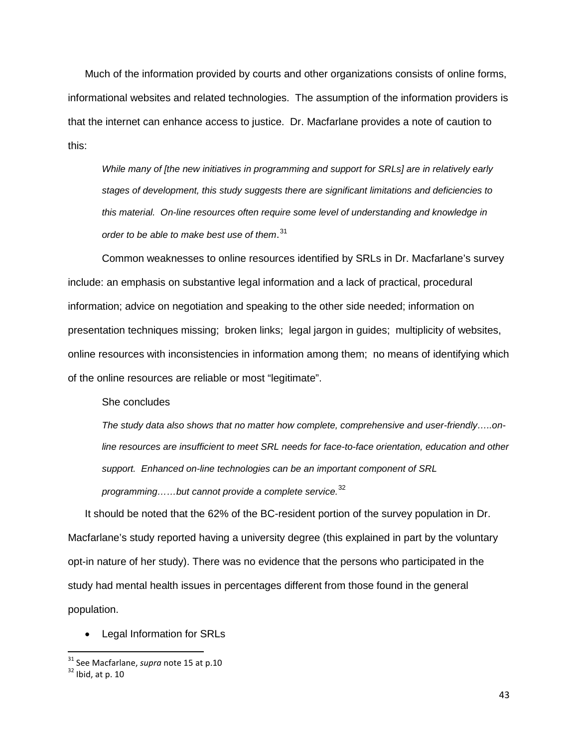Much of the information provided by courts and other organizations consists of online forms, informational websites and related technologies. The assumption of the information providers is that the internet can enhance access to justice. Dr. Macfarlane provides a note of caution to this:

> *While many of [the new initiatives in programming and support for SRLs] are in relatively early stages of development, this study suggests there are significant limitations and deficiencies to this material. On-line resources often require some level of understanding and knowledge in order to be able to make best use of them*.[31]

Common weaknesses to online resources identified by SRLs in Dr. Macfarlane's survey include: an emphasis on substantive legal information and a lack of practical, procedural information; advice on negotiation and speaking to the other side needed; information on presentation techniques missing; broken links; legal jargon in guides; multiplicity of websites, online resources with inconsistencies in information among them; no means of identifying which of the online resources are reliable or most "legitimate".

She concludes

> *The study data also shows that no matter how complete, comprehensive and user-friendly…..on-line resources are insufficient to meet SRL needs for face-to-face orientation, education and other support. Enhanced on-line technologies can be an important component of SRL programming……but cannot provide a complete service.*[32]

It should be noted that the 62% of the BC-resident portion of the survey population in Dr. Macfarlane's study reported having a university degree (this explained in part by the voluntary opt-in nature of her study). There was no evidence that the persons who participated in the study had mental health issues in percentages different from those found in the general population.

- Legal Information for SRLs

---

[31] See Macfarlane, *supra* note 15 at p.10

[32] Ibid, at p. 10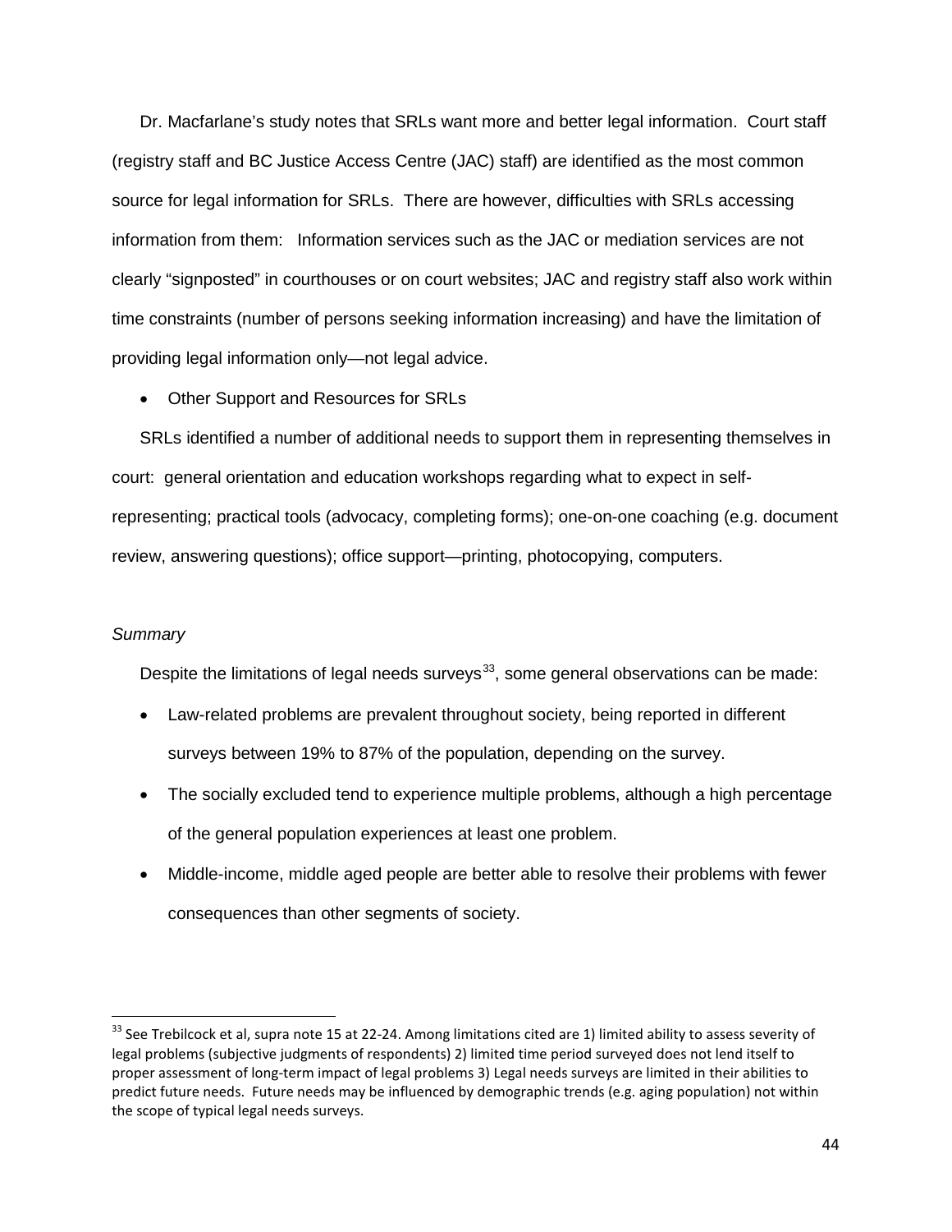Dr. Macfarlane's study notes that SRLs want more and better legal information. Court staff (registry staff and BC Justice Access Centre (JAC) staff) are identified as the most common source for legal information for SRLs. There are however, difficulties with SRLs accessing information from them: Information services such as the JAC or mediation services are not clearly "signposted" in courthouses or on court websites; JAC and registry staff also work within time constraints (number of persons seeking information increasing) and have the limitation of providing legal information only—not legal advice.

- Other Support and Resources for SRLs

SRLs identified a number of additional needs to support them in representing themselves in court: general orientation and education workshops regarding what to expect in self-representing; practical tools (advocacy, completing forms); one-on-one coaching (e.g. document review, answering questions); office support—printing, photocopying, computers.

*Summary*

Despite the limitations of legal needs surveys[33], some general observations can be made:

- Law-related problems are prevalent throughout society, being reported in different surveys between 19% to 87% of the population, depending on the survey.
- The socially excluded tend to experience multiple problems, although a high percentage of the general population experiences at least one problem.
- Middle-income, middle aged people are better able to resolve their problems with fewer consequences than other segments of society.

[33] See Trebilcock et al, supra note 15 at 22-24. Among limitations cited are 1) limited ability to assess severity of legal problems (subjective judgments of respondents) 2) limited time period surveyed does not lend itself to proper assessment of long-term impact of legal problems 3) Legal needs surveys are limited in their abilities to predict future needs. Future needs may be influenced by demographic trends (e.g. aging population) not within the scope of typical legal needs surveys.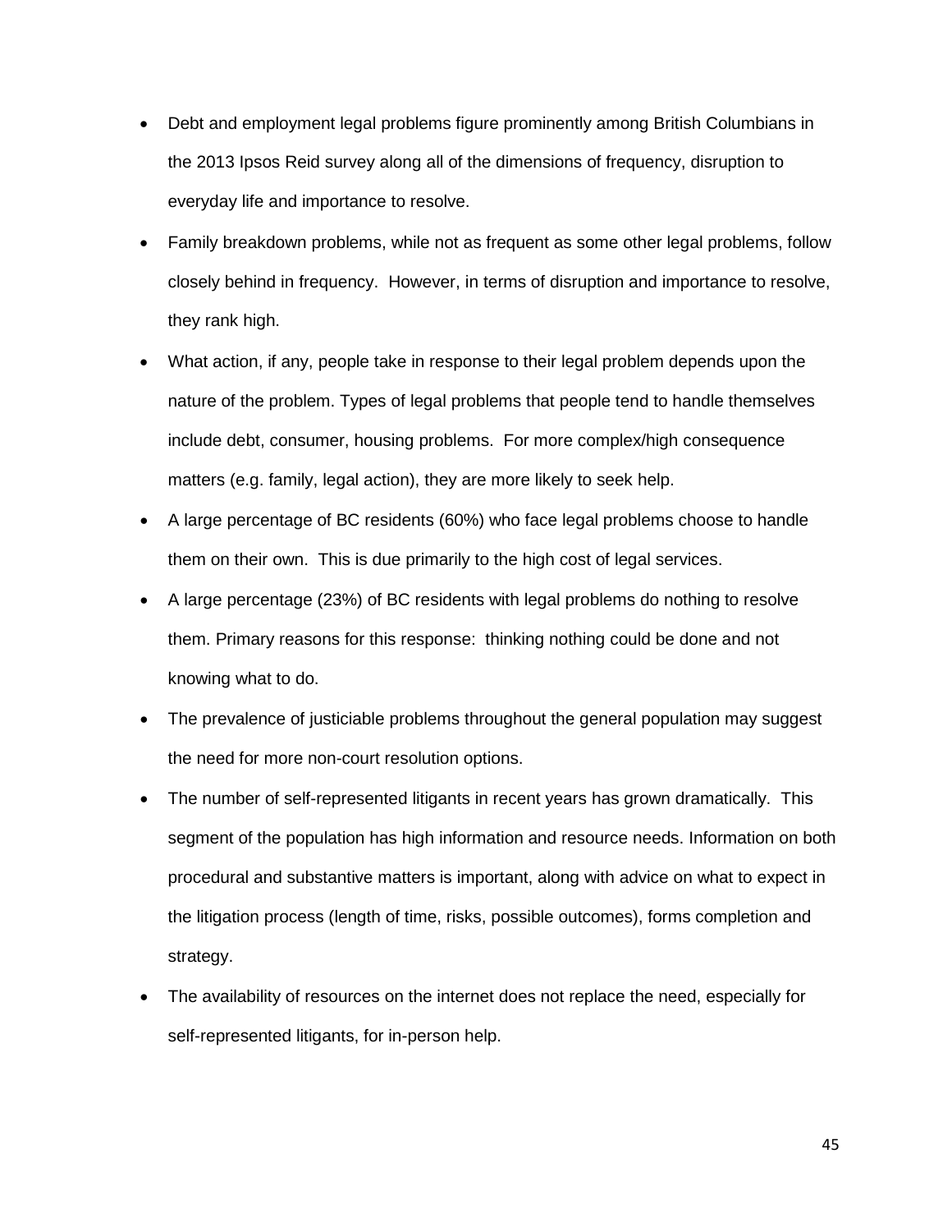- Debt and employment legal problems figure prominently among British Columbians in the 2013 Ipsos Reid survey along all of the dimensions of frequency, disruption to everyday life and importance to resolve.
- Family breakdown problems, while not as frequent as some other legal problems, follow closely behind in frequency. However, in terms of disruption and importance to resolve, they rank high.
- What action, if any, people take in response to their legal problem depends upon the nature of the problem. Types of legal problems that people tend to handle themselves include debt, consumer, housing problems. For more complex/high consequence matters (e.g. family, legal action), they are more likely to seek help.
- A large percentage of BC residents (60%) who face legal problems choose to handle them on their own. This is due primarily to the high cost of legal services.
- A large percentage (23%) of BC residents with legal problems do nothing to resolve them. Primary reasons for this response: thinking nothing could be done and not knowing what to do.
- The prevalence of justiciable problems throughout the general population may suggest the need for more non-court resolution options.
- The number of self-represented litigants in recent years has grown dramatically. This segment of the population has high information and resource needs. Information on both procedural and substantive matters is important, along with advice on what to expect in the litigation process (length of time, risks, possible outcomes), forms completion and strategy.
- The availability of resources on the internet does not replace the need, especially for self-represented litigants, for in-person help.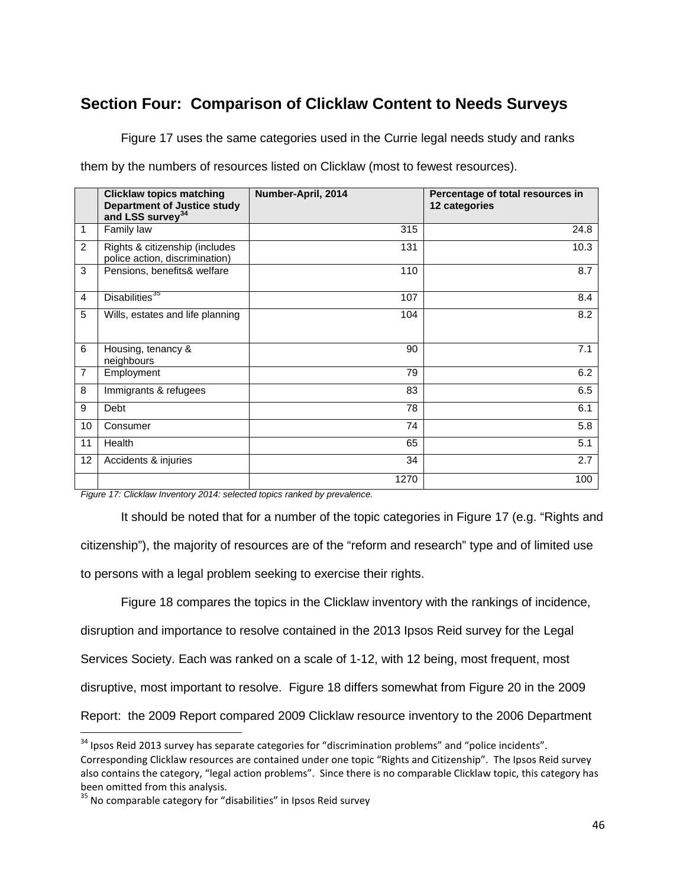## Section Four: Comparison of Clicklaw Content to Needs Surveys

Figure 17 uses the same categories used in the Currie legal needs study and ranks them by the numbers of resources listed on Clicklaw (most to fewest resources).

| | **Clicklaw topics matching Department of Justice study and LSS survey**[34] | **Number-April, 2014** | **Percentage of total resources in 12 categories** |
|---|---|---|---|
| 1 | Family law | 315 | 24.8 |
| 2 | Rights & citizenship (includes police action, discrimination) | 131 | 10.3 |
| 3 | Pensions, benefits& welfare | 110 | 8.7 |
| 4 | Disabilities[35] | 107 | 8.4 |
| 5 | Wills, estates and life planning | 104 | 8.2 |
| 6 | Housing, tenancy & neighbours | 90 | 7.1 |
| 7 | Employment | 79 | 6.2 |
| 8 | Immigrants & refugees | 83 | 6.5 |
| 9 | Debt | 78 | 6.1 |
| 10 | Consumer | 74 | 5.8 |
| 11 | Health | 65 | 5.1 |
| 12 | Accidents & injuries | 34 | 2.7 |
| | | 1270 | 100 |

*Figure 17: Clicklaw Inventory 2014: selected topics ranked by prevalence.*

It should be noted that for a number of the topic categories in Figure 17 (e.g. "Rights and citizenship"), the majority of resources are of the "reform and research" type and of limited use to persons with a legal problem seeking to exercise their rights.

Figure 18 compares the topics in the Clicklaw inventory with the rankings of incidence, disruption and importance to resolve contained in the 2013 Ipsos Reid survey for the Legal Services Society. Each was ranked on a scale of 1-12, with 12 being, most frequent, most disruptive, most important to resolve. Figure 18 differs somewhat from Figure 20 in the 2009 Report: the 2009 Report compared 2009 Clicklaw resource inventory to the 2006 Department

---

[34] Ipsos Reid 2013 survey has separate categories for "discrimination problems" and "police incidents". Corresponding Clicklaw resources are contained under one topic "Rights and Citizenship". The Ipsos Reid survey also contains the category, "legal action problems". Since there is no comparable Clicklaw topic, this category has been omitted from this analysis.

[35] No comparable category for "disabilities" in Ipsos Reid survey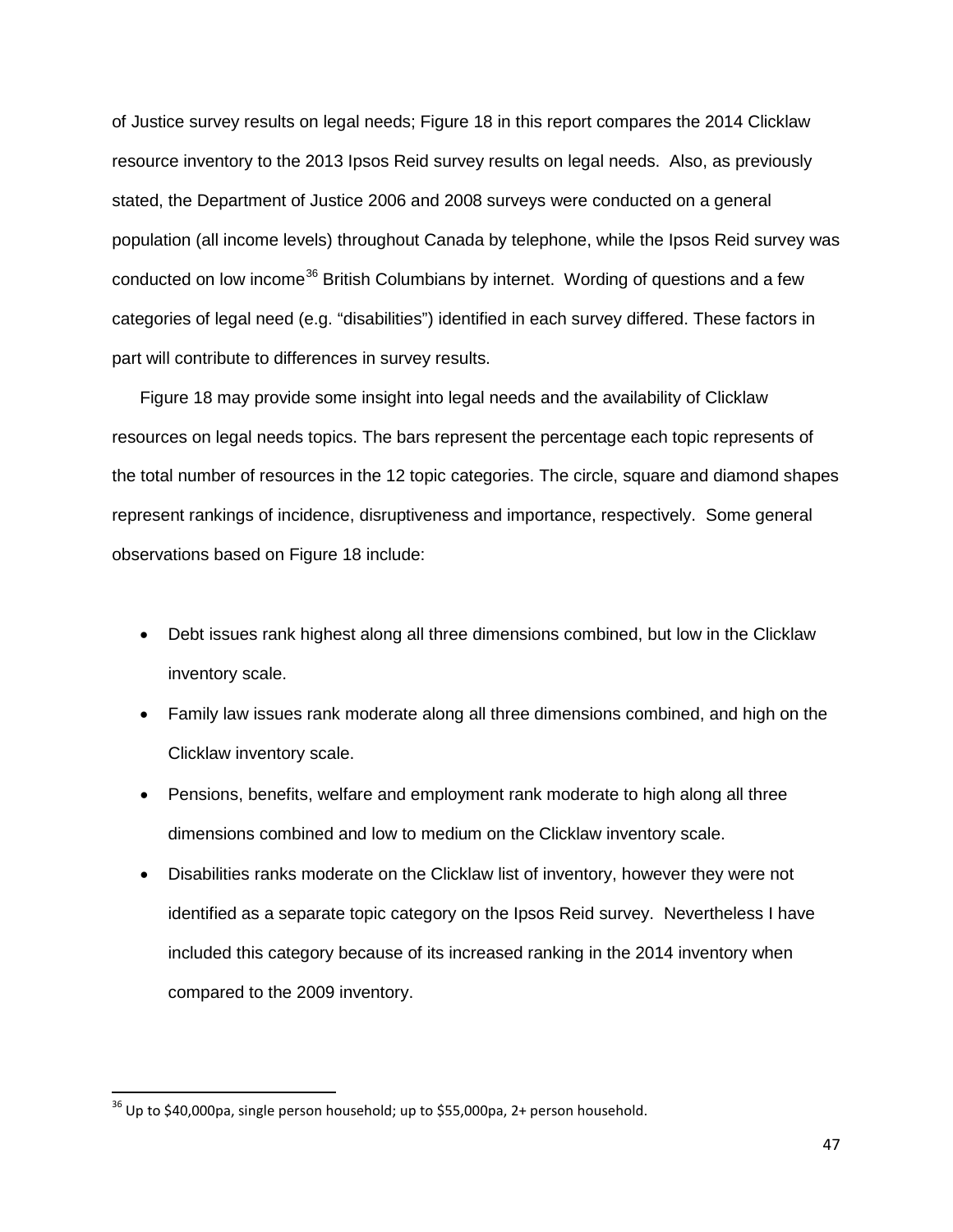of Justice survey results on legal needs; Figure 18 in this report compares the 2014 Clicklaw resource inventory to the 2013 Ipsos Reid survey results on legal needs. Also, as previously stated, the Department of Justice 2006 and 2008 surveys were conducted on a general population (all income levels) throughout Canada by telephone, while the Ipsos Reid survey was conducted on low income[36] British Columbians by internet. Wording of questions and a few categories of legal need (e.g. "disabilities") identified in each survey differed. These factors in part will contribute to differences in survey results.

Figure 18 may provide some insight into legal needs and the availability of Clicklaw resources on legal needs topics. The bars represent the percentage each topic represents of the total number of resources in the 12 topic categories. The circle, square and diamond shapes represent rankings of incidence, disruptiveness and importance, respectively. Some general observations based on Figure 18 include:

- Debt issues rank highest along all three dimensions combined, but low in the Clicklaw inventory scale.
- Family law issues rank moderate along all three dimensions combined, and high on the Clicklaw inventory scale.
- Pensions, benefits, welfare and employment rank moderate to high along all three dimensions combined and low to medium on the Clicklaw inventory scale.
- Disabilities ranks moderate on the Clicklaw list of inventory, however they were not identified as a separate topic category on the Ipsos Reid survey. Nevertheless I have included this category because of its increased ranking in the 2014 inventory when compared to the 2009 inventory.

[36] Up to $40,000pa, single person household; up to $55,000pa, 2+ person household.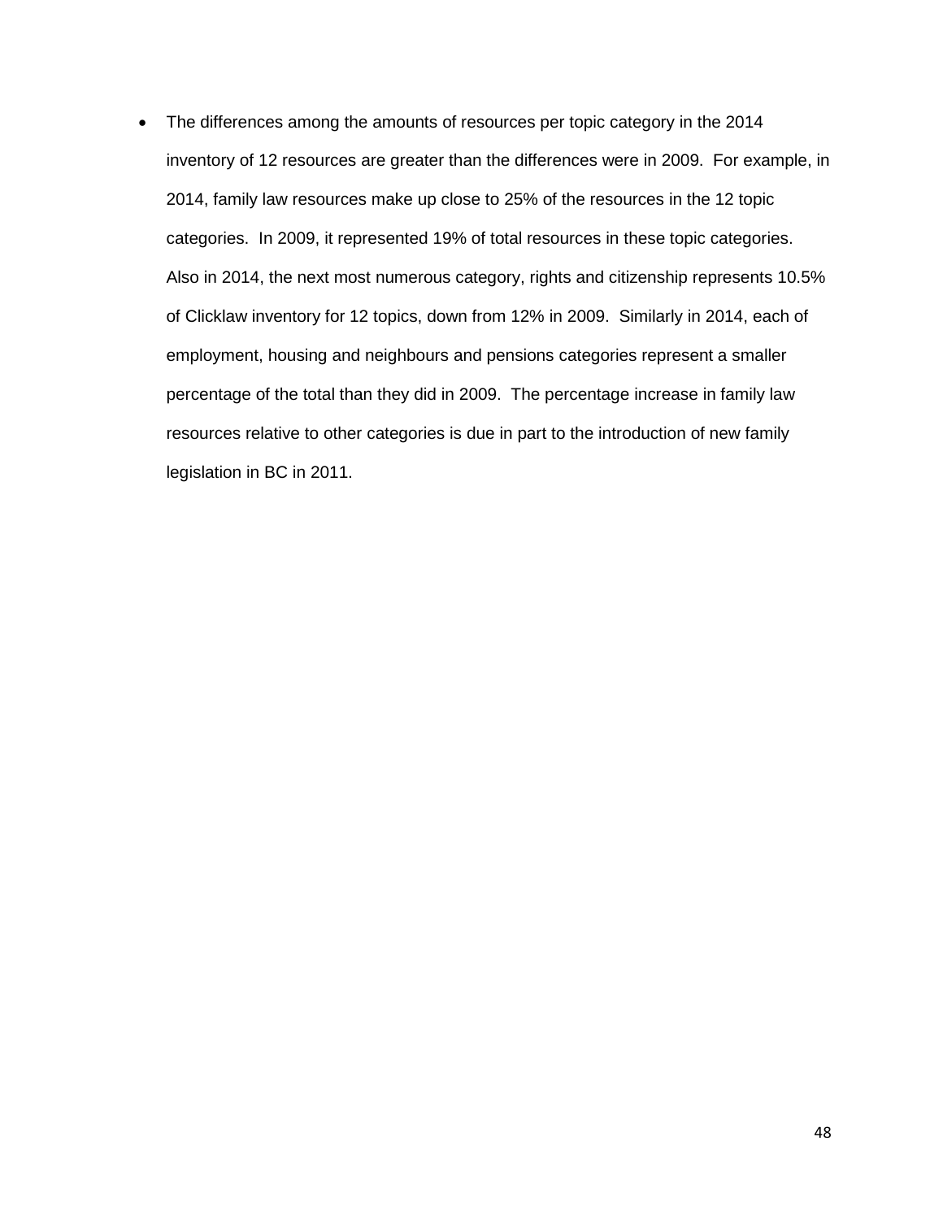- The differences among the amounts of resources per topic category in the 2014 inventory of 12 resources are greater than the differences were in 2009. For example, in 2014, family law resources make up close to 25% of the resources in the 12 topic categories. In 2009, it represented 19% of total resources in these topic categories. Also in 2014, the next most numerous category, rights and citizenship represents 10.5% of Clicklaw inventory for 12 topics, down from 12% in 2009. Similarly in 2014, each of employment, housing and neighbours and pensions categories represent a smaller percentage of the total than they did in 2009. The percentage increase in family law resources relative to other categories is due in part to the introduction of new family legislation in BC in 2011.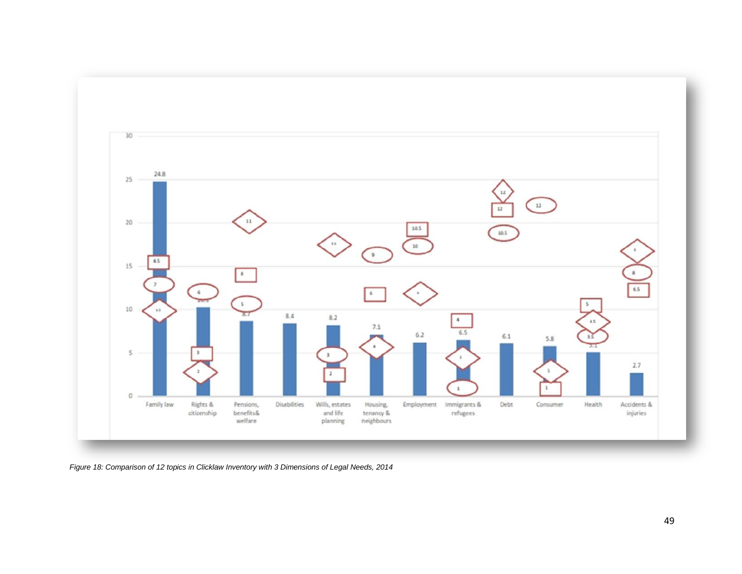*Figure 18: Comparison of 12 topics in Clicklaw Inventory with 3 Dimensions of Legal Needs, 2014*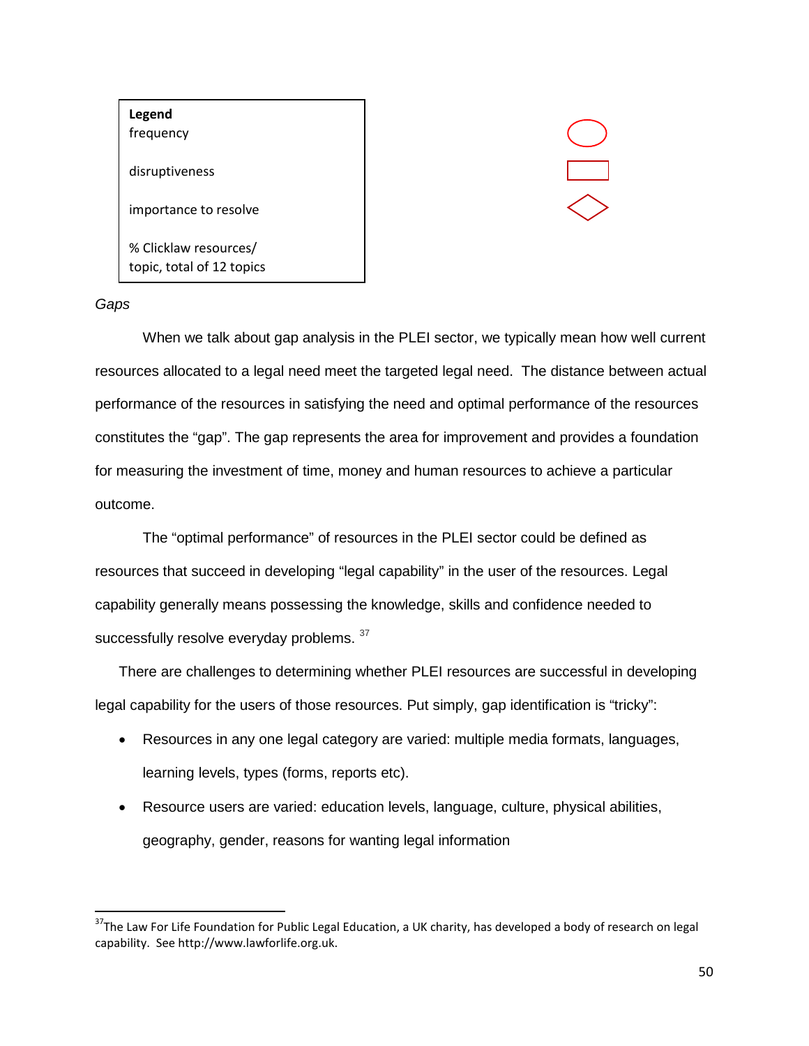| **Legend** | |
|---|---|
| frequency | |
| disruptiveness | |
| importance to resolve | |
| % Clicklaw resources/ topic, total of 12 topics | |

*Gaps*

When we talk about gap analysis in the PLEI sector, we typically mean how well current resources allocated to a legal need meet the targeted legal need. The distance between actual performance of the resources in satisfying the need and optimal performance of the resources constitutes the "gap". The gap represents the area for improvement and provides a foundation for measuring the investment of time, money and human resources to achieve a particular outcome.

The "optimal performance" of resources in the PLEI sector could be defined as resources that succeed in developing "legal capability" in the user of the resources. Legal capability generally means possessing the knowledge, skills and confidence needed to successfully resolve everyday problems. [37]

There are challenges to determining whether PLEI resources are successful in developing legal capability for the users of those resources. Put simply, gap identification is "tricky":

- Resources in any one legal category are varied: multiple media formats, languages, learning levels, types (forms, reports etc).
- Resource users are varied: education levels, language, culture, physical abilities, geography, gender, reasons for wanting legal information

[37] The Law For Life Foundation for Public Legal Education, a UK charity, has developed a body of research on legal capability. See http://www.lawforlife.org.uk.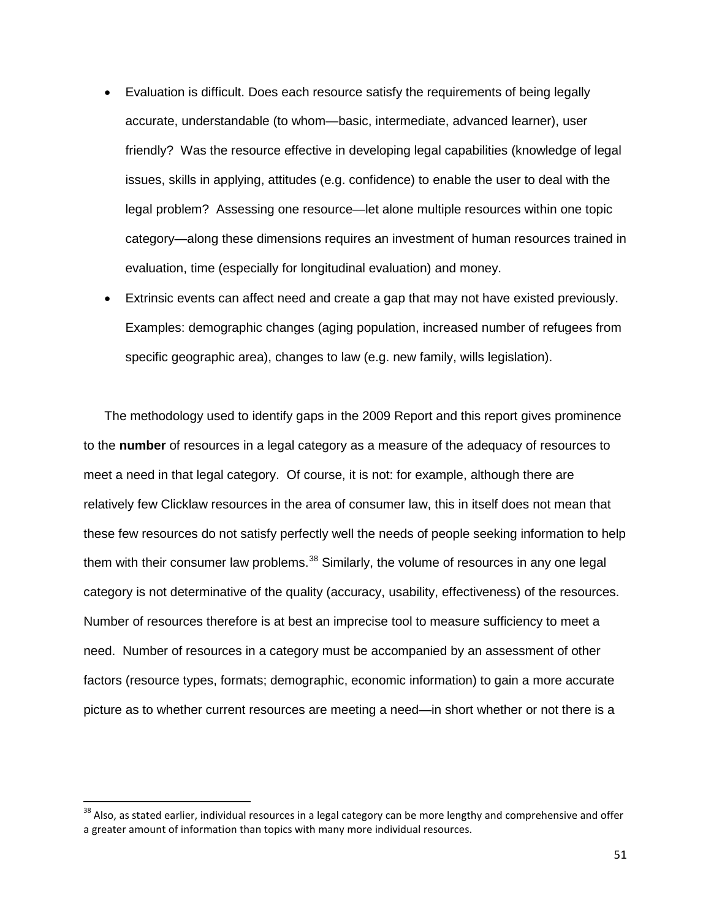- Evaluation is difficult. Does each resource satisfy the requirements of being legally accurate, understandable (to whom—basic, intermediate, advanced learner), user friendly? Was the resource effective in developing legal capabilities (knowledge of legal issues, skills in applying, attitudes (e.g. confidence) to enable the user to deal with the legal problem? Assessing one resource—let alone multiple resources within one topic category—along these dimensions requires an investment of human resources trained in evaluation, time (especially for longitudinal evaluation) and money.
- Extrinsic events can affect need and create a gap that may not have existed previously. Examples: demographic changes (aging population, increased number of refugees from specific geographic area), changes to law (e.g. new family, wills legislation).

The methodology used to identify gaps in the 2009 Report and this report gives prominence to the **number** of resources in a legal category as a measure of the adequacy of resources to meet a need in that legal category. Of course, it is not: for example, although there are relatively few Clicklaw resources in the area of consumer law, this in itself does not mean that these few resources do not satisfy perfectly well the needs of people seeking information to help them with their consumer law problems.[38] Similarly, the volume of resources in any one legal category is not determinative of the quality (accuracy, usability, effectiveness) of the resources. Number of resources therefore is at best an imprecise tool to measure sufficiency to meet a need. Number of resources in a category must be accompanied by an assessment of other factors (resource types, formats; demographic, economic information) to gain a more accurate picture as to whether current resources are meeting a need—in short whether or not there is a

[38] Also, as stated earlier, individual resources in a legal category can be more lengthy and comprehensive and offer a greater amount of information than topics with many more individual resources.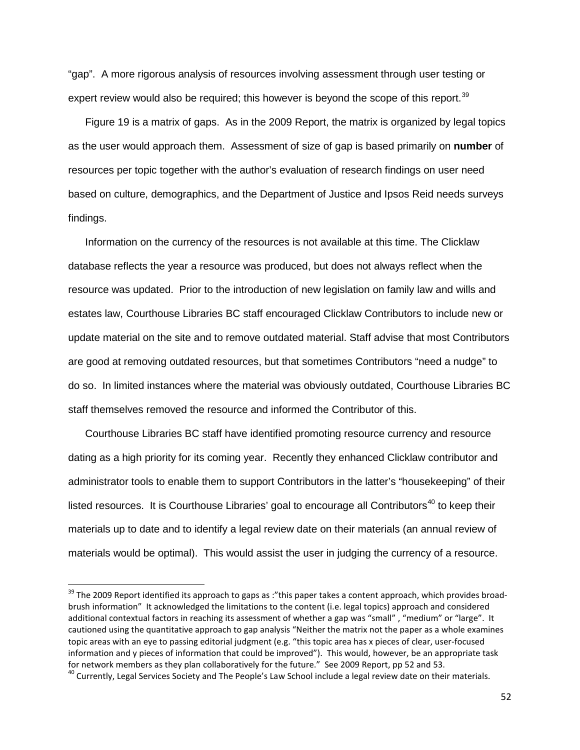"gap". A more rigorous analysis of resources involving assessment through user testing or expert review would also be required; this however is beyond the scope of this report.[39]

Figure 19 is a matrix of gaps. As in the 2009 Report, the matrix is organized by legal topics as the user would approach them. Assessment of size of gap is based primarily on **number** of resources per topic together with the author's evaluation of research findings on user need based on culture, demographics, and the Department of Justice and Ipsos Reid needs surveys findings.

Information on the currency of the resources is not available at this time. The Clicklaw database reflects the year a resource was produced, but does not always reflect when the resource was updated. Prior to the introduction of new legislation on family law and wills and estates law, Courthouse Libraries BC staff encouraged Clicklaw Contributors to include new or update material on the site and to remove outdated material. Staff advise that most Contributors are good at removing outdated resources, but that sometimes Contributors "need a nudge" to do so. In limited instances where the material was obviously outdated, Courthouse Libraries BC staff themselves removed the resource and informed the Contributor of this.

Courthouse Libraries BC staff have identified promoting resource currency and resource dating as a high priority for its coming year. Recently they enhanced Clicklaw contributor and administrator tools to enable them to support Contributors in the latter's "housekeeping" of their listed resources. It is Courthouse Libraries' goal to encourage all Contributors[40] to keep their materials up to date and to identify a legal review date on their materials (an annual review of materials would be optimal). This would assist the user in judging the currency of a resource.

---

[39] The 2009 Report identified its approach to gaps as :"this paper takes a content approach, which provides broad-brush information" It acknowledged the limitations to the content (i.e. legal topics) approach and considered additional contextual factors in reaching its assessment of whether a gap was "small" , "medium" or "large". It cautioned using the quantitative approach to gap analysis "Neither the matrix not the paper as a whole examines topic areas with an eye to passing editorial judgment (e.g. "this topic area has x pieces of clear, user-focused information and y pieces of information that could be improved"). This would, however, be an appropriate task for network members as they plan collaboratively for the future." See 2009 Report, pp 52 and 53.

[40] Currently, Legal Services Society and The People's Law School include a legal review date on their materials.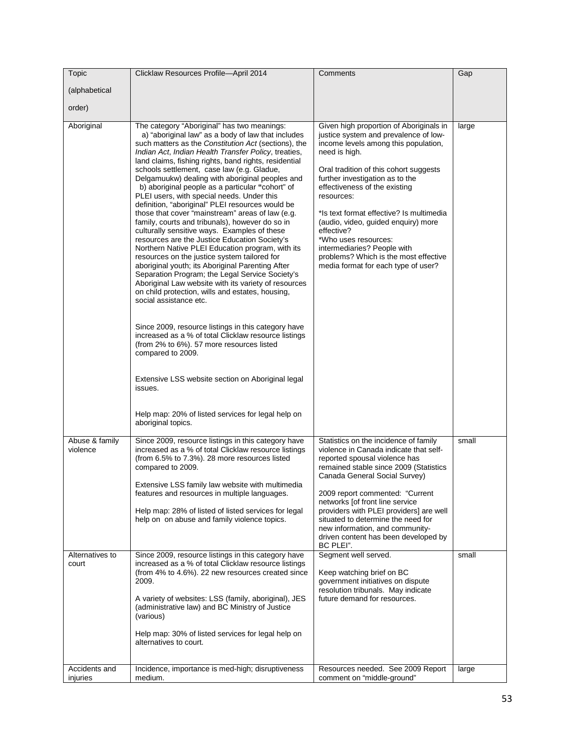| Topic (alphabetical order) | Clicklaw Resources Profile—April 2014 | Comments | Gap |
|---|---|---|---|
| Aboriginal | The category "Aboriginal" has two meanings:<br>a) "aboriginal law" as a body of law that includes such matters as the *Constitution Act* (sections), the *Indian Act*, *Indian Health Transfer Policy*, treaties, land claims, fishing rights, band rights, residential schools settlement, case law (e.g. Gladue, Delgamuukw) dealing with aboriginal peoples and<br>b) aboriginal people as a particular "cohort" of PLEI users, with special needs. Under this definition, "aboriginal" PLEI resources would be those that cover "mainstream" areas of law (e.g. family, courts and tribunals), however do so in culturally sensitive ways. Examples of these resources are the Justice Education Society's Northern Native PLEI Education program, with its resources on the justice system tailored for aboriginal youth; its Aboriginal Parenting After Separation Program; the Legal Service Society's Aboriginal Law website with its variety of resources on child protection, wills and estates, housing, social assistance etc.<br><br>Since 2009, resource listings in this category have increased as a % of total Clicklaw resource listings (from 2% to 6%). 57 more resources listed compared to 2009.<br><br>Extensive LSS website section on Aboriginal legal issues.<br><br>Help map: 20% of listed services for legal help on aboriginal topics. | Given high proportion of Aboriginals in justice system and prevalence of low-income levels among this population, need is high.<br><br>Oral tradition of this cohort suggests further investigation as to the effectiveness of the existing resources:<br><br>*Is text format effective? Is multimedia (audio, video, guided enquiry) more effective?<br>*Who uses resources: intermediaries? People with problems? Which is the most effective media format for each type of user? | large |
| Abuse & family violence | Since 2009, resource listings in this category have increased as a % of total Clicklaw resource listings (from 6.5% to 7.3%). 28 more resources listed compared to 2009.<br><br>Extensive LSS family law website with multimedia features and resources in multiple languages.<br><br>Help map: 28% of listed of listed services for legal help on on abuse and family violence topics. | Statistics on the incidence of family violence in Canada indicate that self-reported spousal violence has remained stable since 2009 (Statistics Canada General Social Survey)<br><br>2009 report commented: "Current networks [of front line service providers with PLEI providers] are well situated to determine the need for new information, and community-driven content has been developed by BC PLEI". | small |
| Alternatives to court | Since 2009, resource listings in this category have increased as a % of total Clicklaw resource listings (from 4% to 4.6%). 22 new resources created since 2009.<br><br>A variety of websites: LSS (family, aboriginal), JES (administrative law) and BC Ministry of Justice (various)<br><br>Help map: 30% of listed services for legal help on alternatives to court. | Segment well served.<br><br>Keep watching brief on BC government initiatives on dispute resolution tribunals. May indicate future demand for resources. | small |
| Accidents and injuries | Incidence, importance is med-high; disruptiveness medium. | Resources needed. See 2009 Report comment on "middle-ground" | large |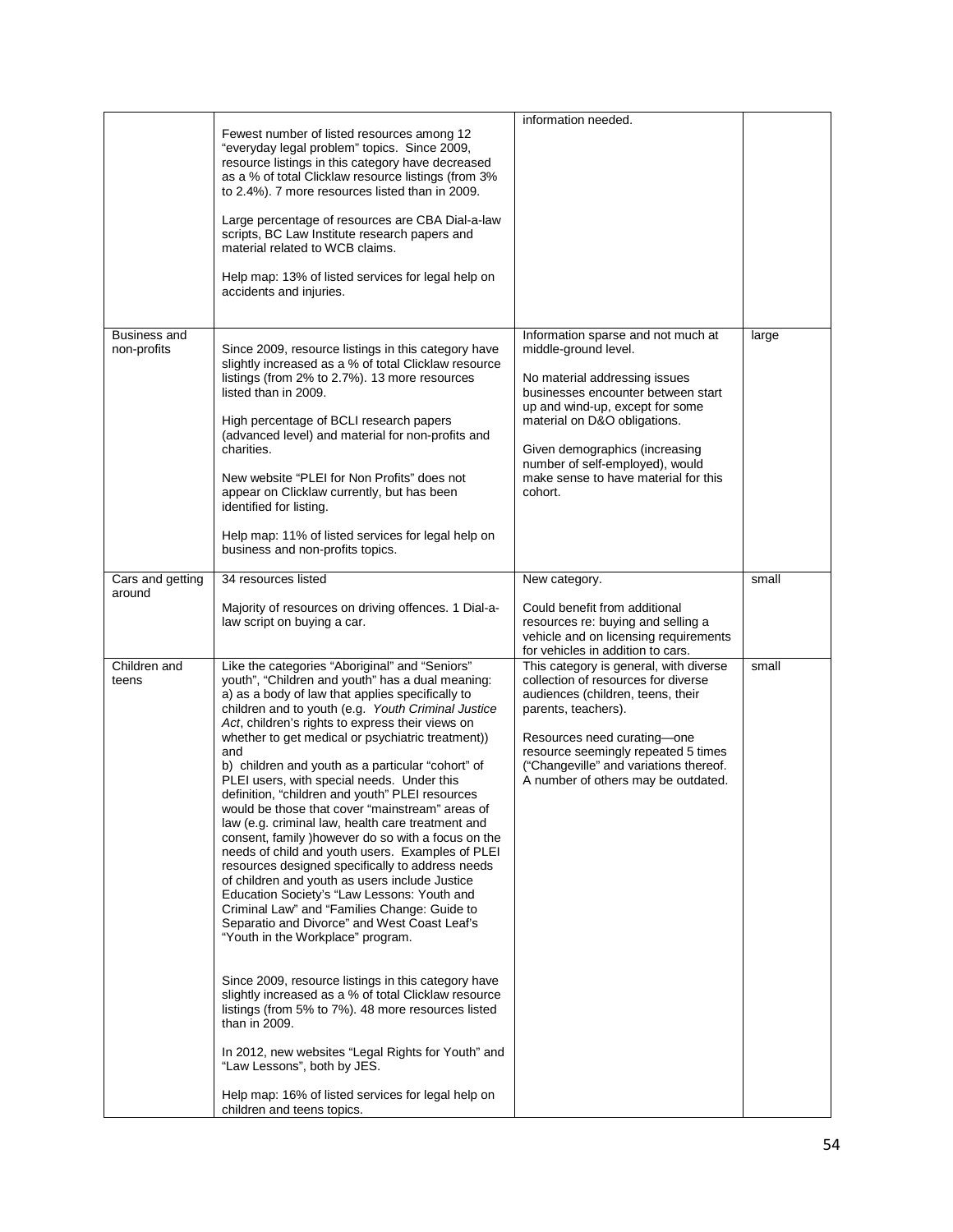| | | | |
|---|---|---|---|
| | Fewest number of listed resources among 12 "everyday legal problem" topics. Since 2009, resource listings in this category have decreased as a % of total Clicklaw resource listings (from 3% to 2.4%). 7 more resources listed than in 2009.<br><br>Large percentage of resources are CBA Dial-a-law scripts, BC Law Institute research papers and material related to WCB claims.<br><br>Help map: 13% of listed services for legal help on accidents and injuries. | information needed. | |
| Business and non-profits | Since 2009, resource listings in this category have slightly increased as a % of total Clicklaw resource listings (from 2% to 2.7%). 13 more resources listed than in 2009.<br><br>High percentage of BCLI research papers (advanced level) and material for non-profits and charities.<br><br>New website "PLEI for Non Profits" does not appear on Clicklaw currently, but has been identified for listing.<br><br>Help map: 11% of listed services for legal help on business and non-profits topics. | Information sparse and not much at middle-ground level.<br><br>No material addressing issues businesses encounter between start up and wind-up, except for some material on D&O obligations.<br><br>Given demographics (increasing number of self-employed), would make sense to have material for this cohort. | large |
| Cars and getting around | 34 resources listed<br><br>Majority of resources on driving offences. 1 Dial-a-law script on buying a car. | New category.<br><br>Could benefit from additional resources re: buying and selling a vehicle and on licensing requirements for vehicles in addition to cars. | small |
| Children and teens | Like the categories "Aboriginal" and "Seniors" youth", "Children and youth" has a dual meaning: a) as a body of law that applies specifically to children and to youth (e.g. *Youth Criminal Justice Act*, children's rights to express their views on whether to get medical or psychiatric treatment)) and<br>b) children and youth as a particular "cohort" of PLEI users, with special needs. Under this definition, "children and youth" PLEI resources would be those that cover "mainstream" areas of law (e.g. criminal law, health care treatment and consent, family )however do so with a focus on the needs of child and youth users. Examples of PLEI resources designed specifically to address needs of children and youth as users include Justice Education Society's "Law Lessons: Youth and Criminal Law" and "Families Change: Guide to Separatio and Divorce" and West Coast Leaf's "Youth in the Workplace" program.<br><br>Since 2009, resource listings in this category have slightly increased as a % of total Clicklaw resource listings (from 5% to 7%). 48 more resources listed than in 2009.<br><br>In 2012, new websites "Legal Rights for Youth" and "Law Lessons", both by JES.<br><br>Help map: 16% of listed services for legal help on children and teens topics. | This category is general, with diverse collection of resources for diverse audiences (children, teens, their parents, teachers).<br><br>Resources need curating—one resource seemingly repeated 5 times ("Changeville" and variations thereof. A number of others may be outdated. | small |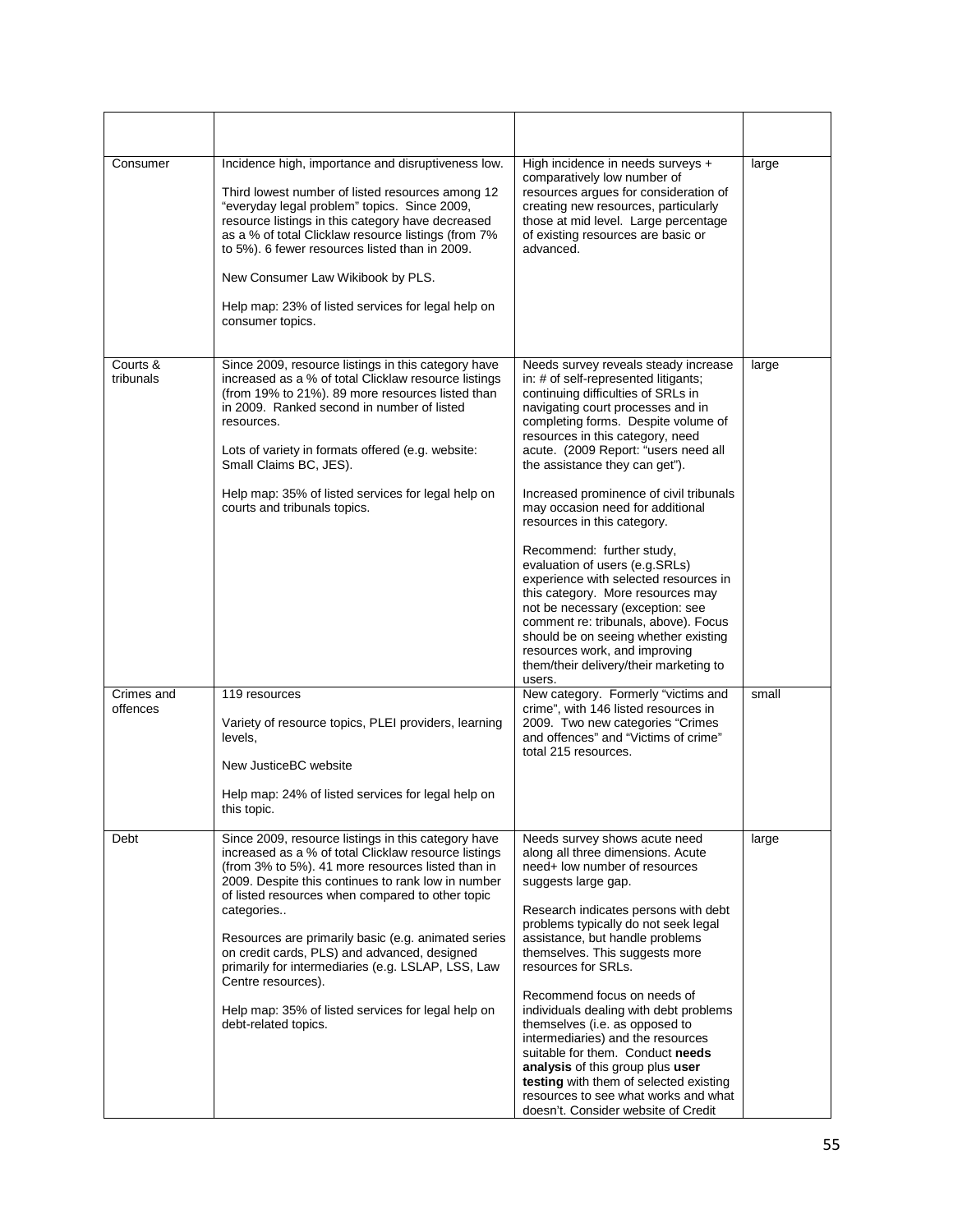| | | | |
|---|---|---|---|
| Consumer | Incidence high, importance and disruptiveness low.<br><br>Third lowest number of listed resources among 12 "everyday legal problem" topics. Since 2009, resource listings in this category have decreased as a % of total Clicklaw resource listings (from 7% to 5%). 6 fewer resources listed than in 2009.<br><br>New Consumer Law Wikibook by PLS.<br><br>Help map: 23% of listed services for legal help on consumer topics. | High incidence in needs surveys + comparatively low number of resources argues for consideration of creating new resources, particularly those at mid level. Large percentage of existing resources are basic or advanced. | large |
| Courts & tribunals | Since 2009, resource listings in this category have increased as a % of total Clicklaw resource listings (from 19% to 21%). 89 more resources listed than in 2009. Ranked second in number of listed resources.<br><br>Lots of variety in formats offered (e.g. website: Small Claims BC, JES).<br><br>Help map: 35% of listed services for legal help on courts and tribunals topics. | Needs survey reveals steady increase in: # of self-represented litigants; continuing difficulties of SRLs in navigating court processes and in completing forms. Despite volume of resources in this category, need acute. (2009 Report: "users need all the assistance they can get").<br><br>Increased prominence of civil tribunals may occasion need for additional resources in this category.<br><br>Recommend: further study, evaluation of users (e.g.SRLs) experience with selected resources in this category. More resources may not be necessary (exception: see comment re: tribunals, above). Focus should be on seeing whether existing resources work, and improving them/their delivery/their marketing to users. | large |
| Crimes and offences | 119 resources<br><br>Variety of resource topics, PLEI providers, learning levels,<br><br>New JusticeBC website<br><br>Help map: 24% of listed services for legal help on this topic. | New category. Formerly "victims and crime", with 146 listed resources in 2009. Two new categories "Crimes and offences" and "Victims of crime" total 215 resources. | small |
| Debt | Since 2009, resource listings in this category have increased as a % of total Clicklaw resource listings (from 3% to 5%). 41 more resources listed than in 2009. Despite this continues to rank low in number of listed resources when compared to other topic categories..<br><br>Resources are primarily basic (e.g. animated series on credit cards, PLS) and advanced, designed primarily for intermediaries (e.g. LSLAP, LSS, Law Centre resources).<br><br>Help map: 35% of listed services for legal help on debt-related topics. | Needs survey shows acute need along all three dimensions. Acute need+ low number of resources suggests large gap.<br><br>Research indicates persons with debt problems typically do not seek legal assistance, but handle problems themselves. This suggests more resources for SRLs.<br><br>Recommend focus on needs of individuals dealing with debt problems themselves (i.e. as opposed to intermediaries) and the resources suitable for them. Conduct **needs analysis** of this group plus **user testing** with them of selected existing resources to see what works and what doesn't. Consider website of Credit | large |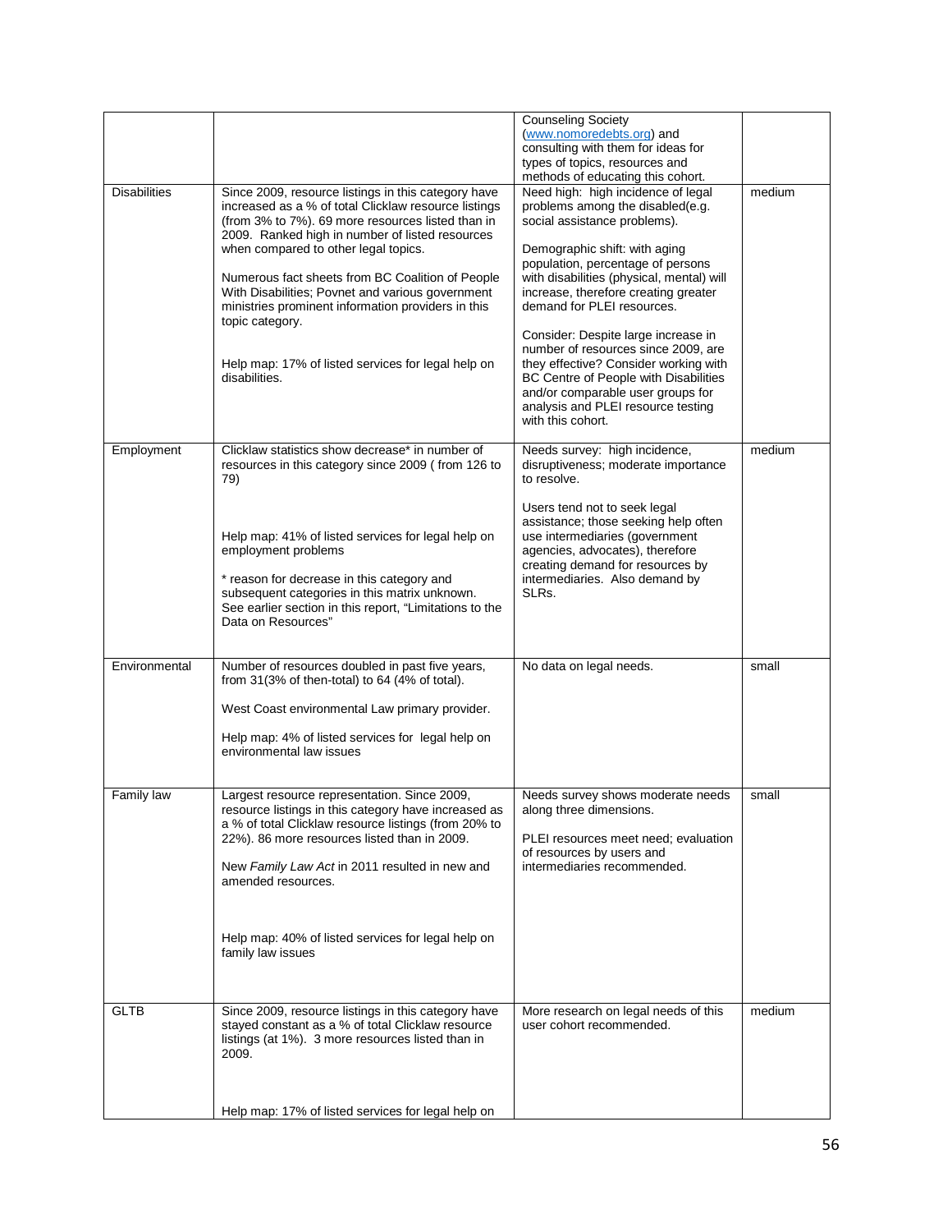| | | | |
|---|---|---|---|
| | | Counseling Society (www.nomoredebts.org) and consulting with them for ideas for types of topics, resources and methods of educating this cohort. | |
| Disabilities | Since 2009, resource listings in this category have increased as a % of total Clicklaw resource listings (from 3% to 7%). 69 more resources listed than in 2009. Ranked high in number of listed resources when compared to other legal topics.<br><br>Numerous fact sheets from BC Coalition of People With Disabilities; Povnet and various government ministries prominent information providers in this topic category.<br><br>Help map: 17% of listed services for legal help on disabilities. | Need high: high incidence of legal problems among the disabled(e.g. social assistance problems).<br><br>Demographic shift: with aging population, percentage of persons with disabilities (physical, mental) will increase, therefore creating greater demand for PLEI resources.<br><br>Consider: Despite large increase in number of resources since 2009, are they effective? Consider working with BC Centre of People with Disabilities and/or comparable user groups for analysis and PLEI resource testing with this cohort. | medium |
| Employment | Clicklaw statistics show decrease* in number of resources in this category since 2009 ( from 126 to 79)<br><br>Help map: 41% of listed services for legal help on employment problems<br><br>* reason for decrease in this category and subsequent categories in this matrix unknown. See earlier section in this report, "Limitations to the Data on Resources" | Needs survey: high incidence, disruptiveness; moderate importance to resolve.<br><br>Users tend not to seek legal assistance; those seeking help often use intermediaries (government agencies, advocates), therefore creating demand for resources by intermediaries. Also demand by SLRs. | medium |
| Environmental | Number of resources doubled in past five years, from 31(3% of then-total) to 64 (4% of total).<br><br>West Coast environmental Law primary provider.<br><br>Help map: 4% of listed services for legal help on environmental law issues | No data on legal needs. | small |
| Family law | Largest resource representation. Since 2009, resource listings in this category have increased as a % of total Clicklaw resource listings (from 20% to 22%). 86 more resources listed than in 2009.<br><br>New *Family Law Act* in 2011 resulted in new and amended resources.<br><br>Help map: 40% of listed services for legal help on family law issues | Needs survey shows moderate needs along three dimensions.<br><br>PLEI resources meet need; evaluation of resources by users and intermediaries recommended. | small |
| GLTB | Since 2009, resource listings in this category have stayed constant as a % of total Clicklaw resource listings (at 1%). 3 more resources listed than in 2009.<br><br>Help map: 17% of listed services for legal help on | More research on legal needs of this user cohort recommended. | medium |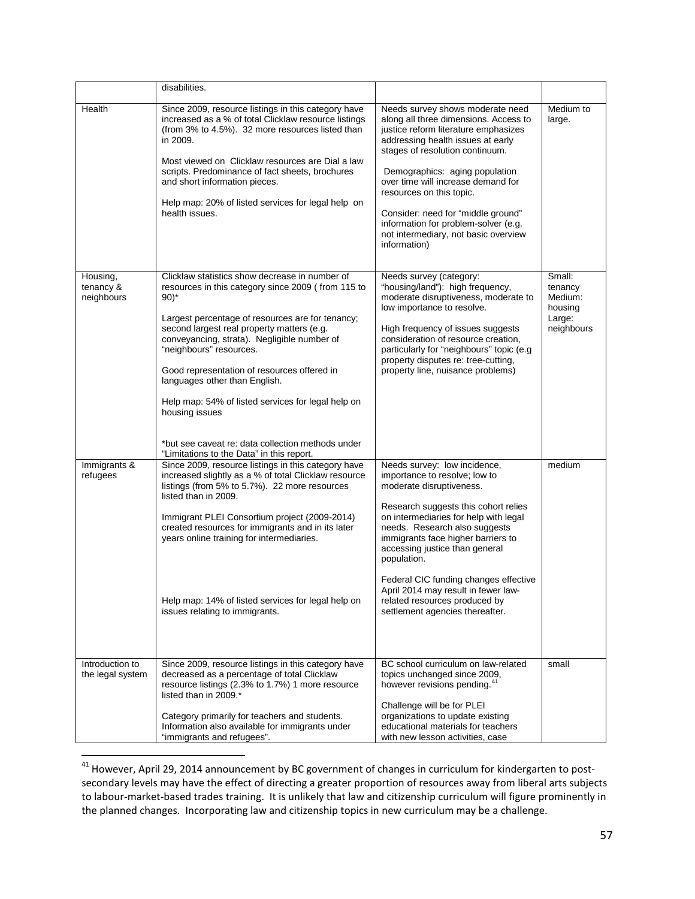|  |  |  |  |
|---|---|---|---|
|  | disabilities. |  |  |
| Health | Since 2009, resource listings in this category have increased as a % of total Clicklaw resource listings (from 3% to 4.5%). 32 more resources listed than in 2009.<br><br>Most viewed on Clicklaw resources are Dial a law scripts. Predominance of fact sheets, brochures and short information pieces.<br><br>Help map: 20% of listed services for legal help on health issues. | Needs survey shows moderate need along all three dimensions. Access to justice reform literature emphasizes addressing health issues at early stages of resolution continuum.<br><br>Demographics: aging population over time will increase demand for resources on this topic.<br><br>Consider: need for "middle ground" information for problem-solver (e.g. not intermediary, not basic overview information) | Medium to large. |
| Housing, tenancy & neighbours | Clicklaw statistics show decrease in number of resources in this category since 2009 ( from 115 to 90)*<br><br>Largest percentage of resources are for tenancy; second largest real property matters (e.g. conveyancing, strata). Negligible number of "neighbours" resources.<br><br>Good representation of resources offered in languages other than English.<br><br>Help map: 54% of listed services for legal help on housing issues<br><br>*but see caveat re: data collection methods under "Limitations to the Data" in this report. | Needs survey (category: "housing/land"): high frequency, moderate disruptiveness, moderate to low importance to resolve.<br><br>High frequency of issues suggests consideration of resource creation, particularly for "neighbours" topic (e.g property disputes re: tree-cutting, property line, nuisance problems) | Small: tenancy<br>Medium: housing<br>Large: neighbours |
| Immigrants & refugees | Since 2009, resource listings in this category have increased slightly as a % of total Clicklaw resource listings (from 5% to 5.7%). 22 more resources listed than in 2009.<br><br>Immigrant PLEI Consortium project (2009-2014) created resources for immigrants and in its later years online training for intermediaries.<br><br>Help map: 14% of listed services for legal help on issues relating to immigrants. | Needs survey: low incidence, importance to resolve; low to moderate disruptiveness.<br><br>Research suggests this cohort relies on intermediaries for help with legal needs. Research also suggests immigrants face higher barriers to accessing justice than general population.<br><br>Federal CIC funding changes effective April 2014 may result in fewer law-related resources produced by settlement agencies thereafter. | medium |
| Introduction to the legal system | Since 2009, resource listings in this category have decreased as a percentage of total Clicklaw resource listings (2.3% to 1.7%) 1 more resource listed than in 2009.*<br><br>Category primarily for teachers and students. Information also available for immigrants under "immigrants and refugees". | BC school curriculum on law-related topics unchanged since 2009, however revisions pending.[41]<br><br>Challenge will be for PLEI organizations to update existing educational materials for teachers with new lesson activities, case | small |

[41] However, April 29, 2014 announcement by BC government of changes in curriculum for kindergarten to post-secondary levels may have the effect of directing a greater proportion of resources away from liberal arts subjects to labour-market-based trades training. It is unlikely that law and citizenship curriculum will figure prominently in the planned changes. Incorporating law and citizenship topics in new curriculum may be a challenge.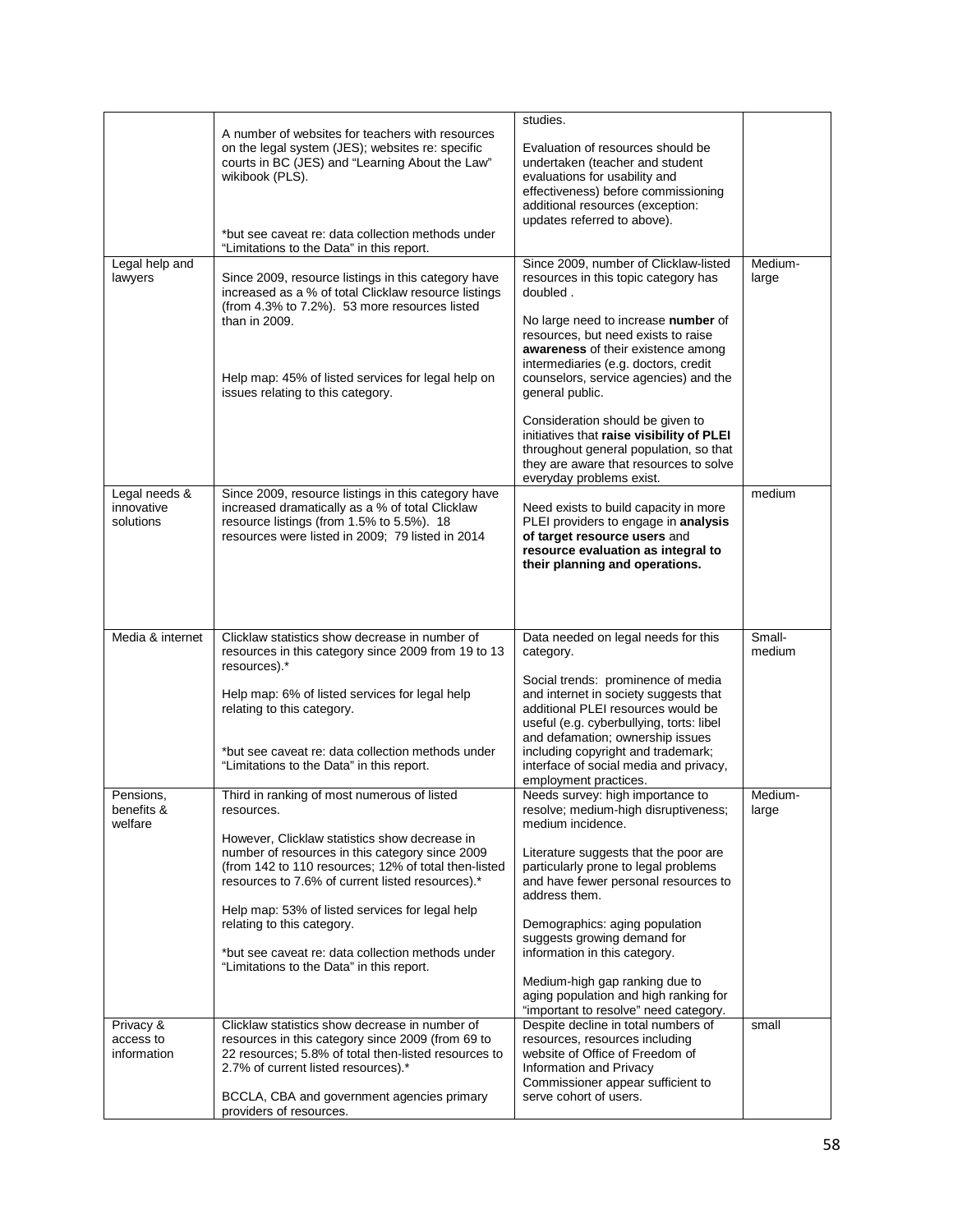| | | | |
|---|---|---|---|
| | A number of websites for teachers with resources on the legal system (JES); websites re: specific courts in BC (JES) and "Learning About the Law" wikibook (PLS).<br><br>*but see caveat re: data collection methods under "Limitations to the Data" in this report. | studies.<br><br>Evaluation of resources should be undertaken (teacher and student evaluations for usability and effectiveness) before commissioning additional resources (exception: updates referred to above). | |
| Legal help and lawyers | Since 2009, resource listings in this category have increased as a % of total Clicklaw resource listings (from 4.3% to 7.2%). 53 more resources listed than in 2009.<br><br>Help map: 45% of listed services for legal help on issues relating to this category. | Since 2009, number of Clicklaw-listed resources in this topic category has doubled .<br><br>No large need to increase **number** of resources, but need exists to raise **awareness** of their existence among intermediaries (e.g. doctors, credit counselors, service agencies) and the general public.<br><br>Consideration should be given to initiatives that **raise visibility of PLEI** throughout general population, so that they are aware that resources to solve everyday problems exist. | Medium-large |
| Legal needs & innovative solutions | Since 2009, resource listings in this category have increased dramatically as a % of total Clicklaw resource listings (from 1.5% to 5.5%). 18 resources were listed in 2009; 79 listed in 2014 | Need exists to build capacity in more PLEI providers to engage in **analysis of target resource users** and **resource evaluation as integral to their planning and operations.** | medium |
| Media & internet | Clicklaw statistics show decrease in number of resources in this category since 2009 from 19 to 13 resources).*<br><br>Help map: 6% of listed services for legal help relating to this category.<br><br>*but see caveat re: data collection methods under "Limitations to the Data" in this report. | Data needed on legal needs for this category.<br><br>Social trends: prominence of media and internet in society suggests that additional PLEI resources would be useful (e.g. cyberbullying, torts: libel and defamation; ownership issues including copyright and trademark; interface of social media and privacy, employment practices. | Small-medium |
| Pensions, benefits & welfare | Third in ranking of most numerous of listed resources.<br><br>However, Clicklaw statistics show decrease in number of resources in this category since 2009 (from 142 to 110 resources; 12% of total then-listed resources to 7.6% of current listed resources).*<br><br>Help map: 53% of listed services for legal help relating to this category.<br><br>*but see caveat re: data collection methods under "Limitations to the Data" in this report. | Needs survey: high importance to resolve; medium-high disruptiveness; medium incidence.<br><br>Literature suggests that the poor are particularly prone to legal problems and have fewer personal resources to address them.<br><br>Demographics: aging population suggests growing demand for information in this category.<br><br>Medium-high gap ranking due to aging population and high ranking for "important to resolve" need category. | Medium-large |
| Privacy & access to information | Clicklaw statistics show decrease in number of resources in this category since 2009 (from 69 to 22 resources; 5.8% of total then-listed resources to 2.7% of current listed resources).*<br><br>BCCLA, CBA and government agencies primary providers of resources. | Despite decline in total numbers of resources, resources including website of Office of Freedom of Information and Privacy Commissioner appear sufficient to serve cohort of users. | small |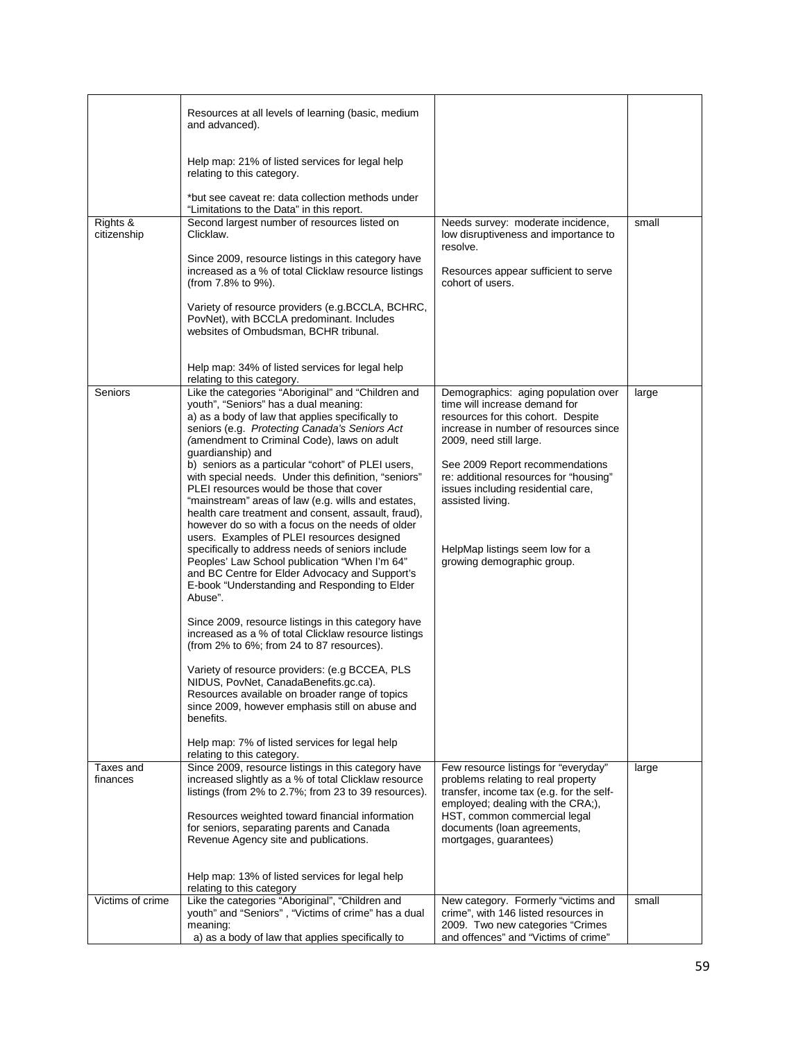| | | | |
|---|---|---|---|
| | Resources at all levels of learning (basic, medium and advanced).<br><br>Help map: 21% of listed services for legal help relating to this category.<br><br>*but see caveat re: data collection methods under "Limitations to the Data" in this report. | | |
| Rights & citizenship | Second largest number of resources listed on Clicklaw.<br><br>Since 2009, resource listings in this category have increased as a % of total Clicklaw resource listings (from 7.8% to 9%).<br><br>Variety of resource providers (e.g.BCCLA, BCHRC, PovNet), with BCCLA predominant. Includes websites of Ombudsman, BCHR tribunal.<br><br>Help map: 34% of listed services for legal help relating to this category. | Needs survey: moderate incidence, low disruptiveness and importance to resolve.<br><br>Resources appear sufficient to serve cohort of users. | small |
| Seniors | Like the categories "Aboriginal" and "Children and youth", "Seniors" has a dual meaning:<br>a) as a body of law that applies specifically to seniors (e.g. *Protecting Canada's Seniors Act (*amendment to Criminal Code), laws on adult guardianship) and<br>b) seniors as a particular "cohort" of PLEI users, with special needs. Under this definition, "seniors" PLEI resources would be those that cover "mainstream" areas of law (e.g. wills and estates, health care treatment and consent, assault, fraud), however do so with a focus on the needs of older users. Examples of PLEI resources designed specifically to address needs of seniors include Peoples' Law School publication "When I'm 64" and BC Centre for Elder Advocacy and Support's E-book "Understanding and Responding to Elder Abuse".<br><br>Since 2009, resource listings in this category have increased as a % of total Clicklaw resource listings (from 2% to 6%; from 24 to 87 resources).<br><br>Variety of resource providers: (e.g BCCEA, PLS NIDUS, PovNet, CanadaBenefits.gc.ca). Resources available on broader range of topics since 2009, however emphasis still on abuse and benefits.<br><br>Help map: 7% of listed services for legal help relating to this category. | Demographics: aging population over time will increase demand for resources for this cohort. Despite increase in number of resources since 2009, need still large.<br><br>See 2009 Report recommendations re: additional resources for "housing" issues including residential care, assisted living.<br><br>HelpMap listings seem low for a growing demographic group. | large |
| Taxes and finances | Since 2009, resource listings in this category have increased slightly as a % of total Clicklaw resource listings (from 2% to 2.7%; from 23 to 39 resources).<br><br>Resources weighted toward financial information for seniors, separating parents and Canada Revenue Agency site and publications.<br><br>Help map: 13% of listed services for legal help relating to this category | Few resource listings for "everyday" problems relating to real property transfer, income tax (e.g. for the self-employed; dealing with the CRA;), HST, common commercial legal documents (loan agreements, mortgages, guarantees) | large |
| Victims of crime | Like the categories "Aboriginal", "Children and youth" and "Seniors" , "Victims of crime" has a dual meaning:<br>a) as a body of law that applies specifically to | New category. Formerly "victims and crime", with 146 listed resources in 2009. Two new categories "Crimes and offences" and "Victims of crime" | small |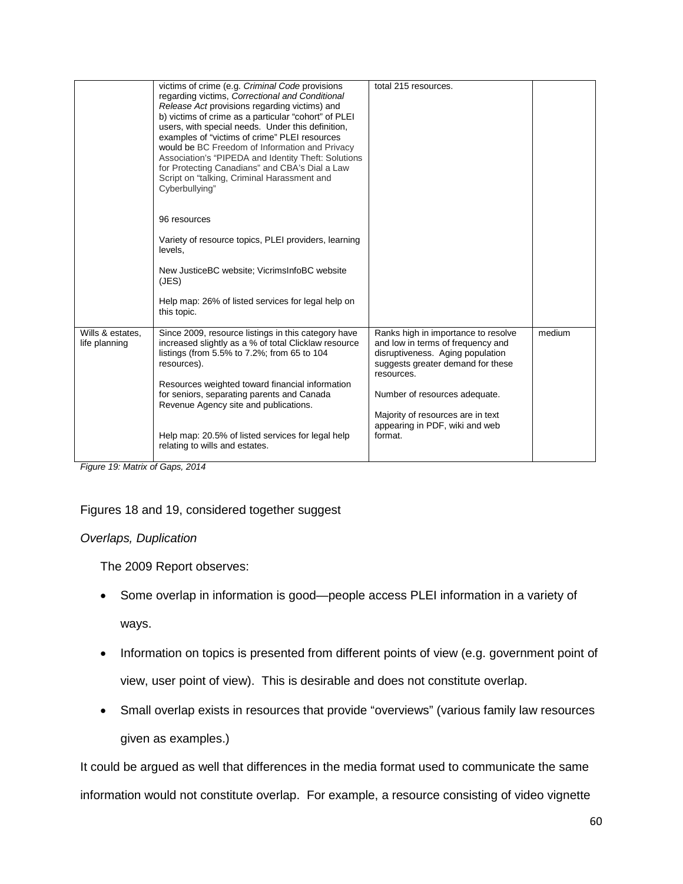| | victims of crime (e.g. *Criminal Code* provisions regarding victims, *Correctional and Conditional Release Act* provisions regarding victims) and b) victims of crime as a particular "cohort" of PLEI users, with special needs. Under this definition, examples of "victims of crime" PLEI resources would be BC Freedom of Information and Privacy Association's "PIPEDA and Identity Theft: Solutions for Protecting Canadians" and CBA's Dial a Law Script on "talking, Criminal Harassment and Cyberbullying"<br><br>96 resources<br><br>Variety of resource topics, PLEI providers, learning levels,<br><br>New JusticeBC website; VicrimsInfoBC website (JES)<br><br>Help map: 26% of listed services for legal help on this topic. | total 215 resources. | |
|---|---|---|---|
| Wills & estates, life planning | Since 2009, resource listings in this category have increased slightly as a % of total Clicklaw resource listings (from 5.5% to 7.2%; from 65 to 104 resources).<br><br>Resources weighted toward financial information for seniors, separating parents and Canada Revenue Agency site and publications.<br><br>Help map: 20.5% of listed services for legal help relating to wills and estates. | Ranks high in importance to resolve and low in terms of frequency and disruptiveness. Aging population suggests greater demand for these resources.<br><br>Number of resources adequate.<br><br>Majority of resources are in text appearing in PDF, wiki and web format. | medium |

*Figure 19: Matrix of Gaps, 2014*

Figures 18 and 19, considered together suggest

*Overlaps, Duplication*

The 2009 Report observes:

- Some overlap in information is good—people access PLEI information in a variety of ways.
- Information on topics is presented from different points of view (e.g. government point of view, user point of view). This is desirable and does not constitute overlap.
- Small overlap exists in resources that provide "overviews" (various family law resources given as examples.)

It could be argued as well that differences in the media format used to communicate the same information would not constitute overlap. For example, a resource consisting of video vignette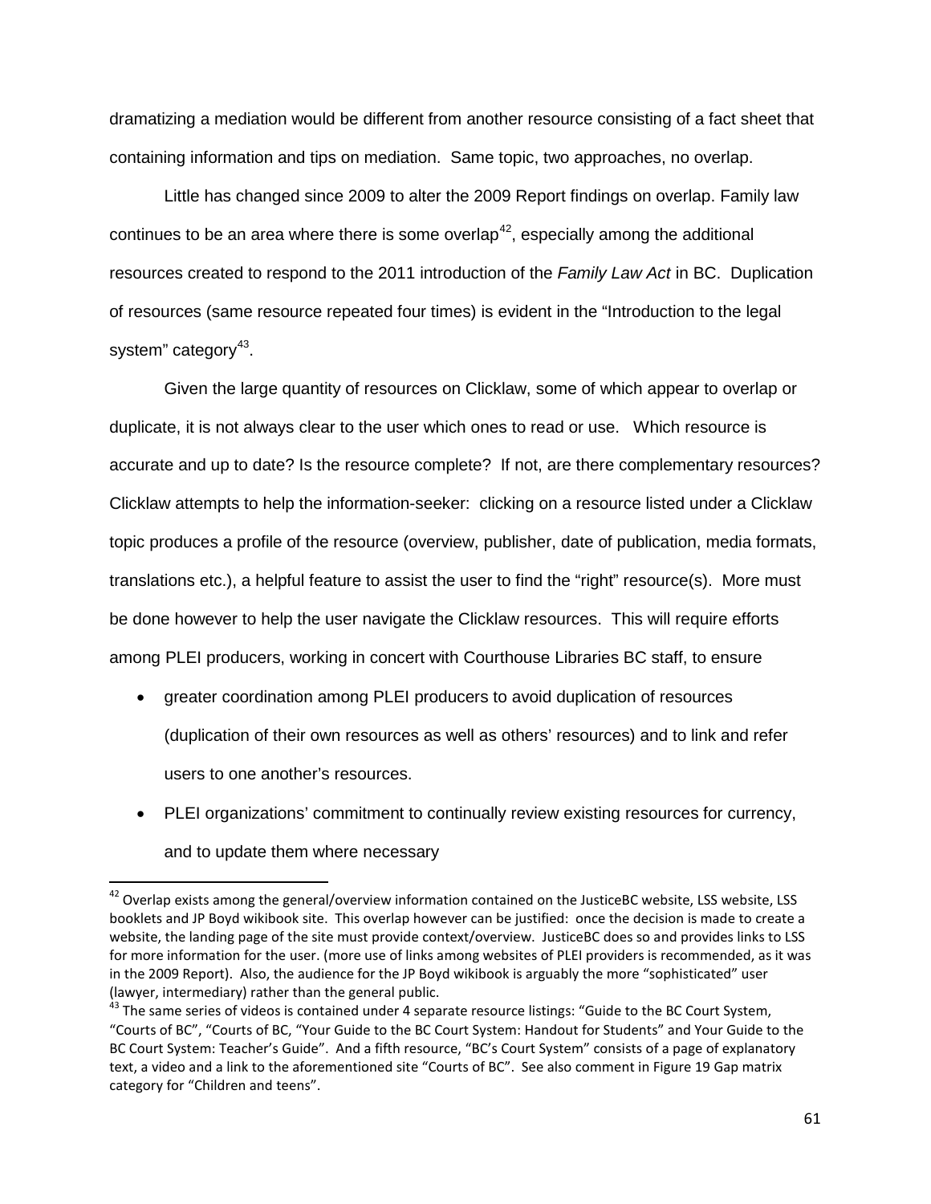dramatizing a mediation would be different from another resource consisting of a fact sheet that containing information and tips on mediation. Same topic, two approaches, no overlap.

Little has changed since 2009 to alter the 2009 Report findings on overlap. Family law continues to be an area where there is some overlap[42], especially among the additional resources created to respond to the 2011 introduction of the *Family Law Act* in BC. Duplication of resources (same resource repeated four times) is evident in the "Introduction to the legal system" category[43].

Given the large quantity of resources on Clicklaw, some of which appear to overlap or duplicate, it is not always clear to the user which ones to read or use. Which resource is accurate and up to date? Is the resource complete? If not, are there complementary resources? Clicklaw attempts to help the information-seeker: clicking on a resource listed under a Clicklaw topic produces a profile of the resource (overview, publisher, date of publication, media formats, translations etc.), a helpful feature to assist the user to find the "right" resource(s). More must be done however to help the user navigate the Clicklaw resources. This will require efforts among PLEI producers, working in concert with Courthouse Libraries BC staff, to ensure

- greater coordination among PLEI producers to avoid duplication of resources (duplication of their own resources as well as others' resources) and to link and refer users to one another's resources.
- PLEI organizations' commitment to continually review existing resources for currency, and to update them where necessary

---

[42] Overlap exists among the general/overview information contained on the JusticeBC website, LSS website, LSS booklets and JP Boyd wikibook site. This overlap however can be justified: once the decision is made to create a website, the landing page of the site must provide context/overview. JusticeBC does so and provides links to LSS for more information for the user. (more use of links among websites of PLEI providers is recommended, as it was in the 2009 Report). Also, the audience for the JP Boyd wikibook is arguably the more "sophisticated" user (lawyer, intermediary) rather than the general public.

[43] The same series of videos is contained under 4 separate resource listings: "Guide to the BC Court System, "Courts of BC", "Courts of BC, "Your Guide to the BC Court System: Handout for Students" and Your Guide to the BC Court System: Teacher's Guide". And a fifth resource, "BC's Court System" consists of a page of explanatory text, a video and a link to the aforementioned site "Courts of BC". See also comment in Figure 19 Gap matrix category for "Children and teens".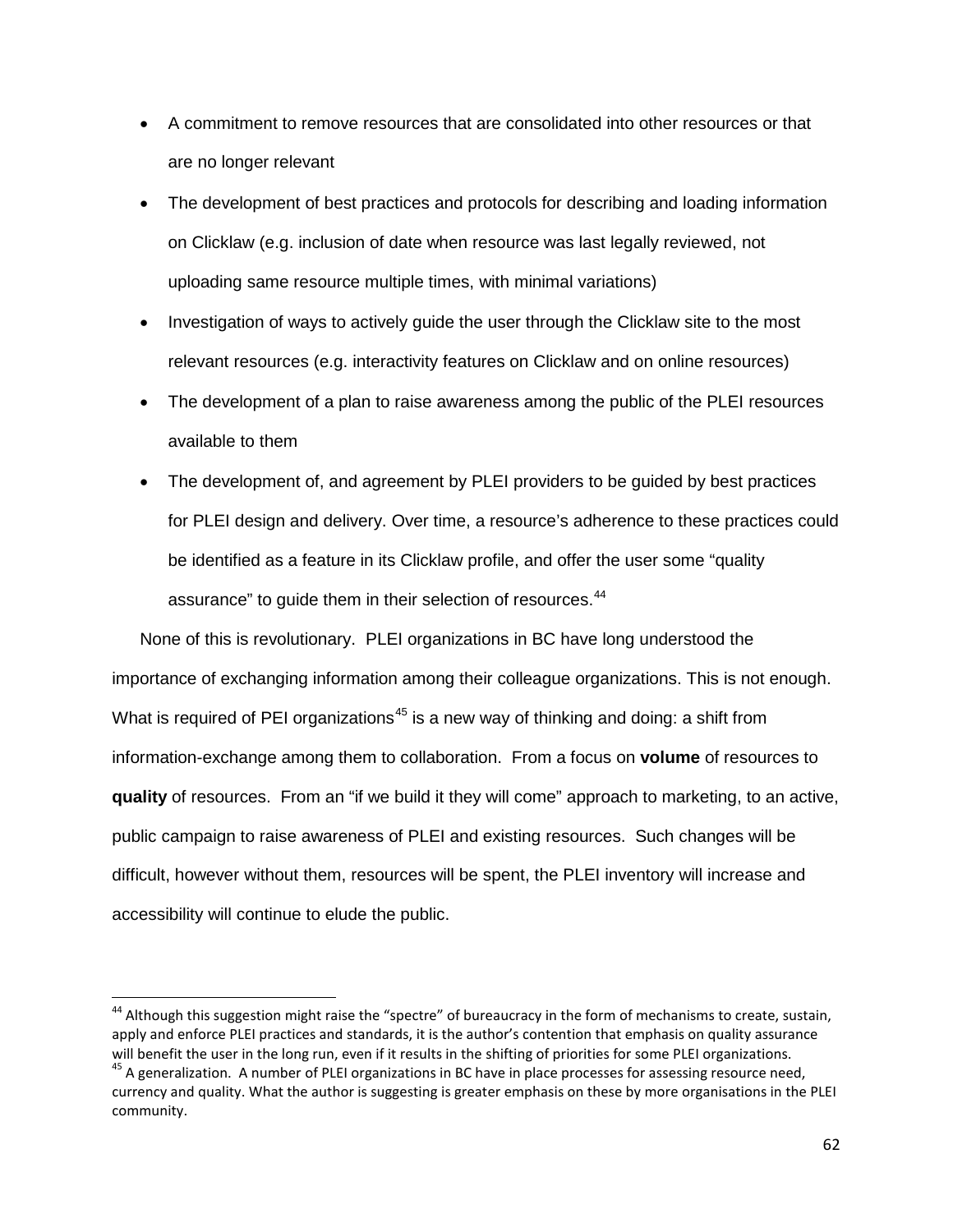- A commitment to remove resources that are consolidated into other resources or that are no longer relevant
- The development of best practices and protocols for describing and loading information on Clicklaw (e.g. inclusion of date when resource was last legally reviewed, not uploading same resource multiple times, with minimal variations)
- Investigation of ways to actively guide the user through the Clicklaw site to the most relevant resources (e.g. interactivity features on Clicklaw and on online resources)
- The development of a plan to raise awareness among the public of the PLEI resources available to them
- The development of, and agreement by PLEI providers to be guided by best practices for PLEI design and delivery. Over time, a resource's adherence to these practices could be identified as a feature in its Clicklaw profile, and offer the user some "quality assurance" to guide them in their selection of resources.[44]

None of this is revolutionary. PLEI organizations in BC have long understood the importance of exchanging information among their colleague organizations. This is not enough. What is required of PEI organizations[45] is a new way of thinking and doing: a shift from information-exchange among them to collaboration. From a focus on **volume** of resources to **quality** of resources. From an "if we build it they will come" approach to marketing, to an active, public campaign to raise awareness of PLEI and existing resources. Such changes will be difficult, however without them, resources will be spent, the PLEI inventory will increase and accessibility will continue to elude the public.

---

[44] Although this suggestion might raise the "spectre" of bureaucracy in the form of mechanisms to create, sustain, apply and enforce PLEI practices and standards, it is the author's contention that emphasis on quality assurance will benefit the user in the long run, even if it results in the shifting of priorities for some PLEI organizations.

[45] A generalization. A number of PLEI organizations in BC have in place processes for assessing resource need, currency and quality. What the author is suggesting is greater emphasis on these by more organisations in the PLEI community.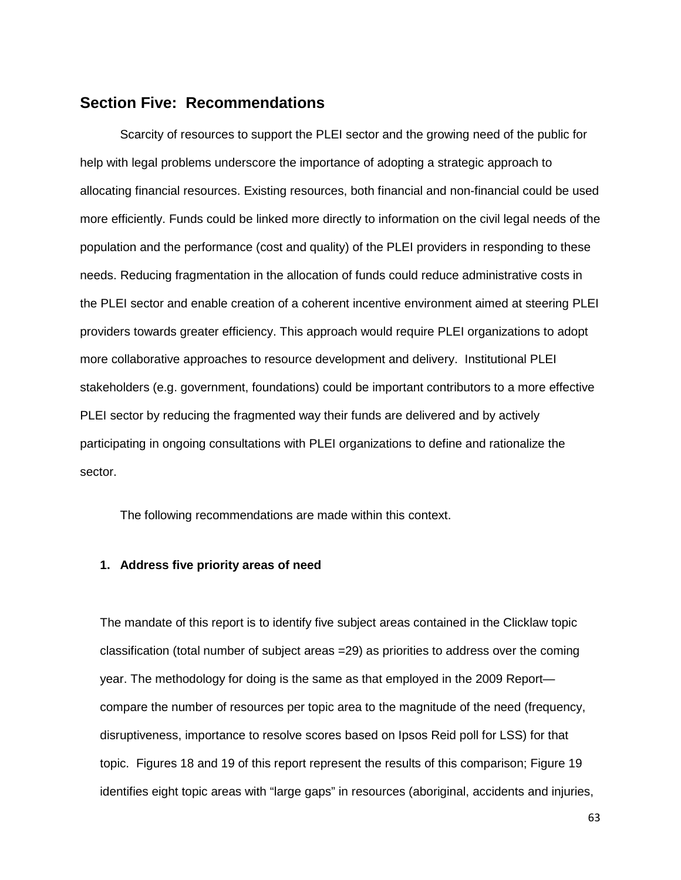## Section Five: Recommendations

Scarcity of resources to support the PLEI sector and the growing need of the public for help with legal problems underscore the importance of adopting a strategic approach to allocating financial resources. Existing resources, both financial and non-financial could be used more efficiently. Funds could be linked more directly to information on the civil legal needs of the population and the performance (cost and quality) of the PLEI providers in responding to these needs. Reducing fragmentation in the allocation of funds could reduce administrative costs in the PLEI sector and enable creation of a coherent incentive environment aimed at steering PLEI providers towards greater efficiency. This approach would require PLEI organizations to adopt more collaborative approaches to resource development and delivery. Institutional PLEI stakeholders (e.g. government, foundations) could be important contributors to a more effective PLEI sector by reducing the fragmented way their funds are delivered and by actively participating in ongoing consultations with PLEI organizations to define and rationalize the sector.

The following recommendations are made within this context.

**1. Address five priority areas of need**

The mandate of this report is to identify five subject areas contained in the Clicklaw topic classification (total number of subject areas =29) as priorities to address over the coming year. The methodology for doing is the same as that employed in the 2009 Report—compare the number of resources per topic area to the magnitude of the need (frequency, disruptiveness, importance to resolve scores based on Ipsos Reid poll for LSS) for that topic. Figures 18 and 19 of this report represent the results of this comparison; Figure 19 identifies eight topic areas with "large gaps" in resources (aboriginal, accidents and injuries,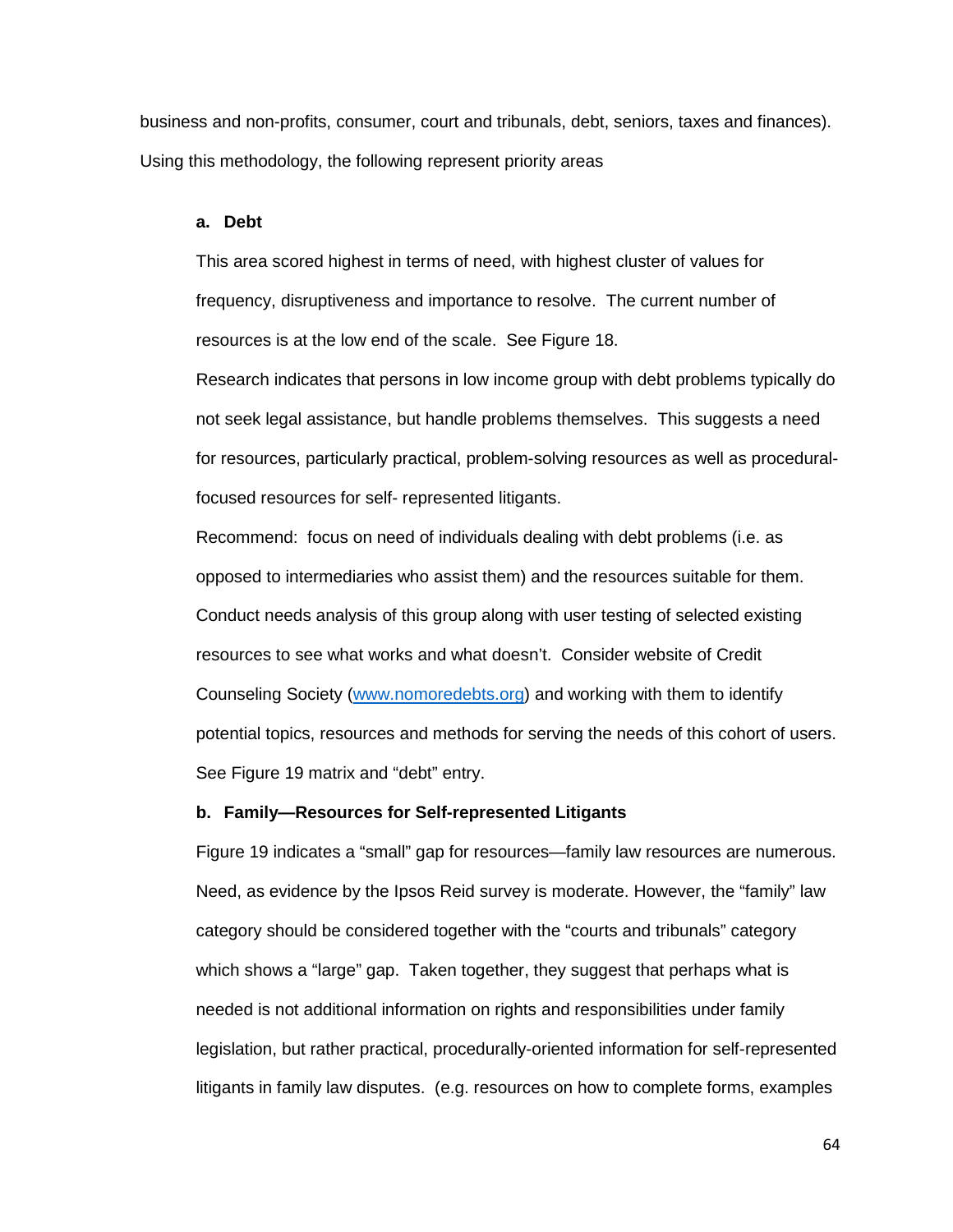business and non-profits, consumer, court and tribunals, debt, seniors, taxes and finances). Using this methodology, the following represent priority areas

**a. Debt**

This area scored highest in terms of need, with highest cluster of values for frequency, disruptiveness and importance to resolve. The current number of resources is at the low end of the scale. See Figure 18.

Research indicates that persons in low income group with debt problems typically do not seek legal assistance, but handle problems themselves. This suggests a need for resources, particularly practical, problem-solving resources as well as procedural-focused resources for self- represented litigants.

Recommend: focus on need of individuals dealing with debt problems (i.e. as opposed to intermediaries who assist them) and the resources suitable for them. Conduct needs analysis of this group along with user testing of selected existing resources to see what works and what doesn't. Consider website of Credit Counseling Society (www.nomoredebts.org) and working with them to identify potential topics, resources and methods for serving the needs of this cohort of users. See Figure 19 matrix and "debt" entry.

**b. Family—Resources for Self-represented Litigants**

Figure 19 indicates a "small" gap for resources—family law resources are numerous. Need, as evidence by the Ipsos Reid survey is moderate. However, the "family" law category should be considered together with the "courts and tribunals" category which shows a "large" gap. Taken together, they suggest that perhaps what is needed is not additional information on rights and responsibilities under family legislation, but rather practical, procedurally-oriented information for self-represented litigants in family law disputes. (e.g. resources on how to complete forms, examples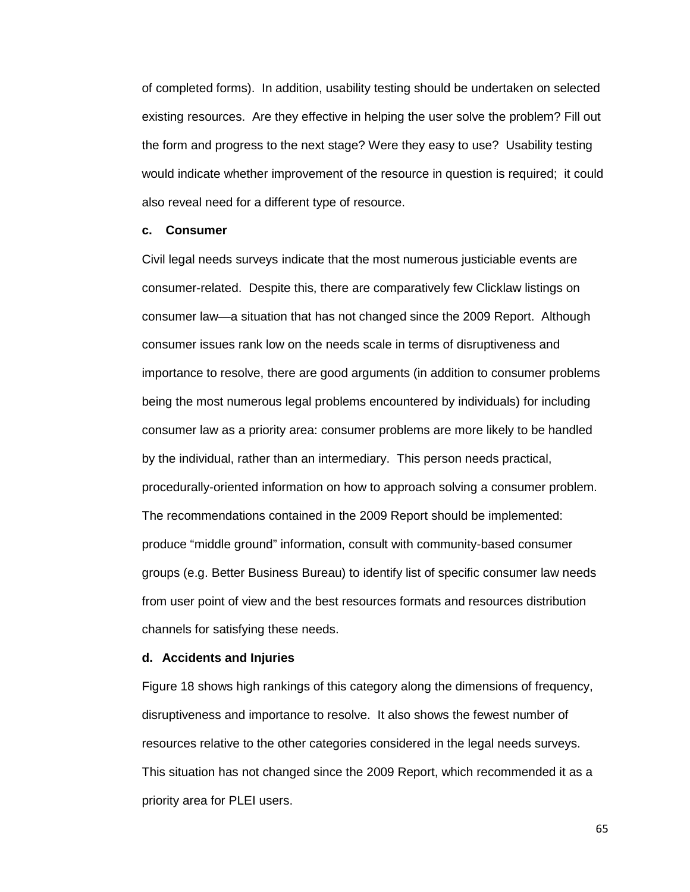of completed forms). In addition, usability testing should be undertaken on selected existing resources. Are they effective in helping the user solve the problem? Fill out the form and progress to the next stage? Were they easy to use? Usability testing would indicate whether improvement of the resource in question is required; it could also reveal need for a different type of resource.

**c. Consumer**

Civil legal needs surveys indicate that the most numerous justiciable events are consumer-related. Despite this, there are comparatively few Clicklaw listings on consumer law—a situation that has not changed since the 2009 Report. Although consumer issues rank low on the needs scale in terms of disruptiveness and importance to resolve, there are good arguments (in addition to consumer problems being the most numerous legal problems encountered by individuals) for including consumer law as a priority area: consumer problems are more likely to be handled by the individual, rather than an intermediary. This person needs practical, procedurally-oriented information on how to approach solving a consumer problem. The recommendations contained in the 2009 Report should be implemented: produce "middle ground" information, consult with community-based consumer groups (e.g. Better Business Bureau) to identify list of specific consumer law needs from user point of view and the best resources formats and resources distribution channels for satisfying these needs.

**d. Accidents and Injuries**

Figure 18 shows high rankings of this category along the dimensions of frequency, disruptiveness and importance to resolve. It also shows the fewest number of resources relative to the other categories considered in the legal needs surveys. This situation has not changed since the 2009 Report, which recommended it as a priority area for PLEI users.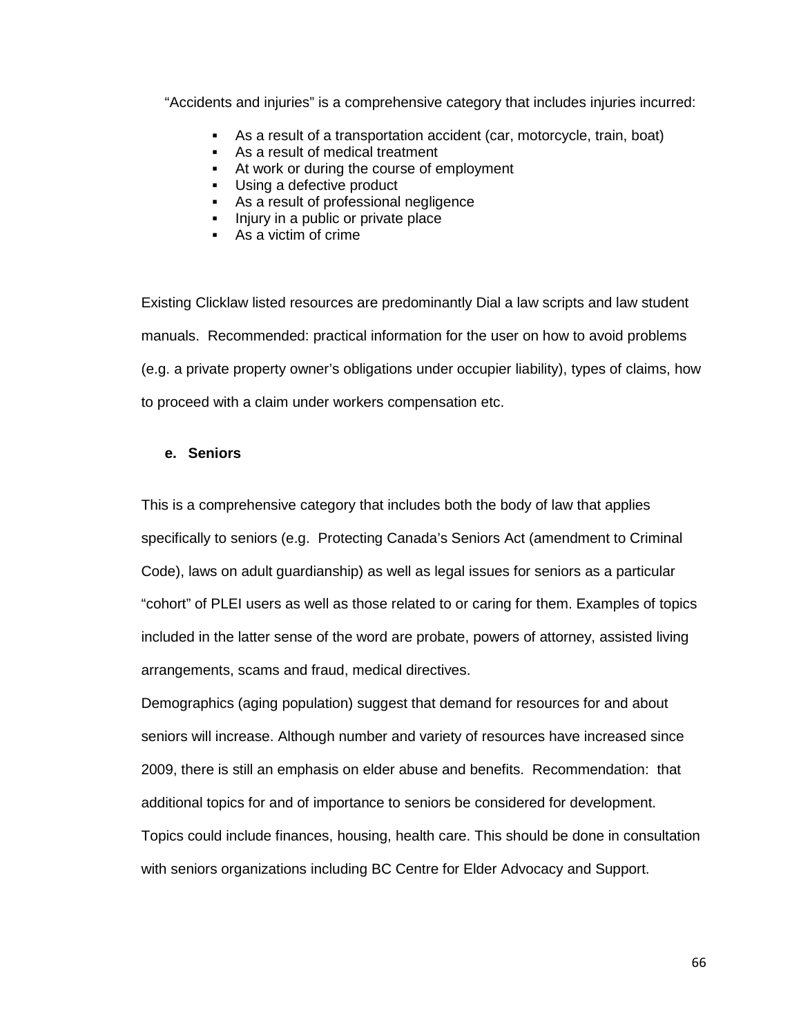"Accidents and injuries" is a comprehensive category that includes injuries incurred:

- As a result of a transportation accident (car, motorcycle, train, boat)
- As a result of medical treatment
- At work or during the course of employment
- Using a defective product
- As a result of professional negligence
- Injury in a public or private place
- As a victim of crime

Existing Clicklaw listed resources are predominantly Dial a law scripts and law student manuals. Recommended: practical information for the user on how to avoid problems (e.g. a private property owner's obligations under occupier liability), types of claims, how to proceed with a claim under workers compensation etc.

**e. Seniors**

This is a comprehensive category that includes both the body of law that applies specifically to seniors (e.g. Protecting Canada's Seniors Act (amendment to Criminal Code), laws on adult guardianship) as well as legal issues for seniors as a particular "cohort" of PLEI users as well as those related to or caring for them. Examples of topics included in the latter sense of the word are probate, powers of attorney, assisted living arrangements, scams and fraud, medical directives.

Demographics (aging population) suggest that demand for resources for and about seniors will increase. Although number and variety of resources have increased since 2009, there is still an emphasis on elder abuse and benefits. Recommendation: that additional topics for and of importance to seniors be considered for development. Topics could include finances, housing, health care. This should be done in consultation with seniors organizations including BC Centre for Elder Advocacy and Support.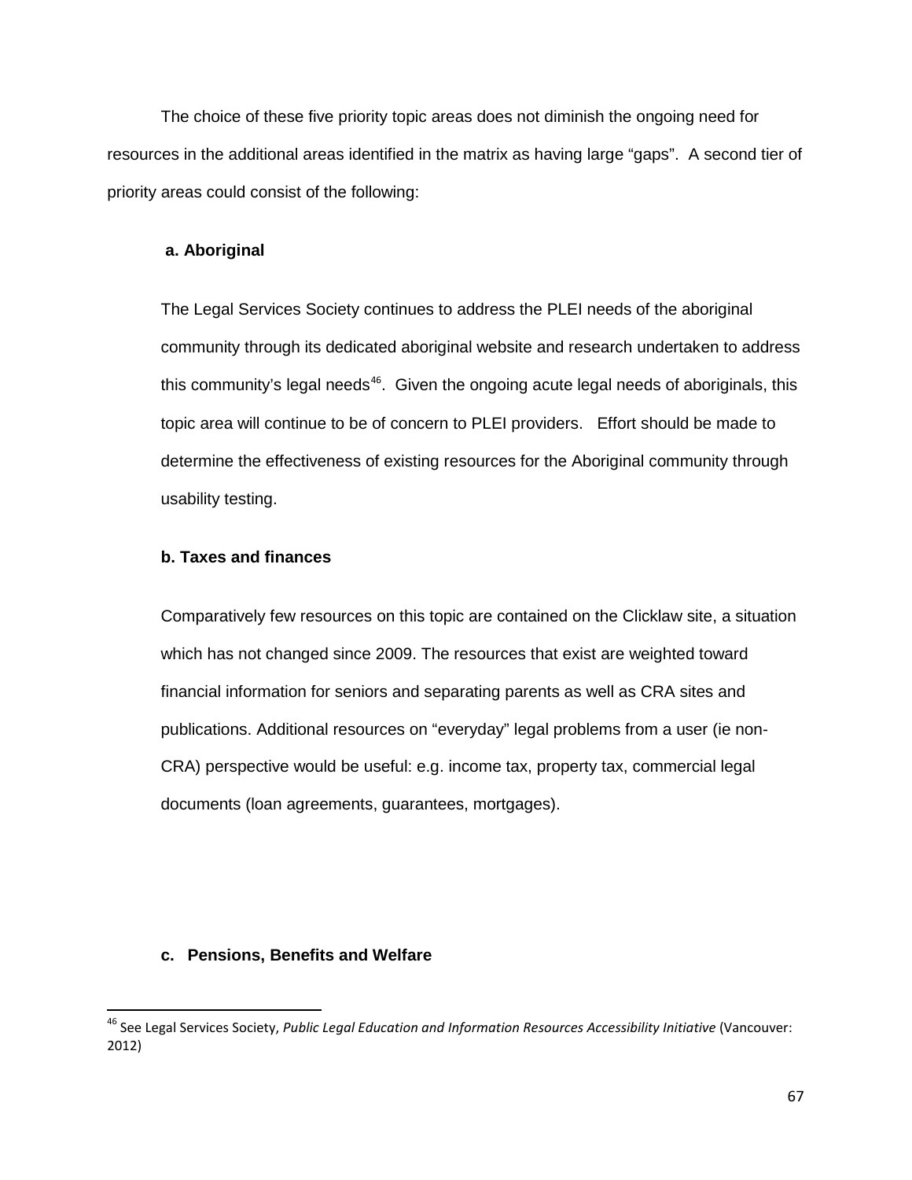The choice of these five priority topic areas does not diminish the ongoing need for resources in the additional areas identified in the matrix as having large "gaps". A second tier of priority areas could consist of the following:

**a. Aboriginal**

The Legal Services Society continues to address the PLEI needs of the aboriginal community through its dedicated aboriginal website and research undertaken to address this community's legal needs[46]. Given the ongoing acute legal needs of aboriginals, this topic area will continue to be of concern to PLEI providers. Effort should be made to determine the effectiveness of existing resources for the Aboriginal community through usability testing.

**b. Taxes and finances**

Comparatively few resources on this topic are contained on the Clicklaw site, a situation which has not changed since 2009. The resources that exist are weighted toward financial information for seniors and separating parents as well as CRA sites and publications. Additional resources on "everyday" legal problems from a user (ie non-CRA) perspective would be useful: e.g. income tax, property tax, commercial legal documents (loan agreements, guarantees, mortgages).

**c. Pensions, Benefits and Welfare**

---

[46] See Legal Services Society, *Public Legal Education and Information Resources Accessibility Initiative* (Vancouver: 2012)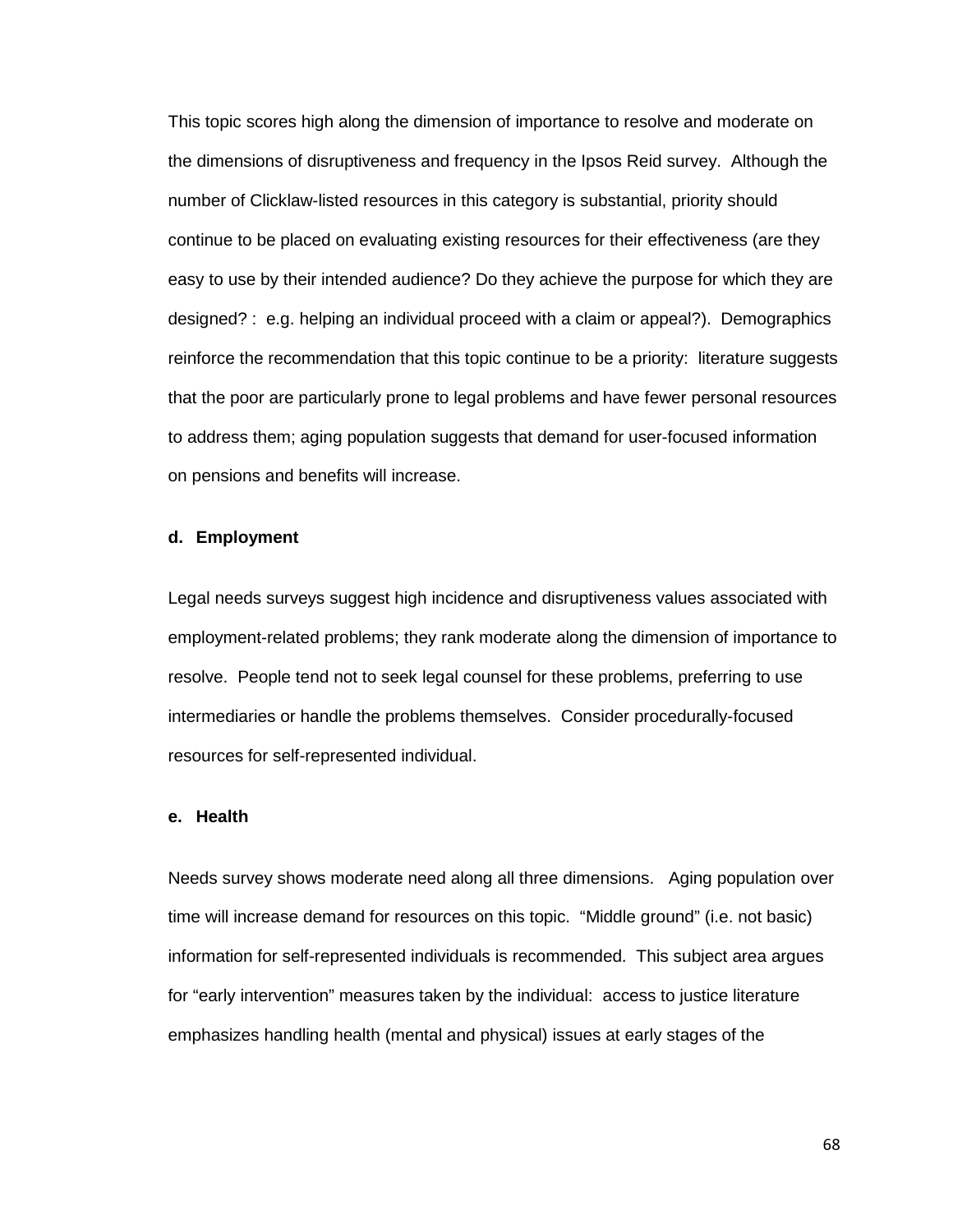This topic scores high along the dimension of importance to resolve and moderate on the dimensions of disruptiveness and frequency in the Ipsos Reid survey. Although the number of Clicklaw-listed resources in this category is substantial, priority should continue to be placed on evaluating existing resources for their effectiveness (are they easy to use by their intended audience? Do they achieve the purpose for which they are designed? : e.g. helping an individual proceed with a claim or appeal?). Demographics reinforce the recommendation that this topic continue to be a priority: literature suggests that the poor are particularly prone to legal problems and have fewer personal resources to address them; aging population suggests that demand for user-focused information on pensions and benefits will increase.

#### d. Employment

Legal needs surveys suggest high incidence and disruptiveness values associated with employment-related problems; they rank moderate along the dimension of importance to resolve. People tend not to seek legal counsel for these problems, preferring to use intermediaries or handle the problems themselves. Consider procedurally-focused resources for self-represented individual.

#### e. Health

Needs survey shows moderate need along all three dimensions. Aging population over time will increase demand for resources on this topic. "Middle ground" (i.e. not basic) information for self-represented individuals is recommended. This subject area argues for "early intervention" measures taken by the individual: access to justice literature emphasizes handling health (mental and physical) issues at early stages of the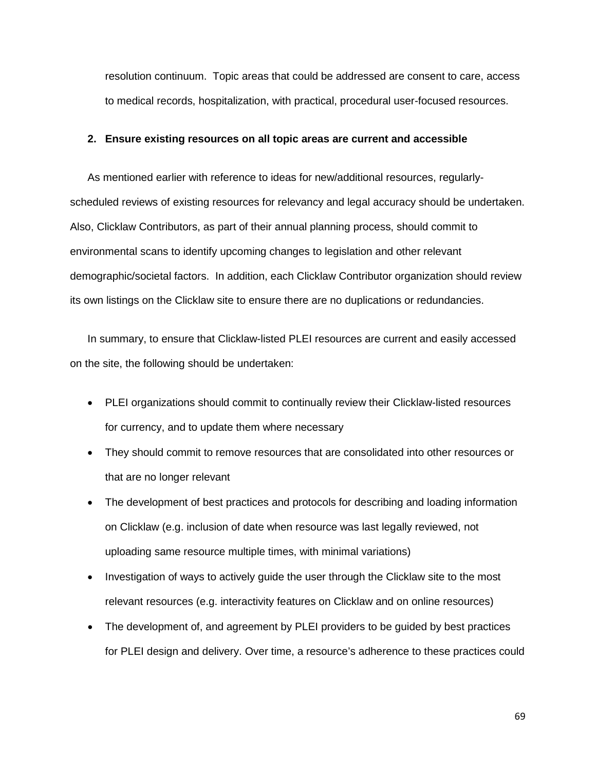resolution continuum. Topic areas that could be addressed are consent to care, access to medical records, hospitalization, with practical, procedural user-focused resources.

2. **Ensure existing resources on all topic areas are current and accessible**

As mentioned earlier with reference to ideas for new/additional resources, regularly-scheduled reviews of existing resources for relevancy and legal accuracy should be undertaken. Also, Clicklaw Contributors, as part of their annual planning process, should commit to environmental scans to identify upcoming changes to legislation and other relevant demographic/societal factors. In addition, each Clicklaw Contributor organization should review its own listings on the Clicklaw site to ensure there are no duplications or redundancies.

In summary, to ensure that Clicklaw-listed PLEI resources are current and easily accessed on the site, the following should be undertaken:

- PLEI organizations should commit to continually review their Clicklaw-listed resources for currency, and to update them where necessary
- They should commit to remove resources that are consolidated into other resources or that are no longer relevant
- The development of best practices and protocols for describing and loading information on Clicklaw (e.g. inclusion of date when resource was last legally reviewed, not uploading same resource multiple times, with minimal variations)
- Investigation of ways to actively guide the user through the Clicklaw site to the most relevant resources (e.g. interactivity features on Clicklaw and on online resources)
- The development of, and agreement by PLEI providers to be guided by best practices for PLEI design and delivery. Over time, a resource's adherence to these practices could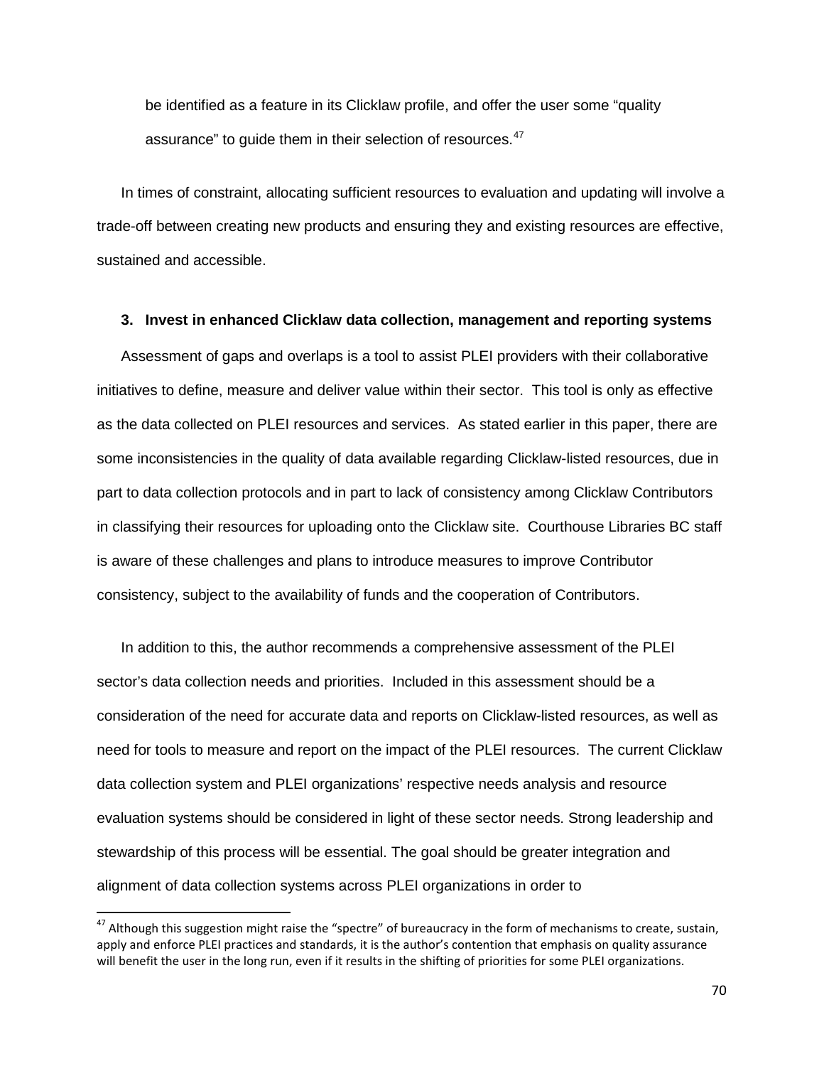be identified as a feature in its Clicklaw profile, and offer the user some "quality assurance" to guide them in their selection of resources.[47]

In times of constraint, allocating sufficient resources to evaluation and updating will involve a trade-off between creating new products and ensuring they and existing resources are effective, sustained and accessible.

### 3. Invest in enhanced Clicklaw data collection, management and reporting systems

Assessment of gaps and overlaps is a tool to assist PLEI providers with their collaborative initiatives to define, measure and deliver value within their sector. This tool is only as effective as the data collected on PLEI resources and services. As stated earlier in this paper, there are some inconsistencies in the quality of data available regarding Clicklaw-listed resources, due in part to data collection protocols and in part to lack of consistency among Clicklaw Contributors in classifying their resources for uploading onto the Clicklaw site. Courthouse Libraries BC staff is aware of these challenges and plans to introduce measures to improve Contributor consistency, subject to the availability of funds and the cooperation of Contributors.

In addition to this, the author recommends a comprehensive assessment of the PLEI sector's data collection needs and priorities. Included in this assessment should be a consideration of the need for accurate data and reports on Clicklaw-listed resources, as well as need for tools to measure and report on the impact of the PLEI resources. The current Clicklaw data collection system and PLEI organizations' respective needs analysis and resource evaluation systems should be considered in light of these sector needs. Strong leadership and stewardship of this process will be essential. The goal should be greater integration and alignment of data collection systems across PLEI organizations in order to

---

[47] Although this suggestion might raise the "spectre" of bureaucracy in the form of mechanisms to create, sustain, apply and enforce PLEI practices and standards, it is the author's contention that emphasis on quality assurance will benefit the user in the long run, even if it results in the shifting of priorities for some PLEI organizations.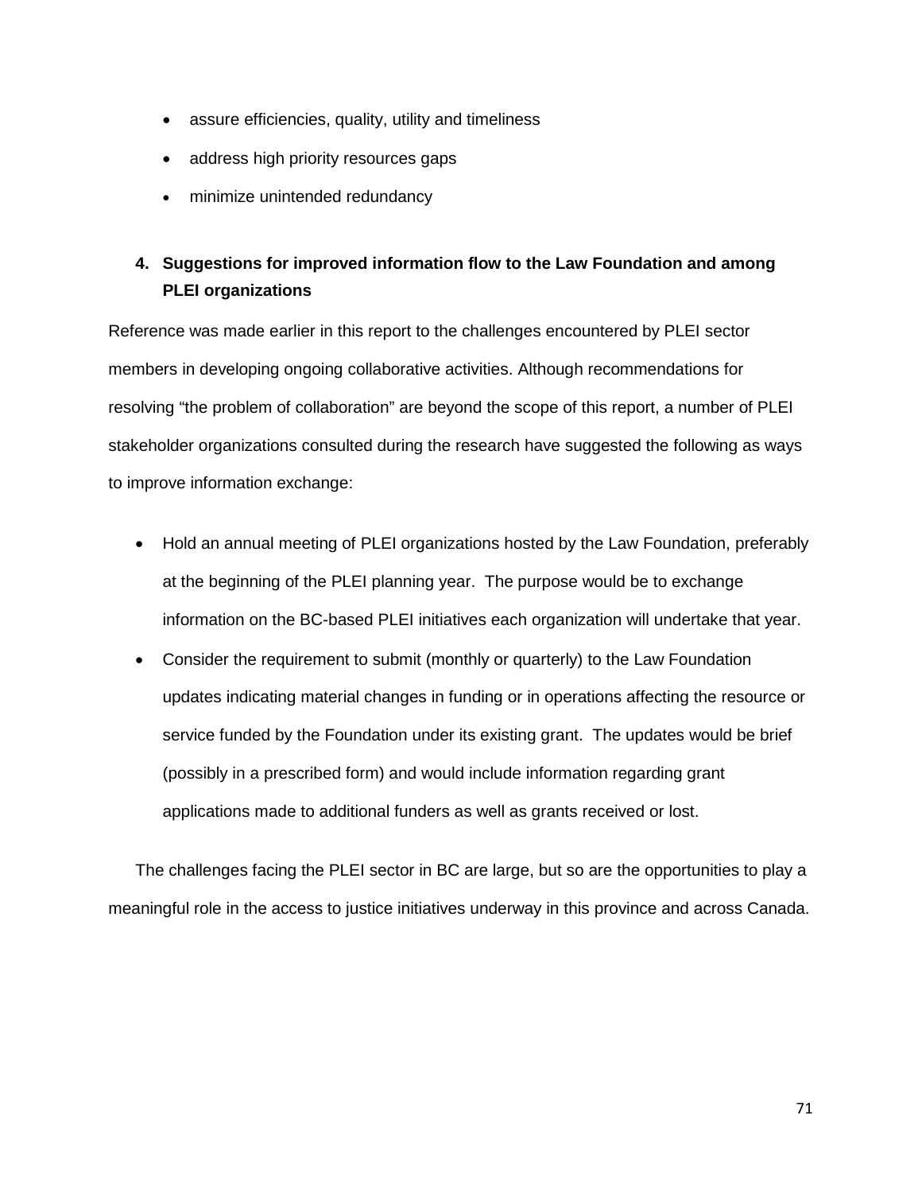- assure efficiencies, quality, utility and timeliness
- address high priority resources gaps
- minimize unintended redundancy

**4. Suggestions for improved information flow to the Law Foundation and among PLEI organizations**

Reference was made earlier in this report to the challenges encountered by PLEI sector members in developing ongoing collaborative activities. Although recommendations for resolving "the problem of collaboration" are beyond the scope of this report, a number of PLEI stakeholder organizations consulted during the research have suggested the following as ways to improve information exchange:

- Hold an annual meeting of PLEI organizations hosted by the Law Foundation, preferably at the beginning of the PLEI planning year. The purpose would be to exchange information on the BC-based PLEI initiatives each organization will undertake that year.
- Consider the requirement to submit (monthly or quarterly) to the Law Foundation updates indicating material changes in funding or in operations affecting the resource or service funded by the Foundation under its existing grant. The updates would be brief (possibly in a prescribed form) and would include information regarding grant applications made to additional funders as well as grants received or lost.

The challenges facing the PLEI sector in BC are large, but so are the opportunities to play a meaningful role in the access to justice initiatives underway in this province and across Canada.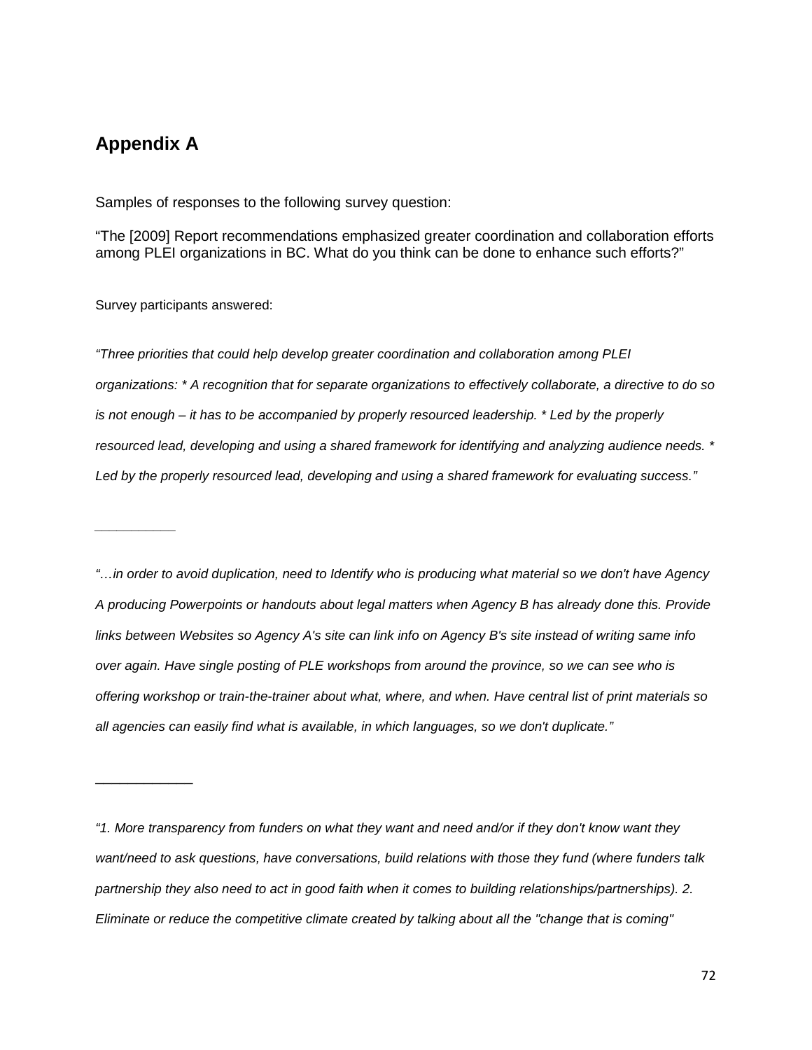## Appendix A

Samples of responses to the following survey question:

"The [2009] Report recommendations emphasized greater coordination and collaboration efforts among PLEI organizations in BC. What do you think can be done to enhance such efforts?"

Survey participants answered:

*"Three priorities that could help develop greater coordination and collaboration among PLEI organizations: * A recognition that for separate organizations to effectively collaborate, a directive to do so is not enough – it has to be accompanied by properly resourced leadership. * Led by the properly resourced lead, developing and using a shared framework for identifying and analyzing audience needs. * Led by the properly resourced lead, developing and using a shared framework for evaluating success."*

---

*"…in order to avoid duplication, need to Identify who is producing what material so we don't have Agency A producing Powerpoints or handouts about legal matters when Agency B has already done this. Provide links between Websites so Agency A's site can link info on Agency B's site instead of writing same info over again. Have single posting of PLE workshops from around the province, so we can see who is offering workshop or train-the-trainer about what, where, and when. Have central list of print materials so all agencies can easily find what is available, in which languages, so we don't duplicate."*

---

*"1. More transparency from funders on what they want and need and/or if they don't know want they want/need to ask questions, have conversations, build relations with those they fund (where funders talk partnership they also need to act in good faith when it comes to building relationships/partnerships). 2. Eliminate or reduce the competitive climate created by talking about all the "change that is coming"*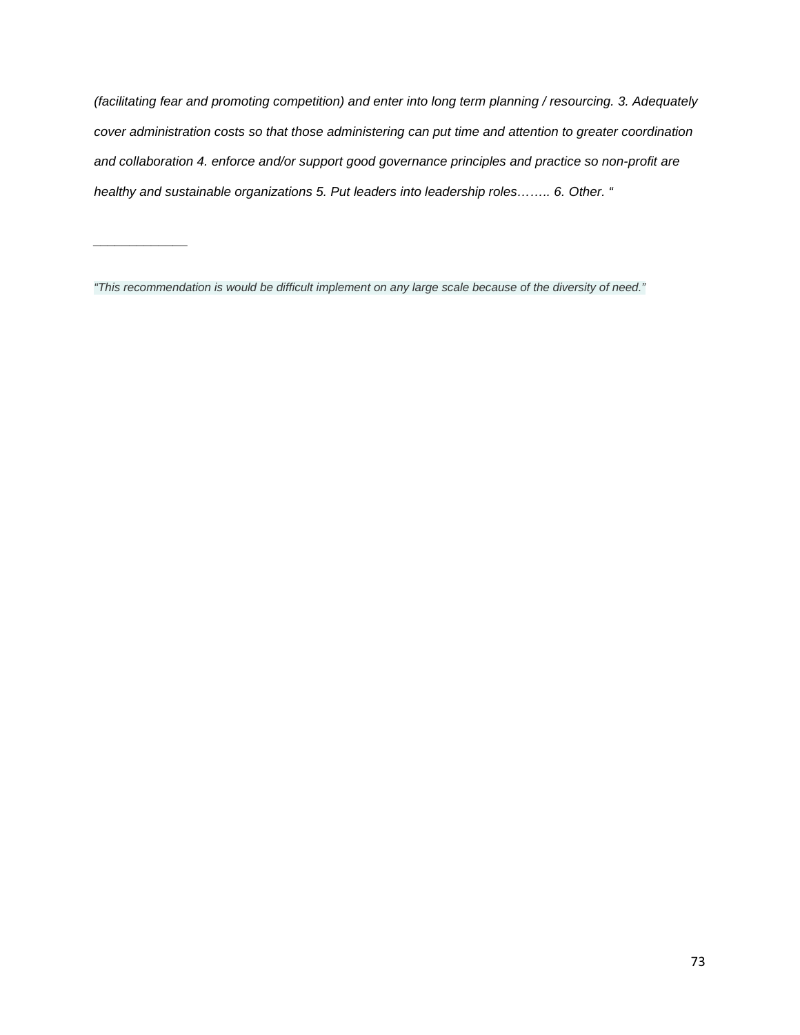*(facilitating fear and promoting competition) and enter into long term planning / resourcing. 3. Adequately cover administration costs so that those administering can put time and attention to greater coordination and collaboration 4. enforce and/or support good governance principles and practice so non-profit are healthy and sustainable organizations 5. Put leaders into leadership roles…….. 6. Other. "*

---

*"This recommendation is would be difficult implement on any large scale because of the diversity of need."*